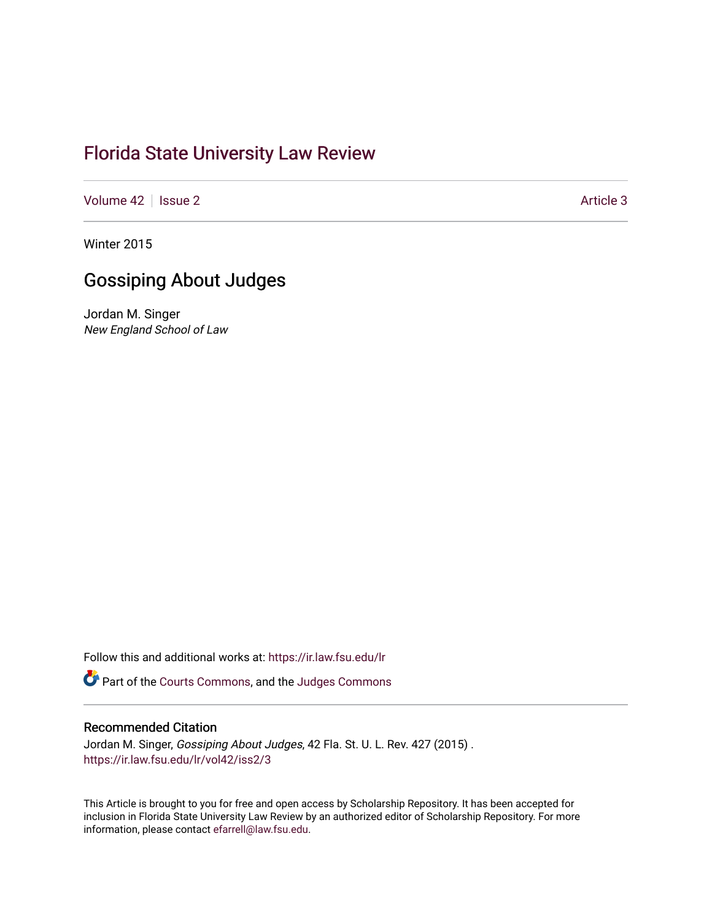# Florida State University Law Review

Volume 42 | Issue 2 | Article 3

Winter 2015

## Gossiping About Judges

Jordan M. Singer
*New England School of Law*

Follow this and additional works at: https://ir.law.fsu.edu/lr

Part of the Courts Commons, and the Judges Commons

### Recommended Citation

Jordan M. Singer, *Gossiping About Judges*, 42 Fla. St. U. L. Rev. 427 (2015) .
https://ir.law.fsu.edu/lr/vol42/iss2/3

This Article is brought to you for free and open access by Scholarship Repository. It has been accepted for inclusion in Florida State University Law Review by an authorized editor of Scholarship Repository. For more information, please contact efarrell@law.fsu.edu.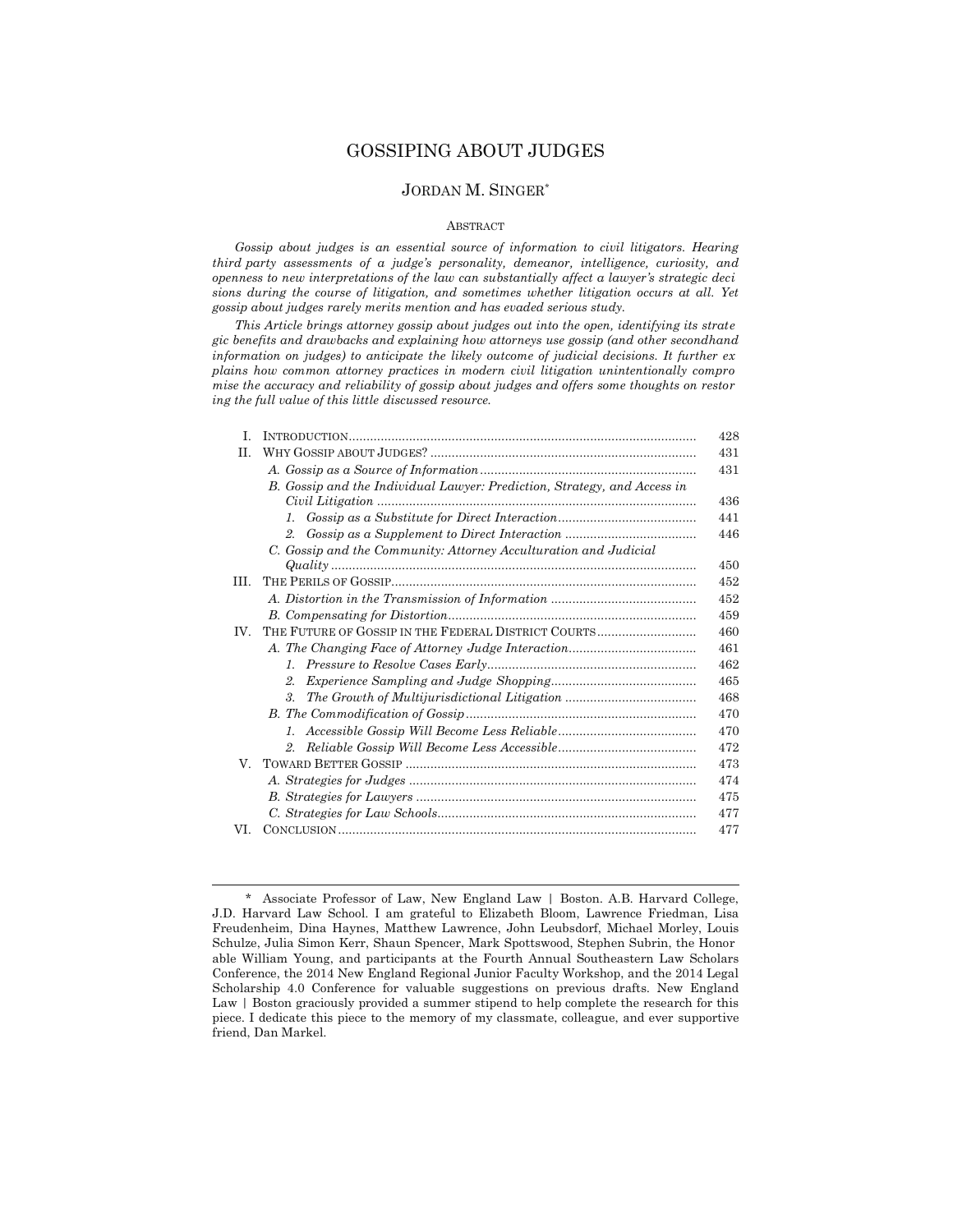# GOSSIPING ABOUT JUDGES

## JORDAN M. SINGER*

### ABSTRACT

*Gossip about judges is an essential source of information to civil litigators. Hearing third party assessments of a judge's personality, demeanor, intelligence, curiosity, and openness to new interpretations of the law can substantially affect a lawyer's strategic decisions during the course of litigation, and sometimes whether litigation occurs at all. Yet gossip about judges rarely merits mention and has evaded serious study.*

*This Article brings attorney gossip about judges out into the open, identifying its strategic benefits and drawbacks and explaining how attorneys use gossip (and other secondhand information on judges) to anticipate the likely outcome of judicial decisions. It further explains how common attorney practices in modern civil litigation unintentionally compromise the accuracy and reliability of gossip about judges and offers some thoughts on restoring the full value of this little discussed resource.*

| | | |
|---|---|---|
| I. | INTRODUCTION | 428 |
| II. | WHY GOSSIP ABOUT JUDGES? | 431 |
| | *A. Gossip as a Source of Information* | 431 |
| | *B. Gossip and the Individual Lawyer: Prediction, Strategy, and Access in Civil Litigation* | 436 |
| | *1. Gossip as a Substitute for Direct Interaction* | 441 |
| | *2. Gossip as a Supplement to Direct Interaction* | 446 |
| | *C. Gossip and the Community: Attorney Acculturation and Judicial Quality* | 450 |
| III. | THE PERILS OF GOSSIP | 452 |
| | *A. Distortion in the Transmission of Information* | 452 |
| | *B. Compensating for Distortion* | 459 |
| IV. | THE FUTURE OF GOSSIP IN THE FEDERAL DISTRICT COURTS | 460 |
| | *A. The Changing Face of Attorney Judge Interaction* | 461 |
| | *1. Pressure to Resolve Cases Early* | 462 |
| | *2. Experience Sampling and Judge Shopping* | 465 |
| | *3. The Growth of Multijurisdictional Litigation* | 468 |
| | *B. The Commodification of Gossip* | 470 |
| | *1. Accessible Gossip Will Become Less Reliable* | 470 |
| | *2. Reliable Gossip Will Become Less Accessible* | 472 |
| V. | TOWARD BETTER GOSSIP | 473 |
| | *A. Strategies for Judges* | 474 |
| | *B. Strategies for Lawyers* | 475 |
| | *C. Strategies for Law Schools* | 477 |
| VI. | CONCLUSION | 477 |

\* Associate Professor of Law, New England Law | Boston. A.B. Harvard College, J.D. Harvard Law School. I am grateful to Elizabeth Bloom, Lawrence Friedman, Lisa Freudenheim, Dina Haynes, Matthew Lawrence, John Leubsdorf, Michael Morley, Louis Schulze, Julia Simon Kerr, Shaun Spencer, Mark Spottswood, Stephen Subrin, the Honorable William Young, and participants at the Fourth Annual Southeastern Law Scholars Conference, the 2014 New England Regional Junior Faculty Workshop, and the 2014 Legal Scholarship 4.0 Conference for valuable suggestions on previous drafts. New England Law | Boston graciously provided a summer stipend to help complete the research for this piece. I dedicate this piece to the memory of my classmate, colleague, and ever supportive friend, Dan Markel.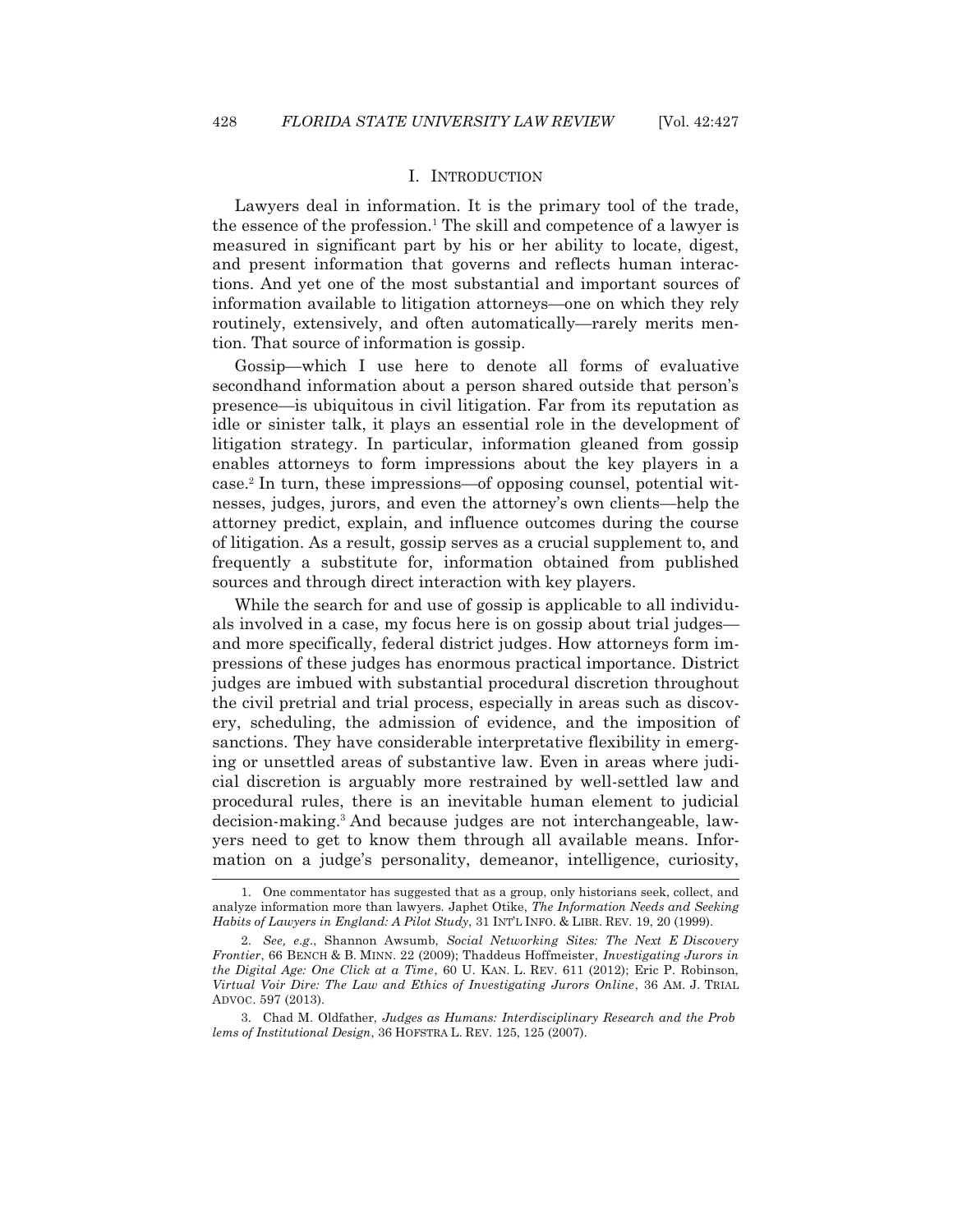## I. INTRODUCTION

Lawyers deal in information. It is the primary tool of the trade, the essence of the profession.[1] The skill and competence of a lawyer is measured in significant part by his or her ability to locate, digest, and present information that governs and reflects human interactions. And yet one of the most substantial and important sources of information available to litigation attorneys—one on which they rely routinely, extensively, and often automatically—rarely merits mention. That source of information is gossip.

Gossip—which I use here to denote all forms of evaluative secondhand information about a person shared outside that person's presence—is ubiquitous in civil litigation. Far from its reputation as idle or sinister talk, it plays an essential role in the development of litigation strategy. In particular, information gleaned from gossip enables attorneys to form impressions about the key players in a case.[2] In turn, these impressions—of opposing counsel, potential witnesses, judges, jurors, and even the attorney's own clients—help the attorney predict, explain, and influence outcomes during the course of litigation. As a result, gossip serves as a crucial supplement to, and frequently a substitute for, information obtained from published sources and through direct interaction with key players.

While the search for and use of gossip is applicable to all individuals involved in a case, my focus here is on gossip about trial judges—and more specifically, federal district judges. How attorneys form impressions of these judges has enormous practical importance. District judges are imbued with substantial procedural discretion throughout the civil pretrial and trial process, especially in areas such as discovery, scheduling, the admission of evidence, and the imposition of sanctions. They have considerable interpretative flexibility in emerging or unsettled areas of substantive law. Even in areas where judicial discretion is arguably more restrained by well-settled law and procedural rules, there is an inevitable human element to judicial decision-making.[3] And because judges are not interchangeable, lawyers need to get to know them through all available means. Information on a judge's personality, demeanor, intelligence, curiosity,

---

1. One commentator has suggested that as a group, only historians seek, collect, and analyze information more than lawyers. Japhet Otike, *The Information Needs and Seeking Habits of Lawyers in England: A Pilot Study*, 31 INT'L INFO. & LIBR. REV. 19, 20 (1999).

2. *See, e.g.*, Shannon Awsumb, *Social Networking Sites: The Next E-Discovery Frontier*, 66 BENCH & B. MINN. 22 (2009); Thaddeus Hoffmeister, *Investigating Jurors in the Digital Age: One Click at a Time*, 60 U. KAN. L. REV. 611 (2012); Eric P. Robinson, *Virtual Voir Dire: The Law and Ethics of Investigating Jurors Online*, 36 AM. J. TRIAL ADVOC. 597 (2013).

3. Chad M. Oldfather, *Judges as Humans: Interdisciplinary Research and the Problems of Institutional Design*, 36 HOFSTRA L. REV. 125, 125 (2007).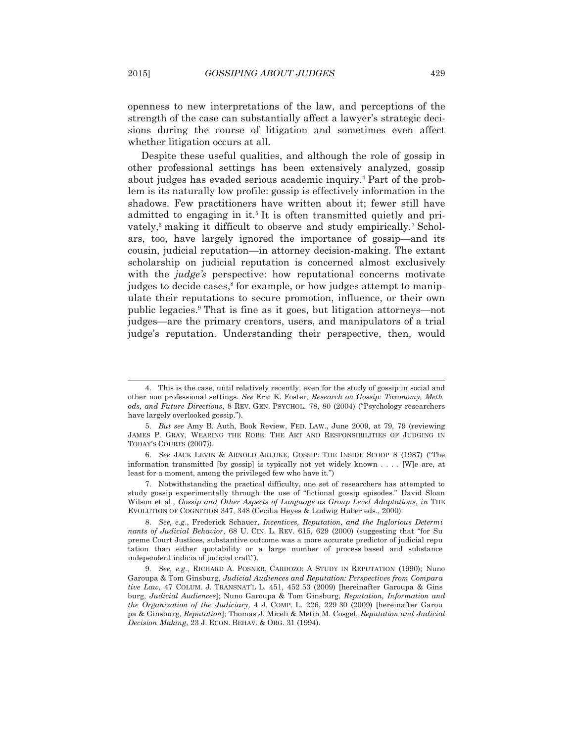openness to new interpretations of the law, and perceptions of the strength of the case can substantially affect a lawyer's strategic decisions during the course of litigation and sometimes even affect whether litigation occurs at all.

Despite these useful qualities, and although the role of gossip in other professional settings has been extensively analyzed, gossip about judges has evaded serious academic inquiry.[4] Part of the problem is its naturally low profile: gossip is effectively information in the shadows. Few practitioners have written about it; fewer still have admitted to engaging in it.[5] It is often transmitted quietly and privately,[6] making it difficult to observe and study empirically.[7] Scholars, too, have largely ignored the importance of gossip—and its cousin, judicial reputation—in attorney decision-making. The extant scholarship on judicial reputation is concerned almost exclusively with the *judge's* perspective: how reputational concerns motivate judges to decide cases,[8] for example, or how judges attempt to manipulate their reputations to secure promotion, influence, or their own public legacies.[9] That is fine as it goes, but litigation attorneys—not judges—are the primary creators, users, and manipulators of a trial judge's reputation. Understanding their perspective, then, would

---

4. This is the case, until relatively recently, even for the study of gossip in social and other non professional settings. *See* Eric K. Foster, *Research on Gossip: Taxonomy, Methods, and Future Directions*, 8 REV. GEN. PSYCHOL. 78, 80 (2004) ("Psychology researchers have largely overlooked gossip.").

5. *But see* Amy B. Auth, Book Review, FED. LAW., June 2009, at 79, 79 (reviewing JAMES P. GRAY, WEARING THE ROBE: THE ART AND RESPONSIBILITIES OF JUDGING IN TODAY'S COURTS (2007)).

6. *See* JACK LEVIN & ARNOLD ARLUKE, GOSSIP: THE INSIDE SCOOP 8 (1987) ("The information transmitted [by gossip] is typically not yet widely known . . . . [W]e are, at least for a moment, among the privileged few who have it.")

7. Notwithstanding the practical difficulty, one set of researchers has attempted to study gossip experimentally through the use of "fictional gossip episodes." David Sloan Wilson et al., *Gossip and Other Aspects of Language as Group Level Adaptations*, *in* THE EVOLUTION OF COGNITION 347, 348 (Cecilia Heyes & Ludwig Huber eds., 2000).

8. *See, e.g.*, Frederick Schauer, *Incentives, Reputation, and the Inglorious Determinants of Judicial Behavior*, 68 U. CIN. L. REV. 615, 629 (2000) (suggesting that "for Supreme Court Justices, substantive outcome was a more accurate predictor of judicial reputation than either quotability or a large number of process based and substance independent indicia of judicial craft").

9. *See, e.g.*, RICHARD A. POSNER, CARDOZO: A STUDY IN REPUTATION (1990); Nuno Garoupa & Tom Ginsburg, *Judicial Audiences and Reputation: Perspectives from Comparative Law*, 47 COLUM. J. TRANSNAT'L L. 451, 452 53 (2009) [hereinafter Garoupa & Ginsburg, *Judicial Audiences*]; Nuno Garoupa & Tom Ginsburg, *Reputation, Information and the Organization of the Judiciary*, 4 J. COMP. L. 226, 229 30 (2009) [hereinafter Garoupa & Ginsburg, *Reputation*]; Thomas J. Miceli & Metin M. Cosgel, *Reputation and Judicial Decision Making*, 23 J. ECON. BEHAV. & ORG. 31 (1994).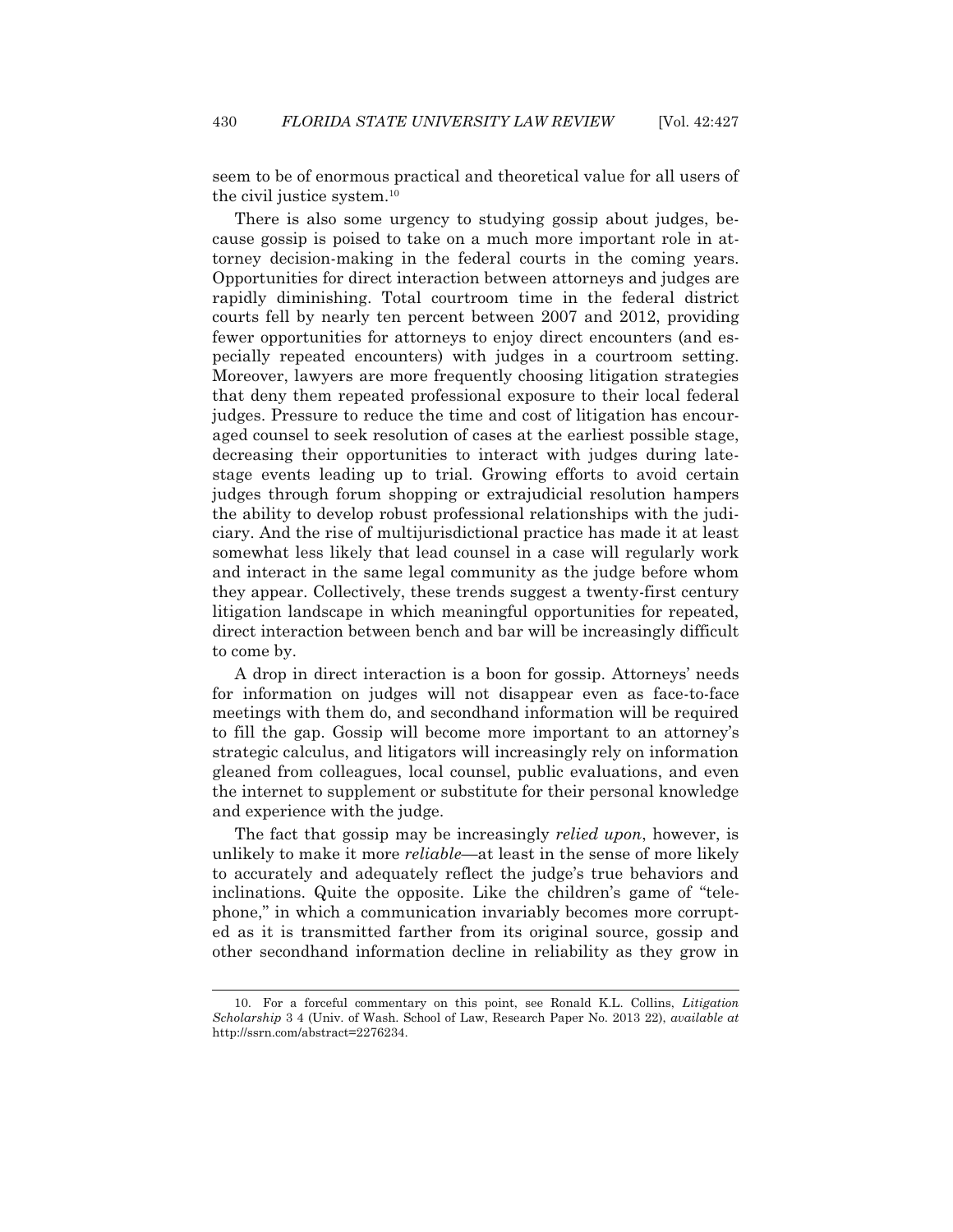seem to be of enormous practical and theoretical value for all users of the civil justice system.[10]

There is also some urgency to studying gossip about judges, because gossip is poised to take on a much more important role in attorney decision-making in the federal courts in the coming years. Opportunities for direct interaction between attorneys and judges are rapidly diminishing. Total courtroom time in the federal district courts fell by nearly ten percent between 2007 and 2012, providing fewer opportunities for attorneys to enjoy direct encounters (and especially repeated encounters) with judges in a courtroom setting. Moreover, lawyers are more frequently choosing litigation strategies that deny them repeated professional exposure to their local federal judges. Pressure to reduce the time and cost of litigation has encouraged counsel to seek resolution of cases at the earliest possible stage, decreasing their opportunities to interact with judges during late-stage events leading up to trial. Growing efforts to avoid certain judges through forum shopping or extrajudicial resolution hampers the ability to develop robust professional relationships with the judiciary. And the rise of multijurisdictional practice has made it at least somewhat less likely that lead counsel in a case will regularly work and interact in the same legal community as the judge before whom they appear. Collectively, these trends suggest a twenty-first century litigation landscape in which meaningful opportunities for repeated, direct interaction between bench and bar will be increasingly difficult to come by.

A drop in direct interaction is a boon for gossip. Attorneys' needs for information on judges will not disappear even as face-to-face meetings with them do, and secondhand information will be required to fill the gap. Gossip will become more important to an attorney's strategic calculus, and litigators will increasingly rely on information gleaned from colleagues, local counsel, public evaluations, and even the internet to supplement or substitute for their personal knowledge and experience with the judge.

The fact that gossip may be increasingly *relied upon*, however, is unlikely to make it more *reliable*—at least in the sense of more likely to accurately and adequately reflect the judge's true behaviors and inclinations. Quite the opposite. Like the children's game of "telephone," in which a communication invariably becomes more corrupted as it is transmitted farther from its original source, gossip and other secondhand information decline in reliability as they grow in

---

10. For a forceful commentary on this point, see Ronald K.L. Collins, *Litigation Scholarship* 3 4 (Univ. of Wash. School of Law, Research Paper No. 2013 22), *available at* http://ssrn.com/abstract=2276234.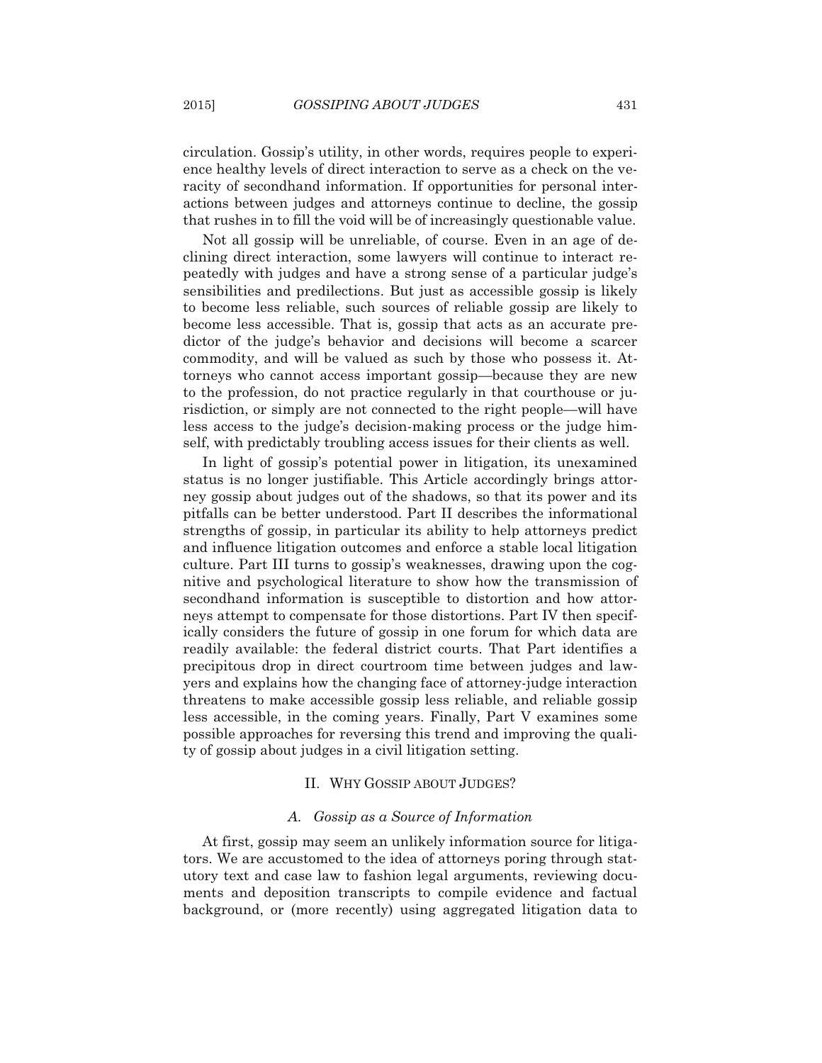circulation. Gossip's utility, in other words, requires people to experience healthy levels of direct interaction to serve as a check on the veracity of secondhand information. If opportunities for personal interactions between judges and attorneys continue to decline, the gossip that rushes in to fill the void will be of increasingly questionable value.

Not all gossip will be unreliable, of course. Even in an age of declining direct interaction, some lawyers will continue to interact repeatedly with judges and have a strong sense of a particular judge's sensibilities and predilections. But just as accessible gossip is likely to become less reliable, such sources of reliable gossip are likely to become less accessible. That is, gossip that acts as an accurate predictor of the judge's behavior and decisions will become a scarcer commodity, and will be valued as such by those who possess it. Attorneys who cannot access important gossip—because they are new to the profession, do not practice regularly in that courthouse or jurisdiction, or simply are not connected to the right people—will have less access to the judge's decision-making process or the judge himself, with predictably troubling access issues for their clients as well.

In light of gossip's potential power in litigation, its unexamined status is no longer justifiable. This Article accordingly brings attorney gossip about judges out of the shadows, so that its power and its pitfalls can be better understood. Part II describes the informational strengths of gossip, in particular its ability to help attorneys predict and influence litigation outcomes and enforce a stable local litigation culture. Part III turns to gossip's weaknesses, drawing upon the cognitive and psychological literature to show how the transmission of secondhand information is susceptible to distortion and how attorneys attempt to compensate for those distortions. Part IV then specifically considers the future of gossip in one forum for which data are readily available: the federal district courts. That Part identifies a precipitous drop in direct courtroom time between judges and lawyers and explains how the changing face of attorney-judge interaction threatens to make accessible gossip less reliable, and reliable gossip less accessible, in the coming years. Finally, Part V examines some possible approaches for reversing this trend and improving the quality of gossip about judges in a civil litigation setting.

## II. Why Gossip about Judges?

### *A. Gossip as a Source of Information*

At first, gossip may seem an unlikely information source for litigators. We are accustomed to the idea of attorneys poring through statutory text and case law to fashion legal arguments, reviewing documents and deposition transcripts to compile evidence and factual background, or (more recently) using aggregated litigation data to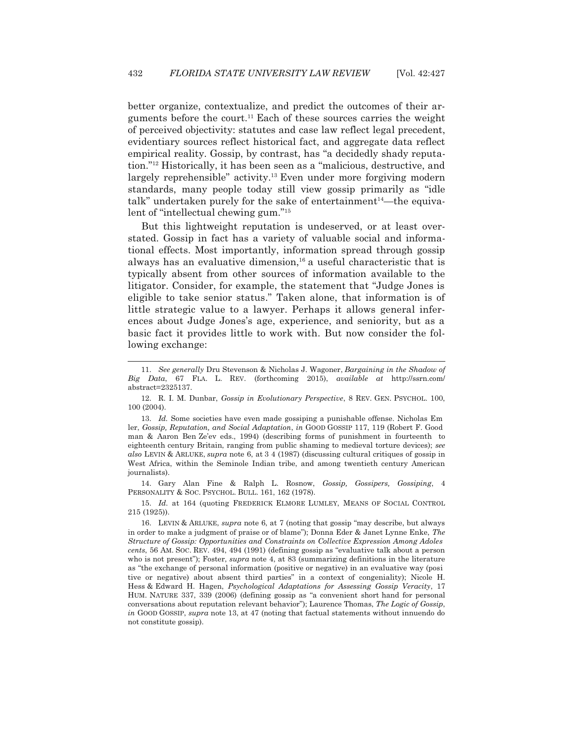better organize, contextualize, and predict the outcomes of their arguments before the court.[11] Each of these sources carries the weight of perceived objectivity: statutes and case law reflect legal precedent, evidentiary sources reflect historical fact, and aggregate data reflect empirical reality. Gossip, by contrast, has "a decidedly shady reputation."[12] Historically, it has been seen as a "malicious, destructive, and largely reprehensible" activity.[13] Even under more forgiving modern standards, many people today still view gossip primarily as "idle talk" undertaken purely for the sake of entertainment[14]—the equivalent of "intellectual chewing gum."[15]

But this lightweight reputation is undeserved, or at least overstated. Gossip in fact has a variety of valuable social and informational effects. Most importantly, information spread through gossip always has an evaluative dimension,[16] a useful characteristic that is typically absent from other sources of information available to the litigator. Consider, for example, the statement that "Judge Jones is eligible to take senior status." Taken alone, that information is of little strategic value to a lawyer. Perhaps it allows general inferences about Judge Jones's age, experience, and seniority, but as a basic fact it provides little to work with. But now consider the following exchange:

---

11. *See generally* Dru Stevenson & Nicholas J. Wagoner, *Bargaining in the Shadow of Big Data*, 67 FLA. L. REV. (forthcoming 2015), *available at* http://ssrn.com/abstract=2325137.

12. R. I. M. Dunbar, *Gossip in Evolutionary Perspective*, 8 REV. GEN. PSYCHOL. 100, 100 (2004).

13. *Id.* Some societies have even made gossiping a punishable offense. Nicholas Emler, *Gossip, Reputation, and Social Adaptation*, *in* GOOD GOSSIP 117, 119 (Robert F. Goodman & Aaron Ben Ze'ev eds., 1994) (describing forms of punishment in fourteenth to eighteenth century Britain, ranging from public shaming to medieval torture devices); *see also* LEVIN & ARLUKE, *supra* note 6, at 3 4 (1987) (discussing cultural critiques of gossip in West Africa, within the Seminole Indian tribe, and among twentieth century American journalists).

14. Gary Alan Fine & Ralph L. Rosnow, *Gossip, Gossipers, Gossiping*, 4 PERSONALITY & SOC. PSYCHOL. BULL. 161, 162 (1978).

15. *Id.* at 164 (quoting FREDERICK ELMORE LUMLEY, MEANS OF SOCIAL CONTROL 215 (1925)).

16. LEVIN & ARLUKE, *supra* note 6, at 7 (noting that gossip "may describe, but always in order to make a judgment of praise or of blame"); Donna Eder & Janet Lynne Enke, *The Structure of Gossip: Opportunities and Constraints on Collective Expression Among Adolescents*, 56 AM. SOC. REV. 494, 494 (1991) (defining gossip as "evaluative talk about a person who is not present"); Foster, *supra* note 4, at 83 (summarizing definitions in the literature as "the exchange of personal information (positive or negative) in an evaluative way (positive or negative) about absent third parties" in a context of congeniality); Nicole H. Hess & Edward H. Hagen, *Psychological Adaptations for Assessing Gossip Veracity*, 17 HUM. NATURE 337, 339 (2006) (defining gossip as "a convenient short hand for personal conversations about reputation relevant behavior"); Laurence Thomas, *The Logic of Gossip*, *in* GOOD GOSSIP, *supra* note 13, at 47 (noting that factual statements without innuendo do not constitute gossip).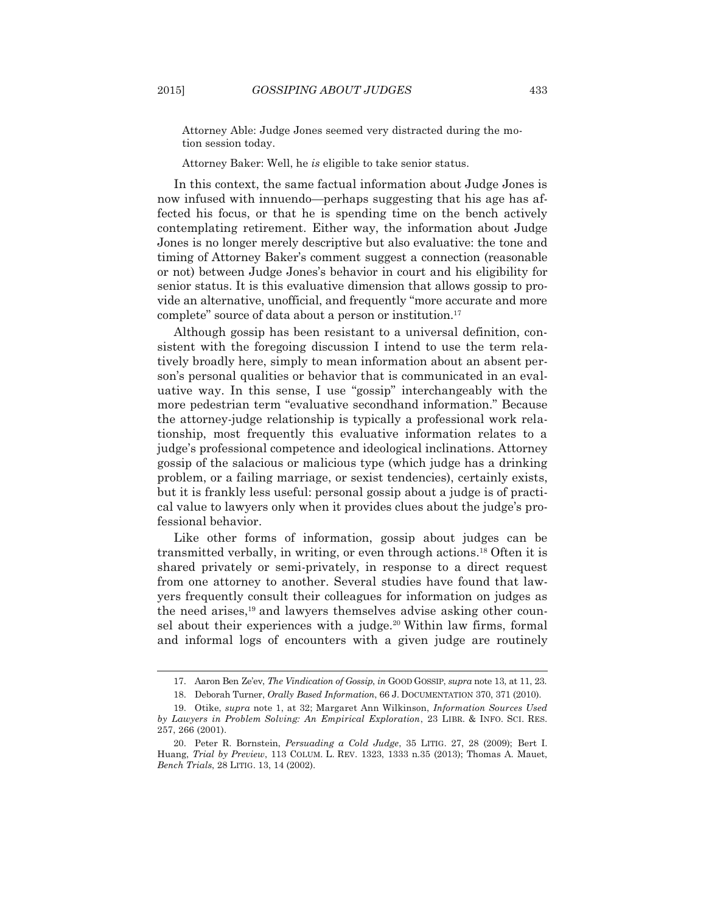Attorney Able: Judge Jones seemed very distracted during the motion session today.

Attorney Baker: Well, he *is* eligible to take senior status.

In this context, the same factual information about Judge Jones is now infused with innuendo—perhaps suggesting that his age has affected his focus, or that he is spending time on the bench actively contemplating retirement. Either way, the information about Judge Jones is no longer merely descriptive but also evaluative: the tone and timing of Attorney Baker's comment suggest a connection (reasonable or not) between Judge Jones's behavior in court and his eligibility for senior status. It is this evaluative dimension that allows gossip to provide an alternative, unofficial, and frequently "more accurate and more complete" source of data about a person or institution.[17]

Although gossip has been resistant to a universal definition, consistent with the foregoing discussion I intend to use the term relatively broadly here, simply to mean information about an absent person's personal qualities or behavior that is communicated in an evaluative way. In this sense, I use "gossip" interchangeably with the more pedestrian term "evaluative secondhand information." Because the attorney-judge relationship is typically a professional work relationship, most frequently this evaluative information relates to a judge's professional competence and ideological inclinations. Attorney gossip of the salacious or malicious type (which judge has a drinking problem, or a failing marriage, or sexist tendencies), certainly exists, but it is frankly less useful: personal gossip about a judge is of practical value to lawyers only when it provides clues about the judge's professional behavior.

Like other forms of information, gossip about judges can be transmitted verbally, in writing, or even through actions.[18] Often it is shared privately or semi-privately, in response to a direct request from one attorney to another. Several studies have found that lawyers frequently consult their colleagues for information on judges as the need arises,[19] and lawyers themselves advise asking other counsel about their experiences with a judge.[20] Within law firms, formal and informal logs of encounters with a given judge are routinely

---

17. Aaron Ben Ze'ev, *The Vindication of Gossip*, *in* GOOD GOSSIP, *supra* note 13, at 11, 23.

18. Deborah Turner, *Orally Based Information*, 66 J. DOCUMENTATION 370, 371 (2010).

19. Otike, *supra* note 1, at 32; Margaret Ann Wilkinson, *Information Sources Used by Lawyers in Problem Solving: An Empirical Exploration*, 23 LIBR. & INFO. SCI. RES. 257, 266 (2001).

20. Peter R. Bornstein, *Persuading a Cold Judge*, 35 LITIG. 27, 28 (2009); Bert I. Huang, *Trial by Preview*, 113 COLUM. L. REV. 1323, 1333 n.35 (2013); Thomas A. Mauet, *Bench Trials*, 28 LITIG. 13, 14 (2002).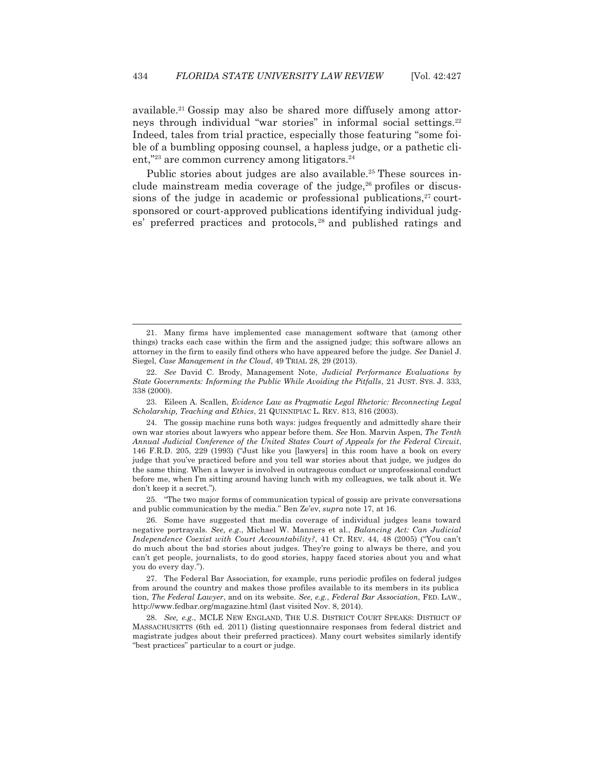available.[21] Gossip may also be shared more diffusely among attorneys through individual "war stories" in informal social settings.[22] Indeed, tales from trial practice, especially those featuring "some foible of a bumbling opposing counsel, a hapless judge, or a pathetic client,"[23] are common currency among litigators.[24]

Public stories about judges are also available.[25] These sources include mainstream media coverage of the judge,[26] profiles or discussions of the judge in academic or professional publications,[27] court-sponsored or court-approved publications identifying individual judges' preferred practices and protocols,[28] and published ratings and

---

21. Many firms have implemented case management software that (among other things) tracks each case within the firm and the assigned judge; this software allows an attorney in the firm to easily find others who have appeared before the judge. *See* Daniel J. Siegel, *Case Management in the Cloud*, 49 TRIAL 28, 29 (2013).

22. *See* David C. Brody, Management Note, *Judicial Performance Evaluations by State Governments: Informing the Public While Avoiding the Pitfalls*, 21 JUST. SYS. J. 333, 338 (2000).

23. Eileen A. Scallen, *Evidence Law as Pragmatic Legal Rhetoric: Reconnecting Legal Scholarship, Teaching and Ethics*, 21 QUINNIPIAC L. REV. 813, 816 (2003).

24. The gossip machine runs both ways: judges frequently and admittedly share their own war stories about lawyers who appear before them. *See* Hon. Marvin Aspen, *The Tenth Annual Judicial Conference of the United States Court of Appeals for the Federal Circuit*, 146 F.R.D. 205, 229 (1993) ("Just like you [lawyers] in this room have a book on every judge that you've practiced before and you tell war stories about that judge, we judges do the same thing. When a lawyer is involved in outrageous conduct or unprofessional conduct before me, when I'm sitting around having lunch with my colleagues, we talk about it. We don't keep it a secret.").

25. "The two major forms of communication typical of gossip are private conversations and public communication by the media." Ben Ze'ev, *supra* note 17, at 16.

26. Some have suggested that media coverage of individual judges leans toward negative portrayals. *See, e.g.*, Michael W. Manners et al., *Balancing Act: Can Judicial Independence Coexist with Court Accountability?*, 41 CT. REV. 44, 48 (2005) ("You can't do much about the bad stories about judges. They're going to always be there, and you can't get people, journalists, to do good stories, happy faced stories about you and what you do every day.").

27. The Federal Bar Association, for example, runs periodic profiles on federal judges from around the country and makes those profiles available to its members in its publication, *The Federal Lawyer*, and on its website. *See, e.g.*, *Federal Bar Association*, FED. LAW., http://www.fedbar.org/magazine.html (last visited Nov. 8, 2014).

28. *See, e.g.*, MCLE NEW ENGLAND, THE U.S. DISTRICT COURT SPEAKS: DISTRICT OF MASSACHUSETTS (6th ed. 2011) (listing questionnaire responses from federal district and magistrate judges about their preferred practices). Many court websites similarly identify "best practices" particular to a court or judge.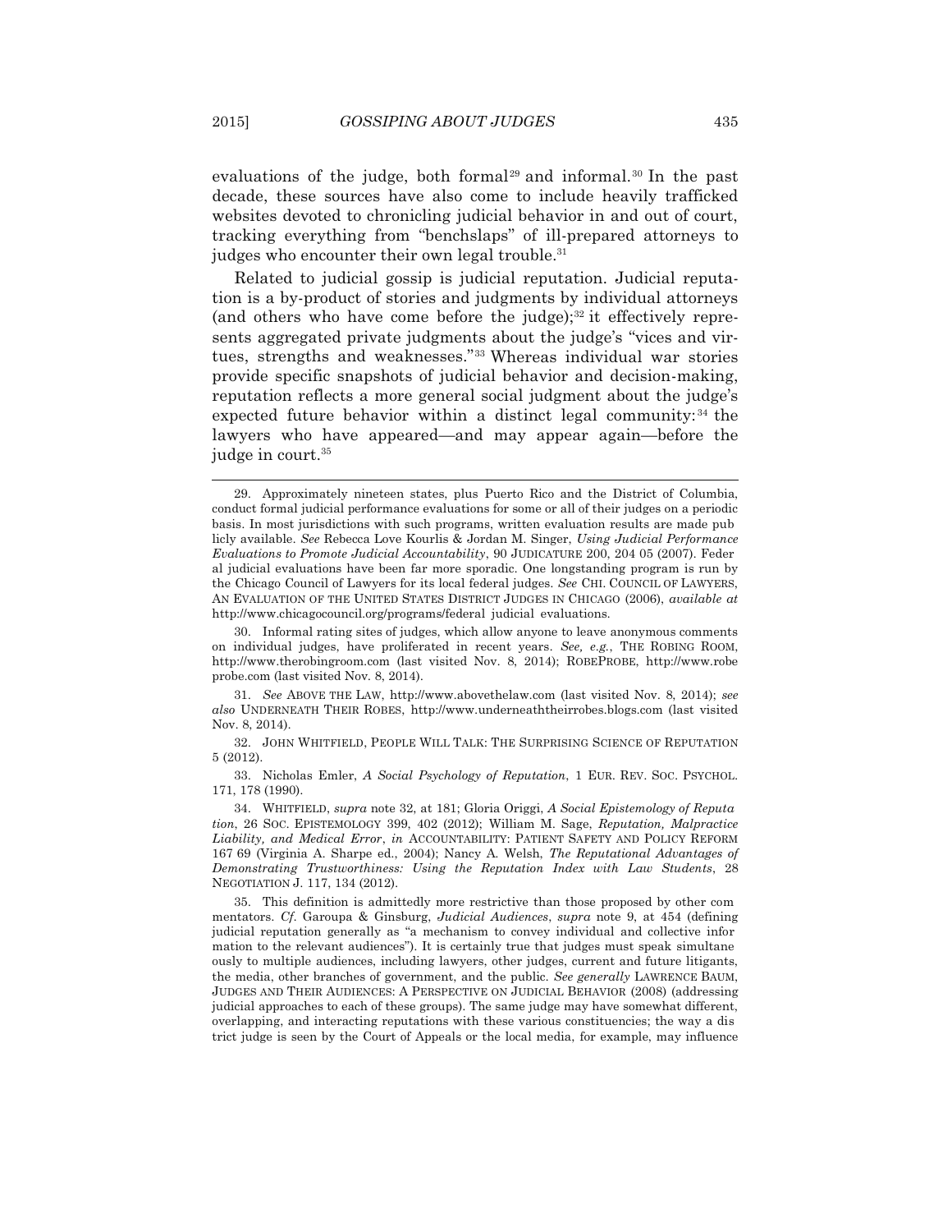evaluations of the judge, both formal[29] and informal.[30] In the past decade, these sources have also come to include heavily trafficked websites devoted to chronicling judicial behavior in and out of court, tracking everything from "benchslaps" of ill-prepared attorneys to judges who encounter their own legal trouble.[31]

Related to judicial gossip is judicial reputation. Judicial reputation is a by-product of stories and judgments by individual attorneys (and others who have come before the judge);[32] it effectively represents aggregated private judgments about the judge's "vices and virtues, strengths and weaknesses."[33] Whereas individual war stories provide specific snapshots of judicial behavior and decision-making, reputation reflects a more general social judgment about the judge's expected future behavior within a distinct legal community:[34] the lawyers who have appeared—and may appear again—before the judge in court.[35]

---

29. Approximately nineteen states, plus Puerto Rico and the District of Columbia, conduct formal judicial performance evaluations for some or all of their judges on a periodic basis. In most jurisdictions with such programs, written evaluation results are made publicly available. *See* Rebecca Love Kourlis & Jordan M. Singer, *Using Judicial Performance Evaluations to Promote Judicial Accountability*, 90 JUDICATURE 200, 204 05 (2007). Federal judicial evaluations have been far more sporadic. One longstanding program is run by the Chicago Council of Lawyers for its local federal judges. *See* CHI. COUNCIL OF LAWYERS, AN EVALUATION OF THE UNITED STATES DISTRICT JUDGES IN CHICAGO (2006), *available at* http://www.chicagocouncil.org/programs/federal judicial evaluations.

30. Informal rating sites of judges, which allow anyone to leave anonymous comments on individual judges, have proliferated in recent years. *See, e.g.*, THE ROBING ROOM, http://www.therobingroom.com (last visited Nov. 8, 2014); ROBEPROBE, http://www.robeprobe.com (last visited Nov. 8, 2014).

31. *See* ABOVE THE LAW, http://www.abovethelaw.com (last visited Nov. 8, 2014); *see also* UNDERNEATH THEIR ROBES, http://www.underneaththeirrobes.blogs.com (last visited Nov. 8, 2014).

32. JOHN WHITFIELD, PEOPLE WILL TALK: THE SURPRISING SCIENCE OF REPUTATION 5 (2012).

33. Nicholas Emler, *A Social Psychology of Reputation*, 1 EUR. REV. SOC. PSYCHOL. 171, 178 (1990).

34. WHITFIELD, *supra* note 32, at 181; Gloria Origgi, *A Social Epistemology of Reputation*, 26 SOC. EPISTEMOLOGY 399, 402 (2012); William M. Sage, *Reputation, Malpractice Liability, and Medical Error*, *in* ACCOUNTABILITY: PATIENT SAFETY AND POLICY REFORM 167 69 (Virginia A. Sharpe ed., 2004); Nancy A. Welsh, *The Reputational Advantages of Demonstrating Trustworthiness: Using the Reputation Index with Law Students*, 28 NEGOTIATION J. 117, 134 (2012).

35. This definition is admittedly more restrictive than those proposed by other commentators. *Cf.* Garoupa & Ginsburg, *Judicial Audiences*, *supra* note 9, at 454 (defining judicial reputation generally as "a mechanism to convey individual and collective information to the relevant audiences"). It is certainly true that judges must speak simultaneously to multiple audiences, including lawyers, other judges, current and future litigants, the media, other branches of government, and the public. *See generally* LAWRENCE BAUM, JUDGES AND THEIR AUDIENCES: A PERSPECTIVE ON JUDICIAL BEHAVIOR (2008) (addressing judicial approaches to each of these groups). The same judge may have somewhat different, overlapping, and interacting reputations with these various constituencies; the way a district judge is seen by the Court of Appeals or the local media, for example, may influence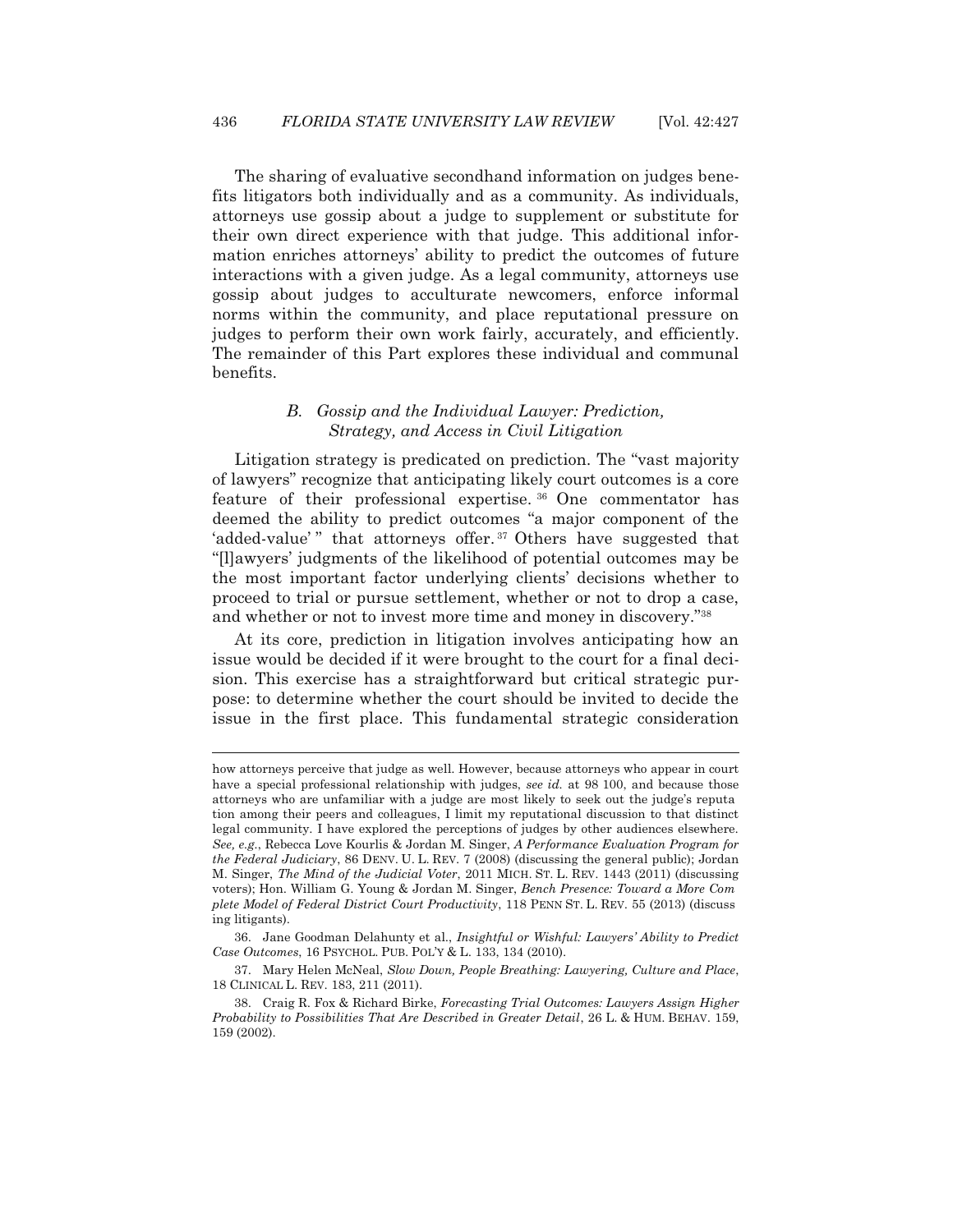The sharing of evaluative secondhand information on judges benefits litigators both individually and as a community. As individuals, attorneys use gossip about a judge to supplement or substitute for their own direct experience with that judge. This additional information enriches attorneys' ability to predict the outcomes of future interactions with a given judge. As a legal community, attorneys use gossip about judges to acculturate newcomers, enforce informal norms within the community, and place reputational pressure on judges to perform their own work fairly, accurately, and efficiently. The remainder of this Part explores these individual and communal benefits.

### *B. Gossip and the Individual Lawyer: Prediction, Strategy, and Access in Civil Litigation*

Litigation strategy is predicated on prediction. The "vast majority of lawyers" recognize that anticipating likely court outcomes is a core feature of their professional expertise.[36] One commentator has deemed the ability to predict outcomes "a major component of the 'added-value'" that attorneys offer.[37] Others have suggested that "[l]awyers' judgments of the likelihood of potential outcomes may be the most important factor underlying clients' decisions whether to proceed to trial or pursue settlement, whether or not to drop a case, and whether or not to invest more time and money in discovery."[38]

At its core, prediction in litigation involves anticipating how an issue would be decided if it were brought to the court for a final decision. This exercise has a straightforward but critical strategic purpose: to determine whether the court should be invited to decide the issue in the first place. This fundamental strategic consideration

---

how attorneys perceive that judge as well. However, because attorneys who appear in court have a special professional relationship with judges, *see id.* at 98 100, and because those attorneys who are unfamiliar with a judge are most likely to seek out the judge's reputation among their peers and colleagues, I limit my reputational discussion to that distinct legal community. I have explored the perceptions of judges by other audiences elsewhere. *See, e.g.*, Rebecca Love Kourlis & Jordan M. Singer, *A Performance Evaluation Program for the Federal Judiciary*, 86 DENV. U. L. REV. 7 (2008) (discussing the general public); Jordan M. Singer, *The Mind of the Judicial Voter*, 2011 MICH. ST. L. REV. 1443 (2011) (discussing voters); Hon. William G. Young & Jordan M. Singer, *Bench Presence: Toward a More Complete Model of Federal District Court Productivity*, 118 PENN ST. L. REV. 55 (2013) (discussing litigants).

36. Jane Goodman Delahunty et al., *Insightful or Wishful: Lawyers' Ability to Predict Case Outcomes*, 16 PSYCHOL. PUB. POL'Y & L. 133, 134 (2010).

37. Mary Helen McNeal, *Slow Down, People Breathing: Lawyering, Culture and Place*, 18 CLINICAL L. REV. 183, 211 (2011).

38. Craig R. Fox & Richard Birke, *Forecasting Trial Outcomes: Lawyers Assign Higher Probability to Possibilities That Are Described in Greater Detail*, 26 L. & HUM. BEHAV. 159, 159 (2002).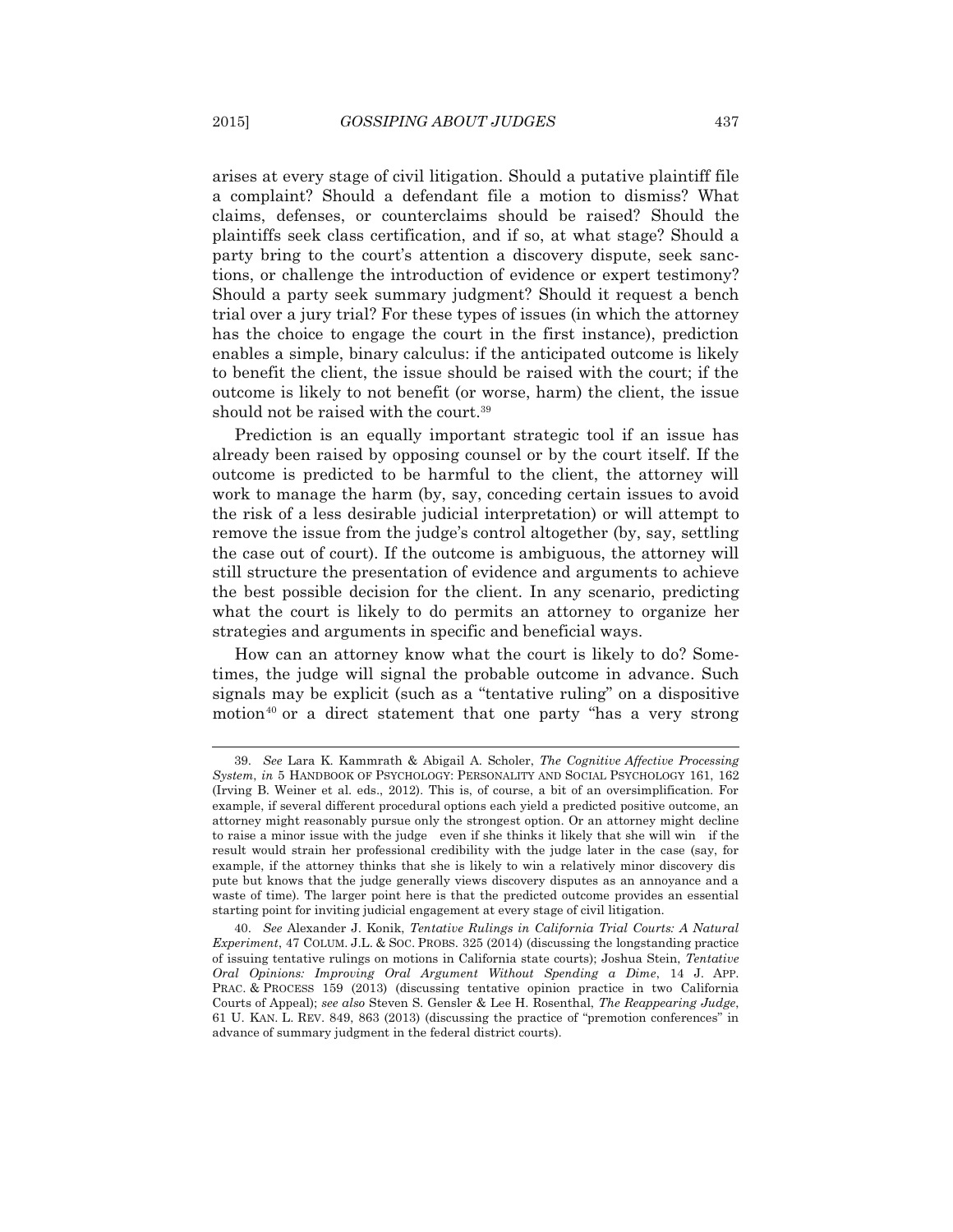arises at every stage of civil litigation. Should a putative plaintiff file a complaint? Should a defendant file a motion to dismiss? What claims, defenses, or counterclaims should be raised? Should the plaintiffs seek class certification, and if so, at what stage? Should a party bring to the court's attention a discovery dispute, seek sanctions, or challenge the introduction of evidence or expert testimony? Should a party seek summary judgment? Should it request a bench trial over a jury trial? For these types of issues (in which the attorney has the choice to engage the court in the first instance), prediction enables a simple, binary calculus: if the anticipated outcome is likely to benefit the client, the issue should be raised with the court; if the outcome is likely to not benefit (or worse, harm) the client, the issue should not be raised with the court.[39]

Prediction is an equally important strategic tool if an issue has already been raised by opposing counsel or by the court itself. If the outcome is predicted to be harmful to the client, the attorney will work to manage the harm (by, say, conceding certain issues to avoid the risk of a less desirable judicial interpretation) or will attempt to remove the issue from the judge's control altogether (by, say, settling the case out of court). If the outcome is ambiguous, the attorney will still structure the presentation of evidence and arguments to achieve the best possible decision for the client. In any scenario, predicting what the court is likely to do permits an attorney to organize her strategies and arguments in specific and beneficial ways.

How can an attorney know what the court is likely to do? Sometimes, the judge will signal the probable outcome in advance. Such signals may be explicit (such as a "tentative ruling" on a dispositive motion[40] or a direct statement that one party "has a very strong

---

39. *See* Lara K. Kammrath & Abigail A. Scholer, *The Cognitive Affective Processing System*, *in* 5 HANDBOOK OF PSYCHOLOGY: PERSONALITY AND SOCIAL PSYCHOLOGY 161, 162 (Irving B. Weiner et al. eds., 2012). This is, of course, a bit of an oversimplification. For example, if several different procedural options each yield a predicted positive outcome, an attorney might reasonably pursue only the strongest option. Or an attorney might decline to raise a minor issue with the judge even if she thinks it likely that she will win if the result would strain her professional credibility with the judge later in the case (say, for example, if the attorney thinks that she is likely to win a relatively minor discovery dispute but knows that the judge generally views discovery disputes as an annoyance and a waste of time). The larger point here is that the predicted outcome provides an essential starting point for inviting judicial engagement at every stage of civil litigation.

40. *See* Alexander J. Konik, *Tentative Rulings in California Trial Courts: A Natural Experiment*, 47 COLUM. J.L. & SOC. PROBS. 325 (2014) (discussing the longstanding practice of issuing tentative rulings on motions in California state courts); Joshua Stein, *Tentative Oral Opinions: Improving Oral Argument Without Spending a Dime*, 14 J. APP. PRAC. & PROCESS 159 (2013) (discussing tentative opinion practice in two California Courts of Appeal); *see also* Steven S. Gensler & Lee H. Rosenthal, *The Reappearing Judge*, 61 U. KAN. L. REV. 849, 863 (2013) (discussing the practice of "premotion conferences" in advance of summary judgment in the federal district courts).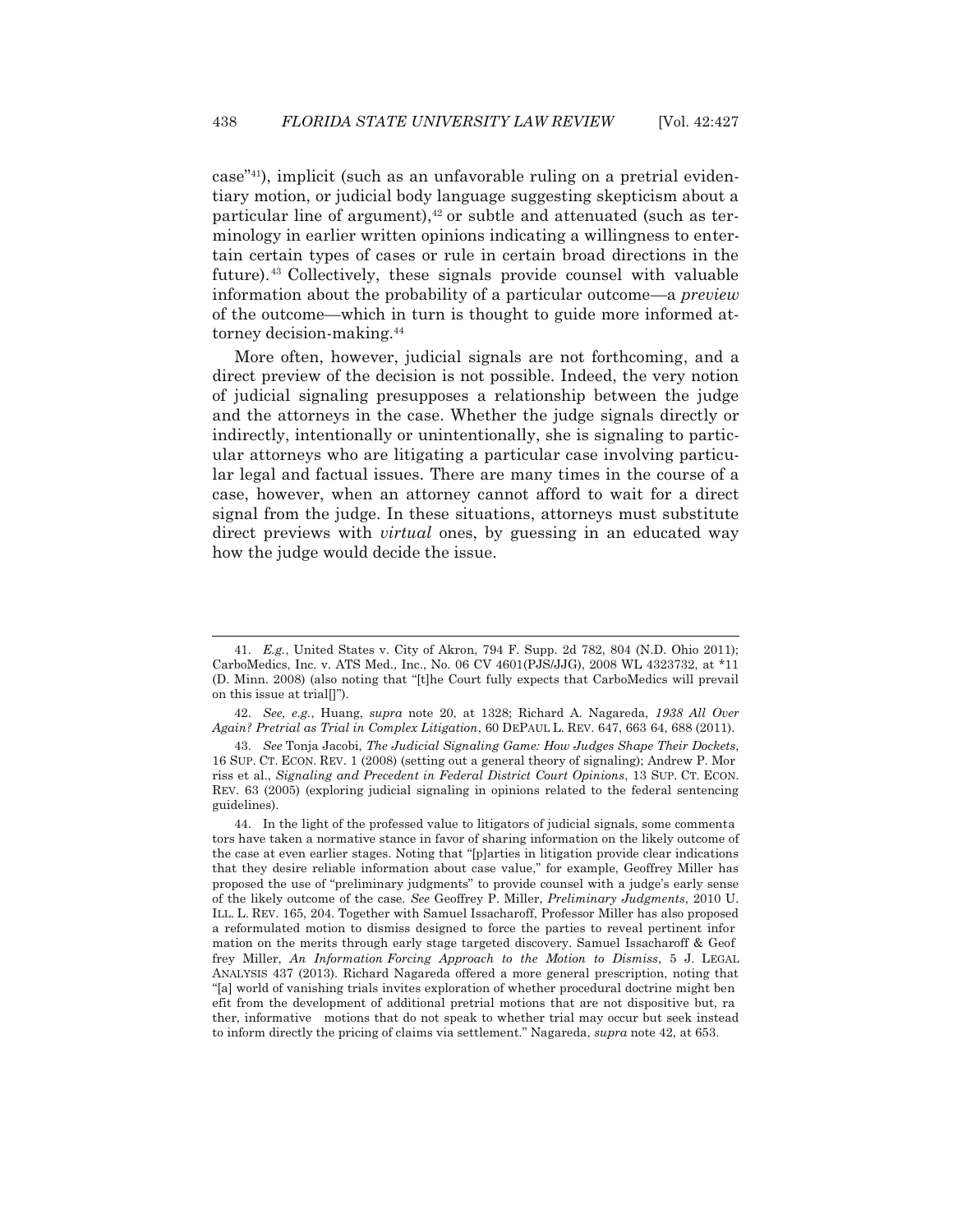case"[41]), implicit (such as an unfavorable ruling on a pretrial evidentiary motion, or judicial body language suggesting skepticism about a particular line of argument),[42] or subtle and attenuated (such as terminology in earlier written opinions indicating a willingness to entertain certain types of cases or rule in certain broad directions in the future).[43] Collectively, these signals provide counsel with valuable information about the probability of a particular outcome—a *preview* of the outcome—which in turn is thought to guide more informed attorney decision-making.[44]

More often, however, judicial signals are not forthcoming, and a direct preview of the decision is not possible. Indeed, the very notion of judicial signaling presupposes a relationship between the judge and the attorneys in the case. Whether the judge signals directly or indirectly, intentionally or unintentionally, she is signaling to particular attorneys who are litigating a particular case involving particular legal and factual issues. There are many times in the course of a case, however, when an attorney cannot afford to wait for a direct signal from the judge. In these situations, attorneys must substitute direct previews with *virtual* ones, by guessing in an educated way how the judge would decide the issue.

---

41. *E.g.*, United States v. City of Akron, 794 F. Supp. 2d 782, 804 (N.D. Ohio 2011); CarboMedics, Inc. v. ATS Med., Inc., No. 06 CV 4601(PJS/JJG), 2008 WL 4323732, at *11 (D. Minn. 2008) (also noting that "[t]he Court fully expects that CarboMedics will prevail on this issue at trial[]").

42. *See, e.g.*, Huang, *supra* note 20, at 1328; Richard A. Nagareda, *1938 All Over Again? Pretrial as Trial in Complex Litigation*, 60 DEPAUL L. REV. 647, 663 64, 688 (2011).

43. *See* Tonja Jacobi, *The Judicial Signaling Game: How Judges Shape Their Dockets*, 16 SUP. CT. ECON. REV. 1 (2008) (setting out a general theory of signaling); Andrew P. Morriss et al., *Signaling and Precedent in Federal District Court Opinions*, 13 SUP. CT. ECON. REV. 63 (2005) (exploring judicial signaling in opinions related to the federal sentencing guidelines).

44. In the light of the professed value to litigators of judicial signals, some commentators have taken a normative stance in favor of sharing information on the likely outcome of the case at even earlier stages. Noting that "[p]arties in litigation provide clear indications that they desire reliable information about case value," for example, Geoffrey Miller has proposed the use of "preliminary judgments" to provide counsel with a judge's early sense of the likely outcome of the case. *See* Geoffrey P. Miller, *Preliminary Judgments*, 2010 U. ILL. L. REV. 165, 204. Together with Samuel Issacharoff, Professor Miller has also proposed a reformulated motion to dismiss designed to force the parties to reveal pertinent information on the merits through early stage targeted discovery. Samuel Issacharoff & Geoffrey Miller, *An Information Forcing Approach to the Motion to Dismiss*, 5 J. LEGAL ANALYSIS 437 (2013). Richard Nagareda offered a more general prescription, noting that "[a] world of vanishing trials invites exploration of whether procedural doctrine might benefit from the development of additional pretrial motions that are not dispositive but, rather, informative motions that do not speak to whether trial may occur but seek instead to inform directly the pricing of claims via settlement." Nagareda, *supra* note 42, at 653.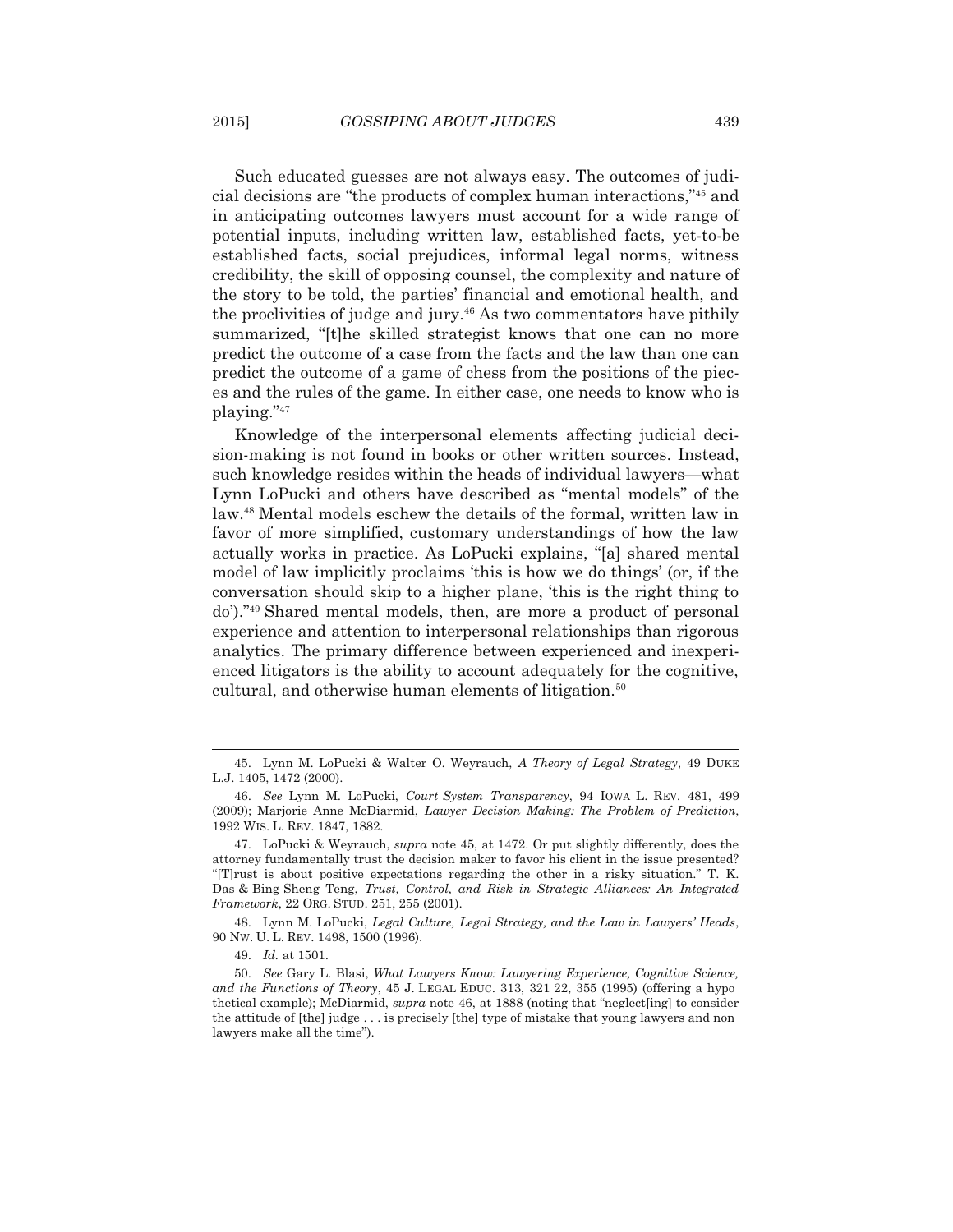Such educated guesses are not always easy. The outcomes of judicial decisions are "the products of complex human interactions,"[45] and in anticipating outcomes lawyers must account for a wide range of potential inputs, including written law, established facts, yet-to-be established facts, social prejudices, informal legal norms, witness credibility, the skill of opposing counsel, the complexity and nature of the story to be told, the parties' financial and emotional health, and the proclivities of judge and jury.[46] As two commentators have pithily summarized, "[t]he skilled strategist knows that one can no more predict the outcome of a case from the facts and the law than one can predict the outcome of a game of chess from the positions of the pieces and the rules of the game. In either case, one needs to know who is playing."[47]

Knowledge of the interpersonal elements affecting judicial decision-making is not found in books or other written sources. Instead, such knowledge resides within the heads of individual lawyers—what Lynn LoPucki and others have described as "mental models" of the law.[48] Mental models eschew the details of the formal, written law in favor of more simplified, customary understandings of how the law actually works in practice. As LoPucki explains, "[a] shared mental model of law implicitly proclaims 'this is how we do things' (or, if the conversation should skip to a higher plane, 'this is the right thing to do')."[49] Shared mental models, then, are more a product of personal experience and attention to interpersonal relationships than rigorous analytics. The primary difference between experienced and inexperienced litigators is the ability to account adequately for the cognitive, cultural, and otherwise human elements of litigation.[50]

---

45. Lynn M. LoPucki & Walter O. Weyrauch, *A Theory of Legal Strategy*, 49 DUKE L.J. 1405, 1472 (2000).

46. *See* Lynn M. LoPucki, *Court System Transparency*, 94 IOWA L. REV. 481, 499 (2009); Marjorie Anne McDiarmid, *Lawyer Decision Making: The Problem of Prediction*, 1992 WIS. L. REV. 1847, 1882.

47. LoPucki & Weyrauch, *supra* note 45, at 1472. Or put slightly differently, does the attorney fundamentally trust the decision maker to favor his client in the issue presented? "[T]rust is about positive expectations regarding the other in a risky situation." T. K. Das & Bing Sheng Teng, *Trust, Control, and Risk in Strategic Alliances: An Integrated Framework*, 22 ORG. STUD. 251, 255 (2001).

48. Lynn M. LoPucki, *Legal Culture, Legal Strategy, and the Law in Lawyers' Heads*, 90 NW. U. L. REV. 1498, 1500 (1996).

49. *Id.* at 1501.

50. *See* Gary L. Blasi, *What Lawyers Know: Lawyering Experience, Cognitive Science, and the Functions of Theory*, 45 J. LEGAL EDUC. 313, 321 22, 355 (1995) (offering a hypothetical example); McDiarmid, *supra* note 46, at 1888 (noting that "neglect[ing] to consider the attitude of [the] judge . . . is precisely [the] type of mistake that young lawyers and non lawyers make all the time").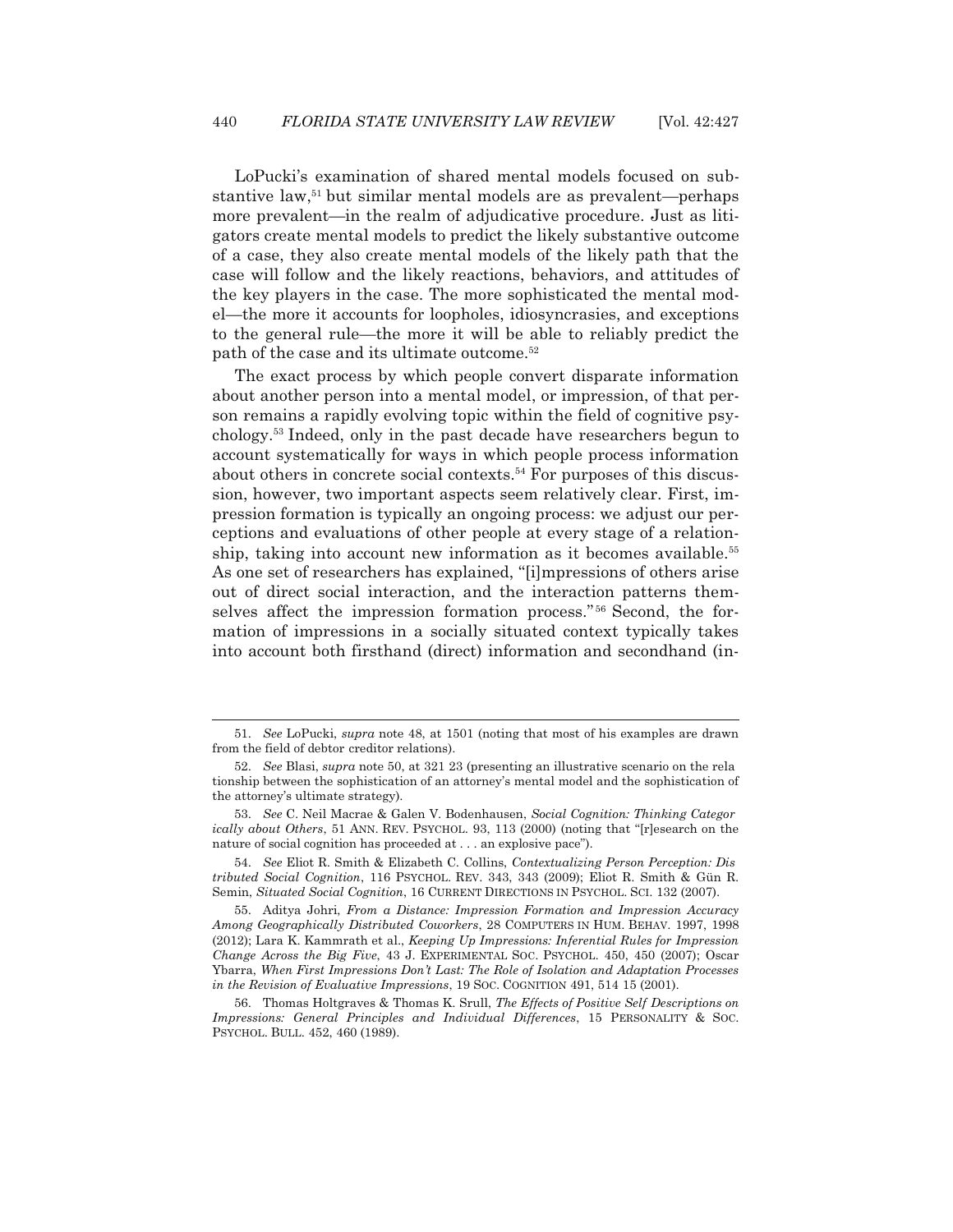LoPucki's examination of shared mental models focused on substantive law,[51] but similar mental models are as prevalent—perhaps more prevalent—in the realm of adjudicative procedure. Just as litigators create mental models to predict the likely substantive outcome of a case, they also create mental models of the likely path that the case will follow and the likely reactions, behaviors, and attitudes of the key players in the case. The more sophisticated the mental model—the more it accounts for loopholes, idiosyncrasies, and exceptions to the general rule—the more it will be able to reliably predict the path of the case and its ultimate outcome.[52]

The exact process by which people convert disparate information about another person into a mental model, or impression, of that person remains a rapidly evolving topic within the field of cognitive psychology.[53] Indeed, only in the past decade have researchers begun to account systematically for ways in which people process information about others in concrete social contexts.[54] For purposes of this discussion, however, two important aspects seem relatively clear. First, impression formation is typically an ongoing process: we adjust our perceptions and evaluations of other people at every stage of a relationship, taking into account new information as it becomes available.[55] As one set of researchers has explained, "[i]mpressions of others arise out of direct social interaction, and the interaction patterns themselves affect the impression formation process."[56] Second, the formation of impressions in a socially situated context typically takes into account both firsthand (direct) information and secondhand (in-

---

51. *See* LoPucki, *supra* note 48, at 1501 (noting that most of his examples are drawn from the field of debtor creditor relations).

52. *See* Blasi, *supra* note 50, at 321 23 (presenting an illustrative scenario on the relationship between the sophistication of an attorney's mental model and the sophistication of the attorney's ultimate strategy).

53. *See* C. Neil Macrae & Galen V. Bodenhausen, *Social Cognition: Thinking Categorically about Others*, 51 ANN. REV. PSYCHOL. 93, 113 (2000) (noting that "[r]esearch on the nature of social cognition has proceeded at . . . an explosive pace").

54. *See* Eliot R. Smith & Elizabeth C. Collins, *Contextualizing Person Perception: Distributed Social Cognition*, 116 PSYCHOL. REV. 343, 343 (2009); Eliot R. Smith & Gün R. Semin, *Situated Social Cognition*, 16 CURRENT DIRECTIONS IN PSYCHOL. SCI. 132 (2007).

55. Aditya Johri, *From a Distance: Impression Formation and Impression Accuracy Among Geographically Distributed Coworkers*, 28 COMPUTERS IN HUM. BEHAV. 1997, 1998 (2012); Lara K. Kammrath et al., *Keeping Up Impressions: Inferential Rules for Impression Change Across the Big Five*, 43 J. EXPERIMENTAL SOC. PSYCHOL. 450, 450 (2007); Oscar Ybarra, *When First Impressions Don't Last: The Role of Isolation and Adaptation Processes in the Revision of Evaluative Impressions*, 19 SOC. COGNITION 491, 514 15 (2001).

56. Thomas Holtgraves & Thomas K. Srull, *The Effects of Positive Self Descriptions on Impressions: General Principles and Individual Differences*, 15 PERSONALITY & SOC. PSYCHOL. BULL. 452, 460 (1989).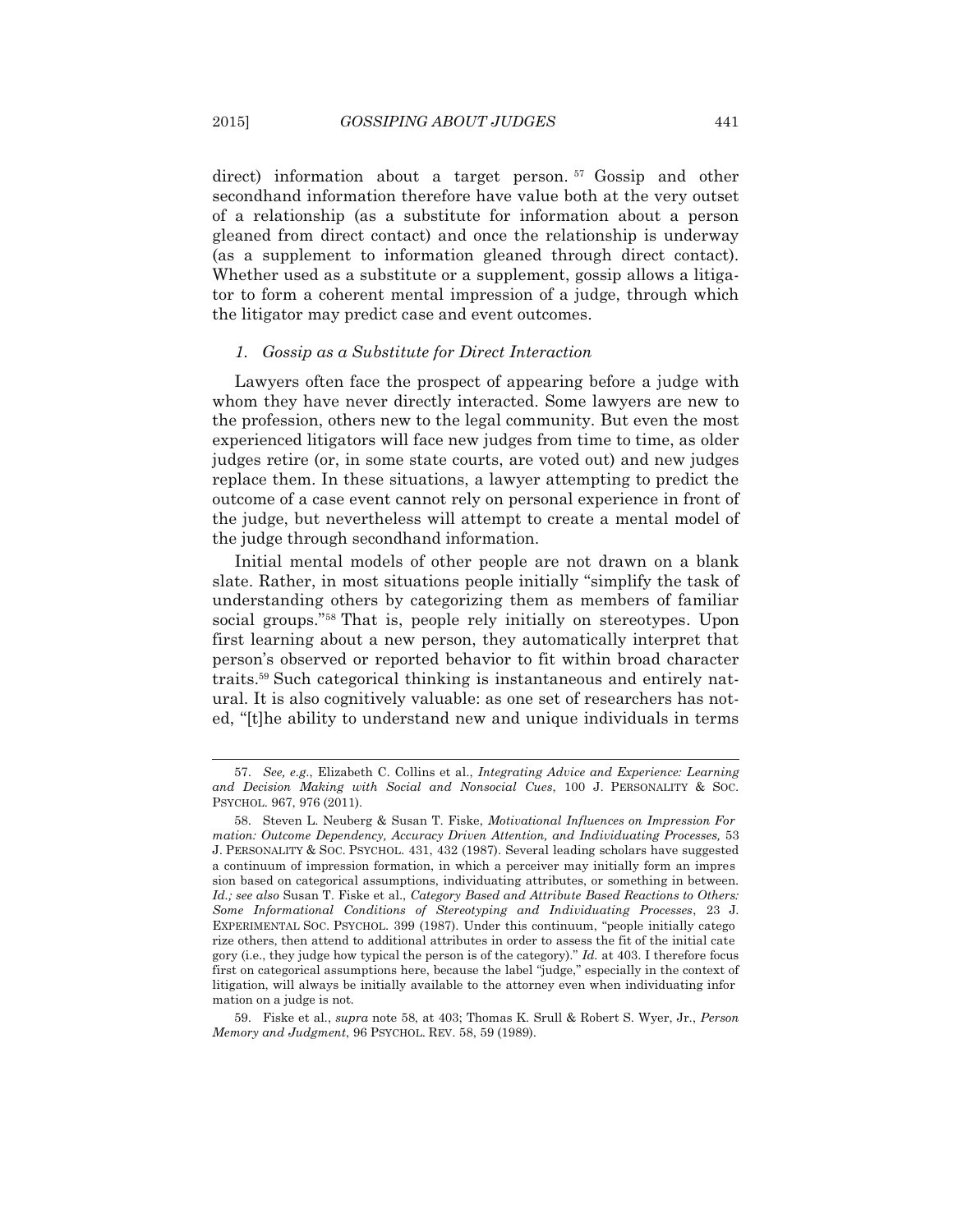direct) information about a target person.[57] Gossip and other secondhand information therefore have value both at the very outset of a relationship (as a substitute for information about a person gleaned from direct contact) and once the relationship is underway (as a supplement to information gleaned through direct contact). Whether used as a substitute or a supplement, gossip allows a litigator to form a coherent mental impression of a judge, through which the litigator may predict case and event outcomes.

### *1. Gossip as a Substitute for Direct Interaction*

Lawyers often face the prospect of appearing before a judge with whom they have never directly interacted. Some lawyers are new to the profession, others new to the legal community. But even the most experienced litigators will face new judges from time to time, as older judges retire (or, in some state courts, are voted out) and new judges replace them. In these situations, a lawyer attempting to predict the outcome of a case event cannot rely on personal experience in front of the judge, but nevertheless will attempt to create a mental model of the judge through secondhand information.

Initial mental models of other people are not drawn on a blank slate. Rather, in most situations people initially "simplify the task of understanding others by categorizing them as members of familiar social groups."[58] That is, people rely initially on stereotypes. Upon first learning about a new person, they automatically interpret that person's observed or reported behavior to fit within broad character traits.[59] Such categorical thinking is instantaneous and entirely natural. It is also cognitively valuable: as one set of researchers has noted, "[t]he ability to understand new and unique individuals in terms

---

57. *See, e.g.*, Elizabeth C. Collins et al., *Integrating Advice and Experience: Learning and Decision Making with Social and Nonsocial Cues*, 100 J. PERSONALITY & SOC. PSYCHOL. 967, 976 (2011).

58. Steven L. Neuberg & Susan T. Fiske, *Motivational Influences on Impression Formation: Outcome Dependency, Accuracy Driven Attention, and Individuating Processes,* 53 J. PERSONALITY & SOC. PSYCHOL. 431, 432 (1987). Several leading scholars have suggested a continuum of impression formation, in which a perceiver may initially form an impression based on categorical assumptions, individuating attributes, or something in between. *Id.; see also* Susan T. Fiske et al., *Category Based and Attribute Based Reactions to Others: Some Informational Conditions of Stereotyping and Individuating Processes*, 23 J. EXPERIMENTAL SOC. PSYCHOL. 399 (1987). Under this continuum, "people initially categorize others, then attend to additional attributes in order to assess the fit of the initial category (i.e., they judge how typical the person is of the category)." *Id.* at 403. I therefore focus first on categorical assumptions here, because the label "judge," especially in the context of litigation, will always be initially available to the attorney even when individuating information on a judge is not.

59. Fiske et al., *supra* note 58, at 403; Thomas K. Srull & Robert S. Wyer, Jr., *Person Memory and Judgment*, 96 PSYCHOL. REV. 58, 59 (1989).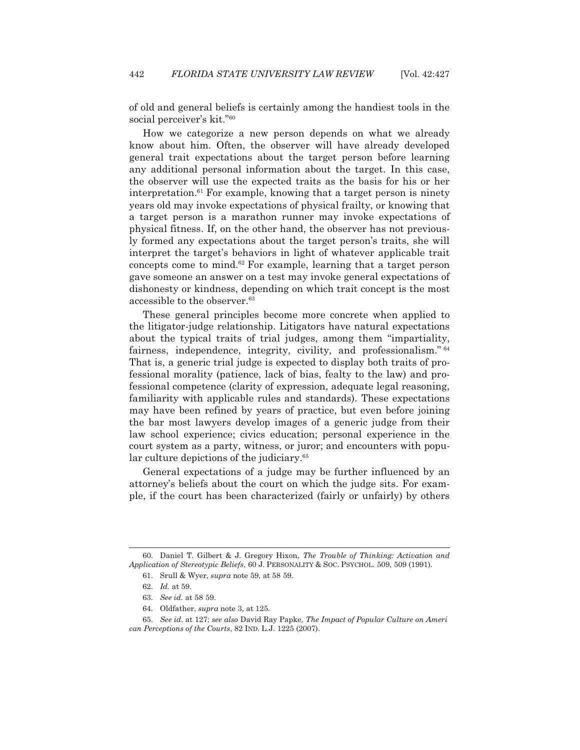of old and general beliefs is certainly among the handiest tools in the social perceiver's kit."[60]

How we categorize a new person depends on what we already know about him. Often, the observer will have already developed general trait expectations about the target person before learning any additional personal information about the target. In this case, the observer will use the expected traits as the basis for his or her interpretation.[61] For example, knowing that a target person is ninety years old may invoke expectations of physical frailty, or knowing that a target person is a marathon runner may invoke expectations of physical fitness. If, on the other hand, the observer has not previously formed any expectations about the target person's traits, she will interpret the target's behaviors in light of whatever applicable trait concepts come to mind.[62] For example, learning that a target person gave someone an answer on a test may invoke general expectations of dishonesty or kindness, depending on which trait concept is the most accessible to the observer.[63]

These general principles become more concrete when applied to the litigator-judge relationship. Litigators have natural expectations about the typical traits of trial judges, among them "impartiality, fairness, independence, integrity, civility, and professionalism."[64] That is, a generic trial judge is expected to display both traits of professional morality (patience, lack of bias, fealty to the law) and professional competence (clarity of expression, adequate legal reasoning, familiarity with applicable rules and standards). These expectations may have been refined by years of practice, but even before joining the bar most lawyers develop images of a generic judge from their law school experience; civics education; personal experience in the court system as a party, witness, or juror; and encounters with popular culture depictions of the judiciary.[65]

General expectations of a judge may be further influenced by an attorney's beliefs about the court on which the judge sits. For example, if the court has been characterized (fairly or unfairly) by others

---

60. Daniel T. Gilbert & J. Gregory Hixon, *The Trouble of Thinking: Activation and Application of Stereotypic Beliefs*, 60 J. PERSONALITY & SOC. PSYCHOL. 509, 509 (1991).

61. Srull & Wyer, *supra* note 59, at 58 59.

62. *Id.* at 59.

63. *See id.* at 58 59.

64. Oldfather, *supra* note 3, at 125.

65. *See id.* at 127; *see also* David Ray Papke, *The Impact of Popular Culture on Ameri can Perceptions of the Courts*, 82 IND. L.J. 1225 (2007).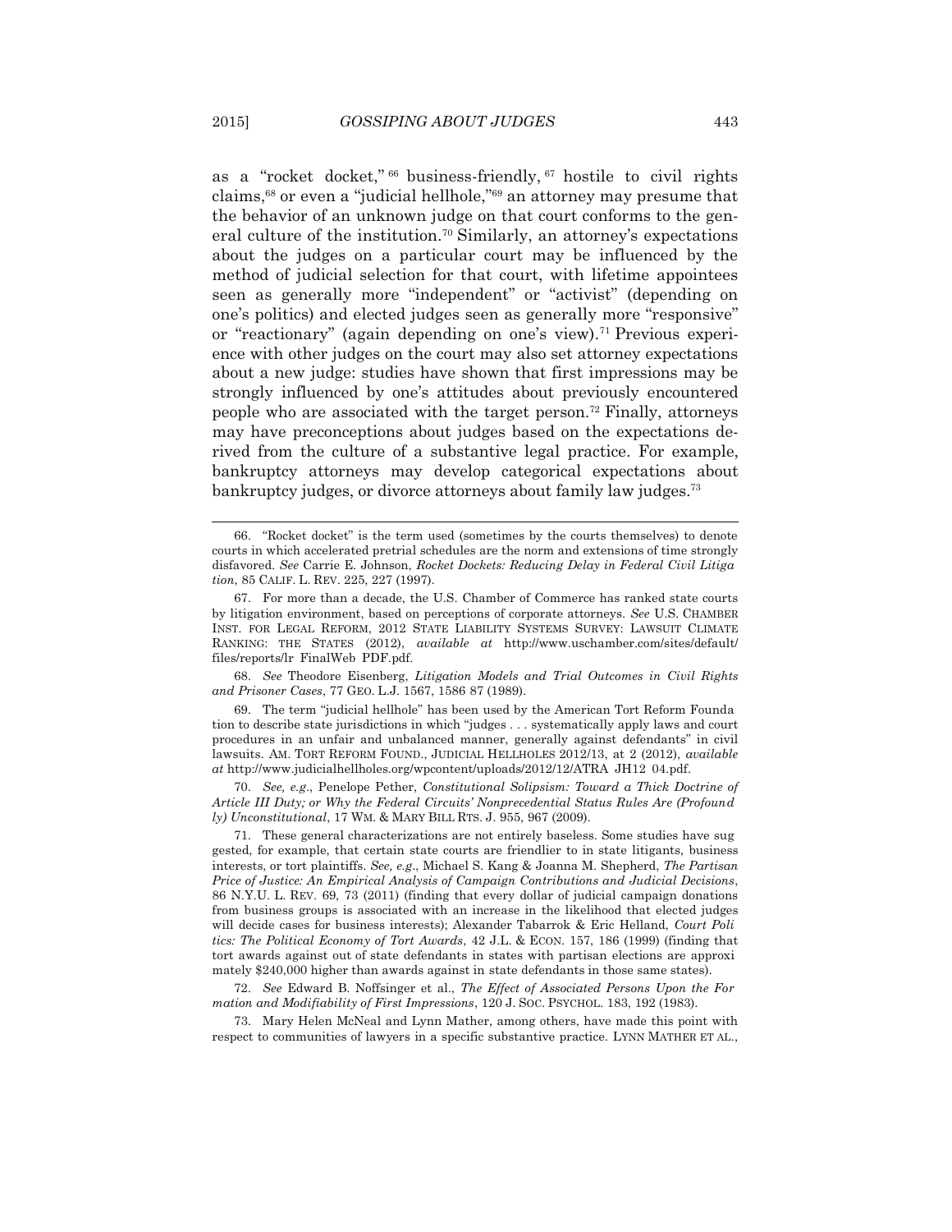as a "rocket docket," [66] business-friendly, [67] hostile to civil rights claims,[68] or even a "judicial hellhole,"[69] an attorney may presume that the behavior of an unknown judge on that court conforms to the general culture of the institution.[70] Similarly, an attorney's expectations about the judges on a particular court may be influenced by the method of judicial selection for that court, with lifetime appointees seen as generally more "independent" or "activist" (depending on one's politics) and elected judges seen as generally more "responsive" or "reactionary" (again depending on one's view).[71] Previous experience with other judges on the court may also set attorney expectations about a new judge: studies have shown that first impressions may be strongly influenced by one's attitudes about previously encountered people who are associated with the target person.[72] Finally, attorneys may have preconceptions about judges based on the expectations derived from the culture of a substantive legal practice. For example, bankruptcy attorneys may develop categorical expectations about bankruptcy judges, or divorce attorneys about family law judges.[73]

---

66. "Rocket docket" is the term used (sometimes by the courts themselves) to denote courts in which accelerated pretrial schedules are the norm and extensions of time strongly disfavored. *See* Carrie E. Johnson, *Rocket Dockets: Reducing Delay in Federal Civil Litigation*, 85 CALIF. L. REV. 225, 227 (1997).

67. For more than a decade, the U.S. Chamber of Commerce has ranked state courts by litigation environment, based on perceptions of corporate attorneys. *See* U.S. CHAMBER INST. FOR LEGAL REFORM, 2012 STATE LIABILITY SYSTEMS SURVEY: LAWSUIT CLIMATE RANKING: THE STATES (2012), *available at* http://www.uschamber.com/sites/default/files/reports/lr FinalWeb PDF.pdf.

68. *See* Theodore Eisenberg, *Litigation Models and Trial Outcomes in Civil Rights and Prisoner Cases*, 77 GEO. L.J. 1567, 1586 87 (1989).

69. The term "judicial hellhole" has been used by the American Tort Reform Foundation to describe state jurisdictions in which "judges . . . systematically apply laws and court procedures in an unfair and unbalanced manner, generally against defendants" in civil lawsuits. AM. TORT REFORM FOUND., JUDICIAL HELLHOLES 2012/13, at 2 (2012), *available at* http://www.judicialhellholes.org/wpcontent/uploads/2012/12/ATRA JH12 04.pdf.

70. *See, e.g.*, Penelope Pether, *Constitutional Solipsism: Toward a Thick Doctrine of Article III Duty; or Why the Federal Circuits' Nonprecedential Status Rules Are (Profoundly) Unconstitutional*, 17 WM. & MARY BILL RTS. J. 955, 967 (2009).

71. These general characterizations are not entirely baseless. Some studies have suggested, for example, that certain state courts are friendlier to in state litigants, business interests, or tort plaintiffs. *See, e.g.*, Michael S. Kang & Joanna M. Shepherd, *The Partisan Price of Justice: An Empirical Analysis of Campaign Contributions and Judicial Decisions*, 86 N.Y.U. L. REV. 69, 73 (2011) (finding that every dollar of judicial campaign donations from business groups is associated with an increase in the likelihood that elected judges will decide cases for business interests); Alexander Tabarrok & Eric Helland, *Court Politics: The Political Economy of Tort Awards*, 42 J.L. & ECON. 157, 186 (1999) (finding that tort awards against out of state defendants in states with partisan elections are approximately $240,000 higher than awards against in state defendants in those same states).

72. *See* Edward B. Noffsinger et al., *The Effect of Associated Persons Upon the Formation and Modifiability of First Impressions*, 120 J. SOC. PSYCHOL. 183, 192 (1983).

73. Mary Helen McNeal and Lynn Mather, among others, have made this point with respect to communities of lawyers in a specific substantive practice. LYNN MATHER ET AL.,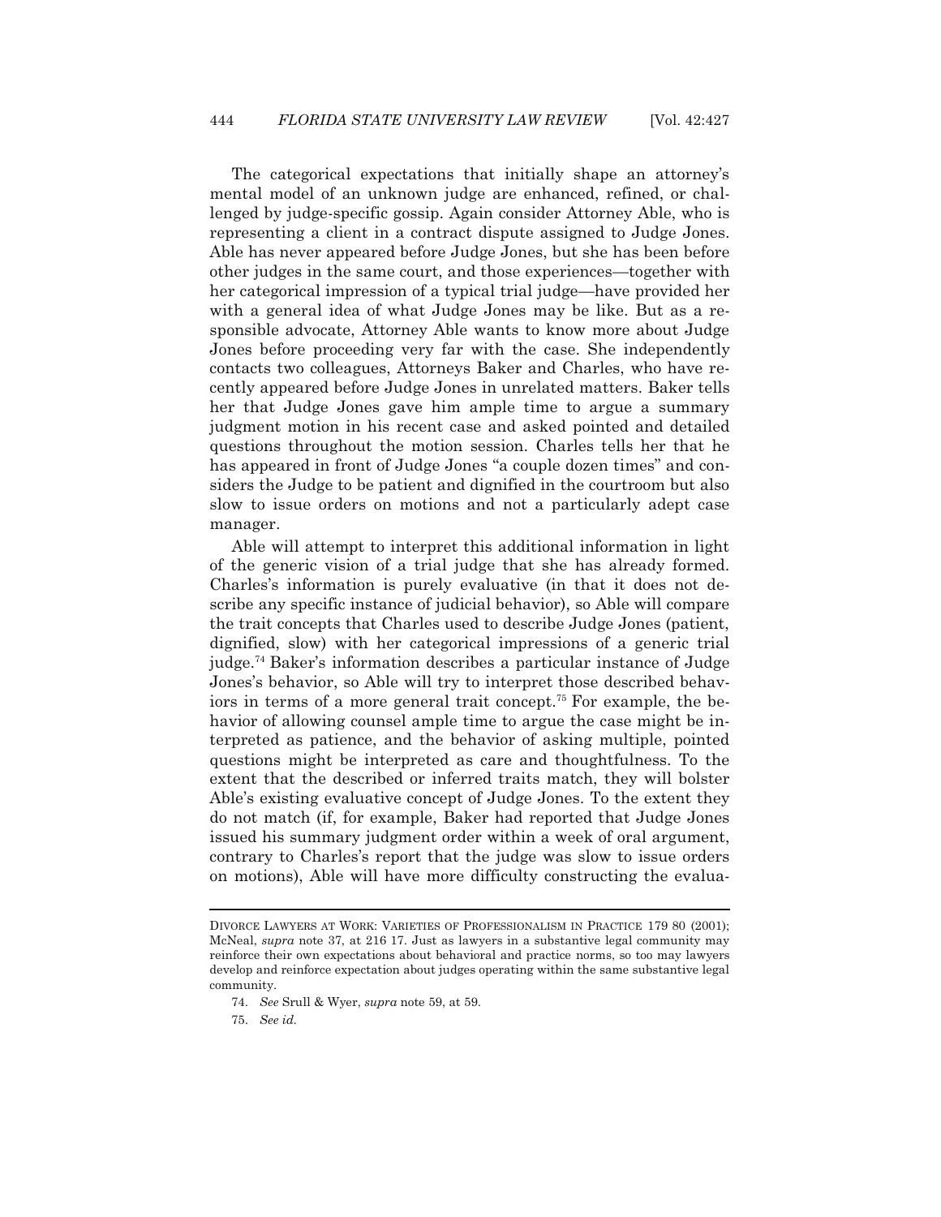The categorical expectations that initially shape an attorney's mental model of an unknown judge are enhanced, refined, or challenged by judge-specific gossip. Again consider Attorney Able, who is representing a client in a contract dispute assigned to Judge Jones. Able has never appeared before Judge Jones, but she has been before other judges in the same court, and those experiences—together with her categorical impression of a typical trial judge—have provided her with a general idea of what Judge Jones may be like. But as a responsible advocate, Attorney Able wants to know more about Judge Jones before proceeding very far with the case. She independently contacts two colleagues, Attorneys Baker and Charles, who have recently appeared before Judge Jones in unrelated matters. Baker tells her that Judge Jones gave him ample time to argue a summary judgment motion in his recent case and asked pointed and detailed questions throughout the motion session. Charles tells her that he has appeared in front of Judge Jones "a couple dozen times" and considers the Judge to be patient and dignified in the courtroom but also slow to issue orders on motions and not a particularly adept case manager.

Able will attempt to interpret this additional information in light of the generic vision of a trial judge that she has already formed. Charles's information is purely evaluative (in that it does not describe any specific instance of judicial behavior), so Able will compare the trait concepts that Charles used to describe Judge Jones (patient, dignified, slow) with her categorical impressions of a generic trial judge.[74] Baker's information describes a particular instance of Judge Jones's behavior, so Able will try to interpret those described behaviors in terms of a more general trait concept.[75] For example, the behavior of allowing counsel ample time to argue the case might be interpreted as patience, and the behavior of asking multiple, pointed questions might be interpreted as care and thoughtfulness. To the extent that the described or inferred traits match, they will bolster Able's existing evaluative concept of Judge Jones. To the extent they do not match (if, for example, Baker had reported that Judge Jones issued his summary judgment order within a week of oral argument, contrary to Charles's report that the judge was slow to issue orders on motions), Able will have more difficulty constructing the evalua-

---

DIVORCE LAWYERS AT WORK: VARIETIES OF PROFESSIONALISM IN PRACTICE 179 80 (2001); McNeal, *supra* note 37, at 216 17. Just as lawyers in a substantive legal community may reinforce their own expectations about behavioral and practice norms, so too may lawyers develop and reinforce expectation about judges operating within the same substantive legal community.

74. *See* Srull & Wyer, *supra* note 59, at 59.

75. *See id.*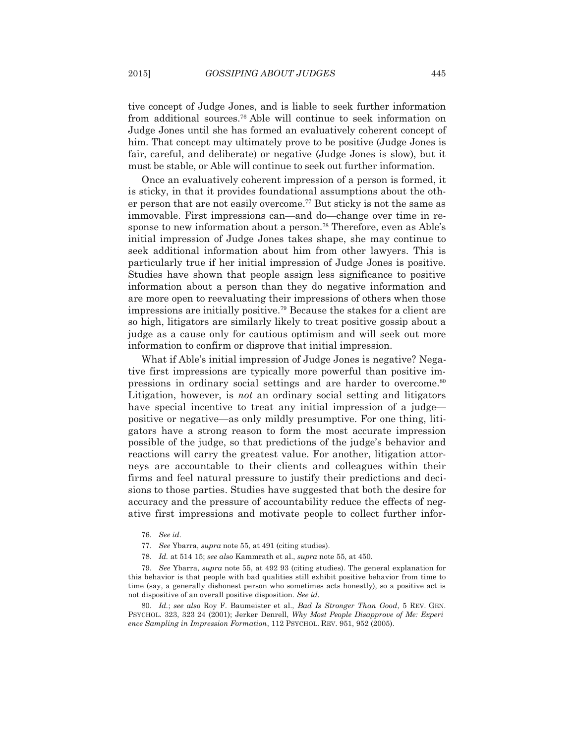tive concept of Judge Jones, and is liable to seek further information from additional sources.[76] Able will continue to seek information on Judge Jones until she has formed an evaluatively coherent concept of him. That concept may ultimately prove to be positive (Judge Jones is fair, careful, and deliberate) or negative (Judge Jones is slow), but it must be stable, or Able will continue to seek out further information.

Once an evaluatively coherent impression of a person is formed, it is sticky, in that it provides foundational assumptions about the other person that are not easily overcome.[77] But sticky is not the same as immovable. First impressions can—and do—change over time in response to new information about a person.[78] Therefore, even as Able's initial impression of Judge Jones takes shape, she may continue to seek additional information about him from other lawyers. This is particularly true if her initial impression of Judge Jones is positive. Studies have shown that people assign less significance to positive information about a person than they do negative information and are more open to reevaluating their impressions of others when those impressions are initially positive.[79] Because the stakes for a client are so high, litigators are similarly likely to treat positive gossip about a judge as a cause only for cautious optimism and will seek out more information to confirm or disprove that initial impression.

What if Able's initial impression of Judge Jones is negative? Negative first impressions are typically more powerful than positive impressions in ordinary social settings and are harder to overcome.[80] Litigation, however, is *not* an ordinary social setting and litigators have special incentive to treat any initial impression of a judge—positive or negative—as only mildly presumptive. For one thing, litigators have a strong reason to form the most accurate impression possible of the judge, so that predictions of the judge's behavior and reactions will carry the greatest value. For another, litigation attorneys are accountable to their clients and colleagues within their firms and feel natural pressure to justify their predictions and decisions to those parties. Studies have suggested that both the desire for accuracy and the pressure of accountability reduce the effects of negative first impressions and motivate people to collect further infor-

---

76. *See id.*

77. *See* Ybarra, *supra* note 55, at 491 (citing studies).

78. *Id.* at 514 15; *see also* Kammrath et al., *supra* note 55, at 450.

79. *See* Ybarra, *supra* note 55, at 492 93 (citing studies). The general explanation for this behavior is that people with bad qualities still exhibit positive behavior from time to time (say, a generally dishonest person who sometimes acts honestly), so a positive act is not dispositive of an overall positive disposition. *See id.*

80. *Id.*; *see also* Roy F. Baumeister et al., *Bad Is Stronger Than Good*, 5 REV. GEN. PSYCHOL. 323, 323 24 (2001); Jerker Denrell, *Why Most People Disapprove of Me: Experience Sampling in Impression Formation*, 112 PSYCHOL. REV. 951, 952 (2005).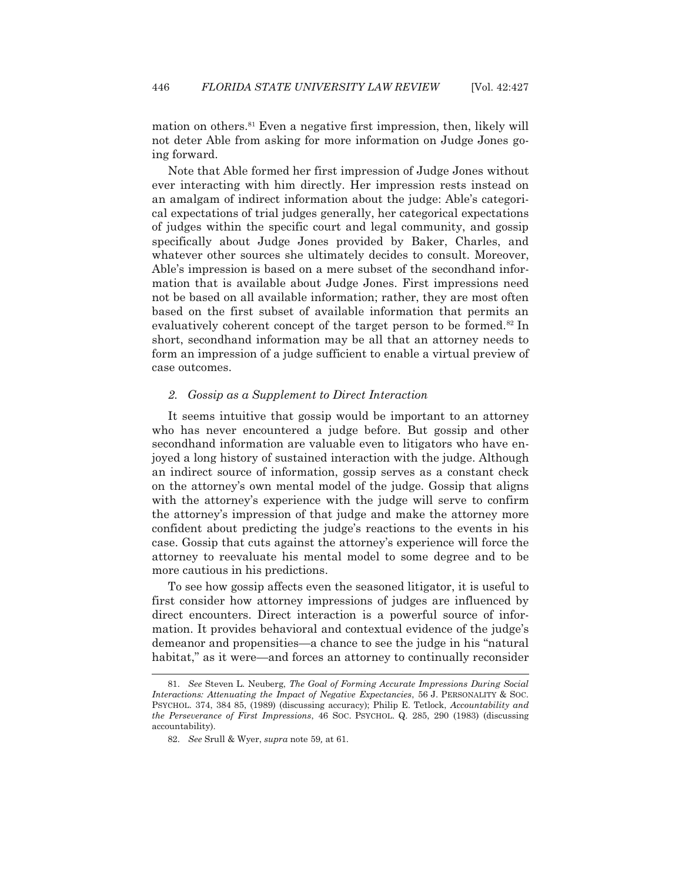mation on others.[81] Even a negative first impression, then, likely will not deter Able from asking for more information on Judge Jones going forward.

Note that Able formed her first impression of Judge Jones without ever interacting with him directly. Her impression rests instead on an amalgam of indirect information about the judge: Able's categorical expectations of trial judges generally, her categorical expectations of judges within the specific court and legal community, and gossip specifically about Judge Jones provided by Baker, Charles, and whatever other sources she ultimately decides to consult. Moreover, Able's impression is based on a mere subset of the secondhand information that is available about Judge Jones. First impressions need not be based on all available information; rather, they are most often based on the first subset of available information that permits an evaluatively coherent concept of the target person to be formed.[82] In short, secondhand information may be all that an attorney needs to form an impression of a judge sufficient to enable a virtual preview of case outcomes.

### *2. Gossip as a Supplement to Direct Interaction*

It seems intuitive that gossip would be important to an attorney who has never encountered a judge before. But gossip and other secondhand information are valuable even to litigators who have enjoyed a long history of sustained interaction with the judge. Although an indirect source of information, gossip serves as a constant check on the attorney's own mental model of the judge. Gossip that aligns with the attorney's experience with the judge will serve to confirm the attorney's impression of that judge and make the attorney more confident about predicting the judge's reactions to the events in his case. Gossip that cuts against the attorney's experience will force the attorney to reevaluate his mental model to some degree and to be more cautious in his predictions.

To see how gossip affects even the seasoned litigator, it is useful to first consider how attorney impressions of judges are influenced by direct encounters. Direct interaction is a powerful source of information. It provides behavioral and contextual evidence of the judge's demeanor and propensities—a chance to see the judge in his "natural habitat," as it were—and forces an attorney to continually reconsider

---

81. *See* Steven L. Neuberg, *The Goal of Forming Accurate Impressions During Social Interactions: Attenuating the Impact of Negative Expectancies*, 56 J. PERSONALITY & SOC. PSYCHOL. 374, 384 85, (1989) (discussing accuracy); Philip E. Tetlock, *Accountability and the Perseverance of First Impressions*, 46 SOC. PSYCHOL. Q. 285, 290 (1983) (discussing accountability).

82. *See* Srull & Wyer, *supra* note 59, at 61.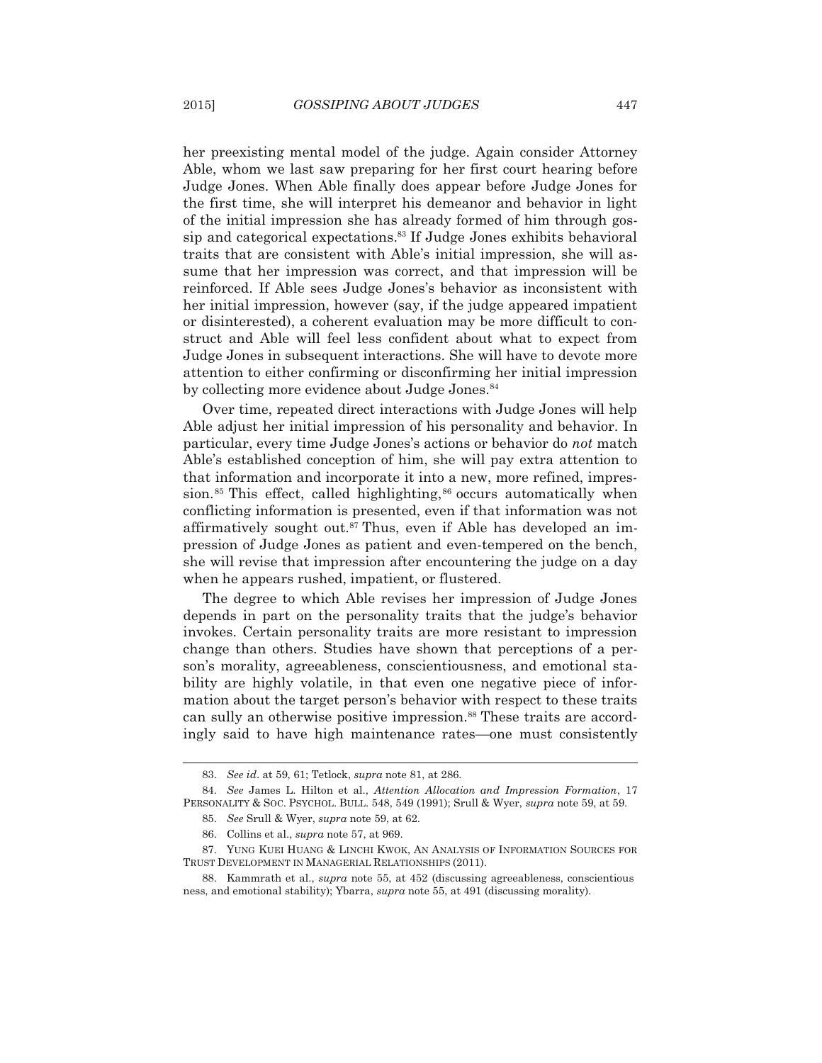her preexisting mental model of the judge. Again consider Attorney Able, whom we last saw preparing for her first court hearing before Judge Jones. When Able finally does appear before Judge Jones for the first time, she will interpret his demeanor and behavior in light of the initial impression she has already formed of him through gossip and categorical expectations.[83] If Judge Jones exhibits behavioral traits that are consistent with Able's initial impression, she will assume that her impression was correct, and that impression will be reinforced. If Able sees Judge Jones's behavior as inconsistent with her initial impression, however (say, if the judge appeared impatient or disinterested), a coherent evaluation may be more difficult to construct and Able will feel less confident about what to expect from Judge Jones in subsequent interactions. She will have to devote more attention to either confirming or disconfirming her initial impression by collecting more evidence about Judge Jones.[84]

Over time, repeated direct interactions with Judge Jones will help Able adjust her initial impression of his personality and behavior. In particular, every time Judge Jones's actions or behavior do *not* match Able's established conception of him, she will pay extra attention to that information and incorporate it into a new, more refined, impression.[85] This effect, called highlighting,[86] occurs automatically when conflicting information is presented, even if that information was not affirmatively sought out.[87] Thus, even if Able has developed an impression of Judge Jones as patient and even-tempered on the bench, she will revise that impression after encountering the judge on a day when he appears rushed, impatient, or flustered.

The degree to which Able revises her impression of Judge Jones depends in part on the personality traits that the judge's behavior invokes. Certain personality traits are more resistant to impression change than others. Studies have shown that perceptions of a person's morality, agreeableness, conscientiousness, and emotional stability are highly volatile, in that even one negative piece of information about the target person's behavior with respect to these traits can sully an otherwise positive impression.[88] These traits are accordingly said to have high maintenance rates—one must consistently

83. *See id*. at 59, 61; Tetlock, *supra* note 81, at 286.

84. *See* James L. Hilton et al., *Attention Allocation and Impression Formation*, 17 PERSONALITY & SOC. PSYCHOL. BULL. 548, 549 (1991); Srull & Wyer, *supra* note 59, at 59.

85. *See* Srull & Wyer, *supra* note 59, at 62.

86. Collins et al., *supra* note 57, at 969.

87. YUNG KUEI HUANG & LINCHI KWOK, AN ANALYSIS OF INFORMATION SOURCES FOR TRUST DEVELOPMENT IN MANAGERIAL RELATIONSHIPS (2011).

88. Kammrath et al., *supra* note 55, at 452 (discussing agreeableness, conscientious ness, and emotional stability); Ybarra, *supra* note 55, at 491 (discussing morality).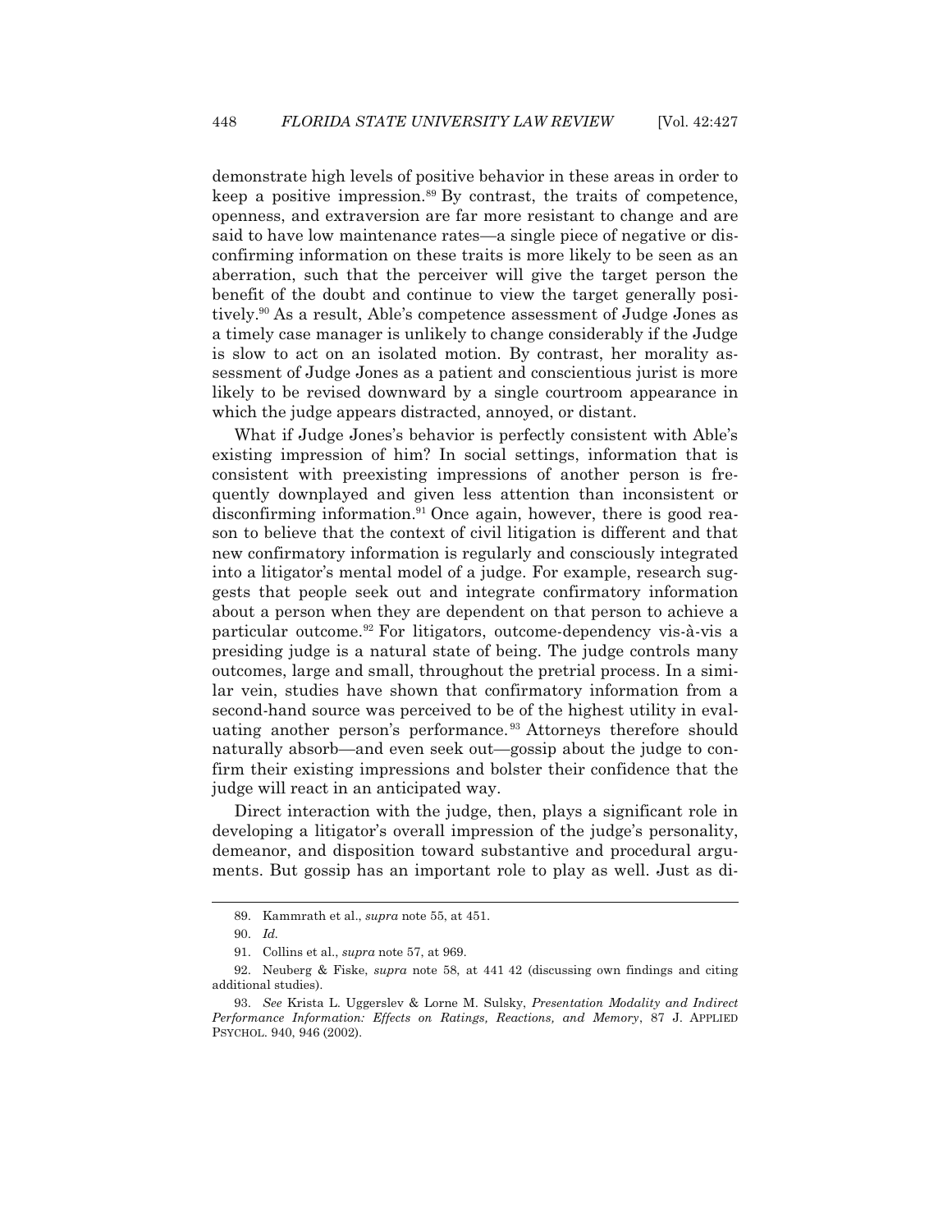demonstrate high levels of positive behavior in these areas in order to keep a positive impression.[89] By contrast, the traits of competence, openness, and extraversion are far more resistant to change and are said to have low maintenance rates—a single piece of negative or disconfirming information on these traits is more likely to be seen as an aberration, such that the perceiver will give the target person the benefit of the doubt and continue to view the target generally positively.[90] As a result, Able's competence assessment of Judge Jones as a timely case manager is unlikely to change considerably if the Judge is slow to act on an isolated motion. By contrast, her morality assessment of Judge Jones as a patient and conscientious jurist is more likely to be revised downward by a single courtroom appearance in which the judge appears distracted, annoyed, or distant.

What if Judge Jones's behavior is perfectly consistent with Able's existing impression of him? In social settings, information that is consistent with preexisting impressions of another person is frequently downplayed and given less attention than inconsistent or disconfirming information.[91] Once again, however, there is good reason to believe that the context of civil litigation is different and that new confirmatory information is regularly and consciously integrated into a litigator's mental model of a judge. For example, research suggests that people seek out and integrate confirmatory information about a person when they are dependent on that person to achieve a particular outcome.[92] For litigators, outcome-dependency vis-à-vis a presiding judge is a natural state of being. The judge controls many outcomes, large and small, throughout the pretrial process. In a similar vein, studies have shown that confirmatory information from a second-hand source was perceived to be of the highest utility in evaluating another person's performance.[93] Attorneys therefore should naturally absorb—and even seek out—gossip about the judge to confirm their existing impressions and bolster their confidence that the judge will react in an anticipated way.

Direct interaction with the judge, then, plays a significant role in developing a litigator's overall impression of the judge's personality, demeanor, and disposition toward substantive and procedural arguments. But gossip has an important role to play as well. Just as di-

---

89. Kammrath et al., *supra* note 55, at 451.

90. *Id.*

91. Collins et al., *supra* note 57, at 969.

92. Neuberg & Fiske, *supra* note 58, at 441 42 (discussing own findings and citing additional studies).

93. *See* Krista L. Uggerslev & Lorne M. Sulsky, *Presentation Modality and Indirect Performance Information: Effects on Ratings, Reactions, and Memory*, 87 J. APPLIED PSYCHOL. 940, 946 (2002).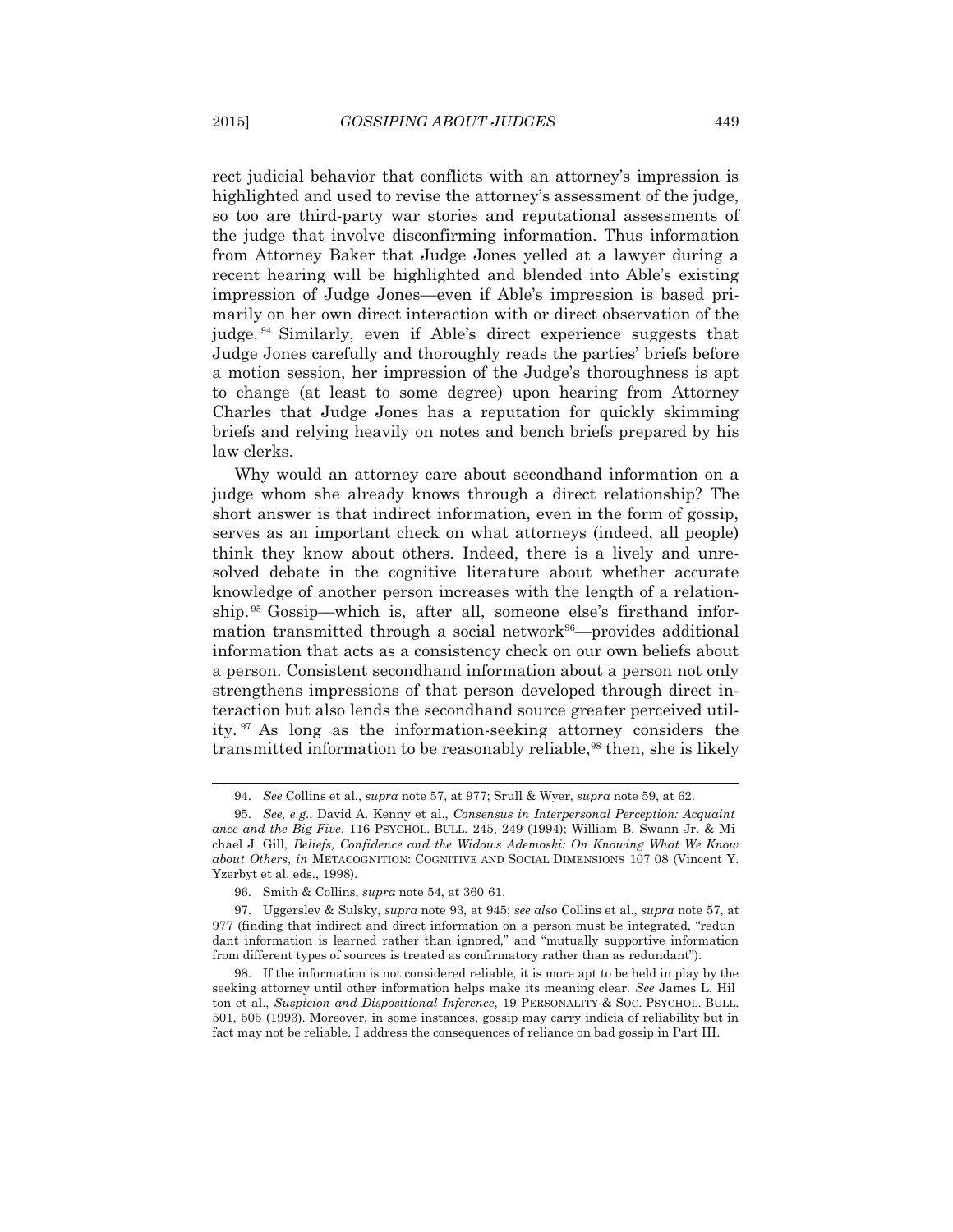rect judicial behavior that conflicts with an attorney's impression is highlighted and used to revise the attorney's assessment of the judge, so too are third-party war stories and reputational assessments of the judge that involve disconfirming information. Thus information from Attorney Baker that Judge Jones yelled at a lawyer during a recent hearing will be highlighted and blended into Able's existing impression of Judge Jones—even if Able's impression is based primarily on her own direct interaction with or direct observation of the judge.[94] Similarly, even if Able's direct experience suggests that Judge Jones carefully and thoroughly reads the parties' briefs before a motion session, her impression of the Judge's thoroughness is apt to change (at least to some degree) upon hearing from Attorney Charles that Judge Jones has a reputation for quickly skimming briefs and relying heavily on notes and bench briefs prepared by his law clerks.

Why would an attorney care about secondhand information on a judge whom she already knows through a direct relationship? The short answer is that indirect information, even in the form of gossip, serves as an important check on what attorneys (indeed, all people) think they know about others. Indeed, there is a lively and unresolved debate in the cognitive literature about whether accurate knowledge of another person increases with the length of a relationship.[95] Gossip—which is, after all, someone else's firsthand information transmitted through a social network[96]—provides additional information that acts as a consistency check on our own beliefs about a person. Consistent secondhand information about a person not only strengthens impressions of that person developed through direct interaction but also lends the secondhand source greater perceived utility.[97] As long as the information-seeking attorney considers the transmitted information to be reasonably reliable,[98] then, she is likely

---

94. *See* Collins et al., *supra* note 57, at 977; Srull & Wyer, *supra* note 59, at 62.

95. *See, e.g.*, David A. Kenny et al., *Consensus in Interpersonal Perception: Acquaintance and the Big Five*, 116 PSYCHOL. BULL. 245, 249 (1994); William B. Swann Jr. & Michael J. Gill, *Beliefs, Confidence and the Widows Ademoski: On Knowing What We Know about Others*, *in* METACOGNITION: COGNITIVE AND SOCIAL DIMENSIONS 107 08 (Vincent Y. Yzerbyt et al. eds., 1998).

96. Smith & Collins, *supra* note 54, at 360 61.

97. Uggerslev & Sulsky, *supra* note 93, at 945; *see also* Collins et al., *supra* note 57, at 977 (finding that indirect and direct information on a person must be integrated, "redundant information is learned rather than ignored," and "mutually supportive information from different types of sources is treated as confirmatory rather than as redundant").

98. If the information is not considered reliable, it is more apt to be held in play by the seeking attorney until other information helps make its meaning clear. *See* James L. Hilton et al., *Suspicion and Dispositional Inference*, 19 PERSONALITY & SOC. PSYCHOL. BULL. 501, 505 (1993). Moreover, in some instances, gossip may carry indicia of reliability but in fact may not be reliable. I address the consequences of reliance on bad gossip in Part III.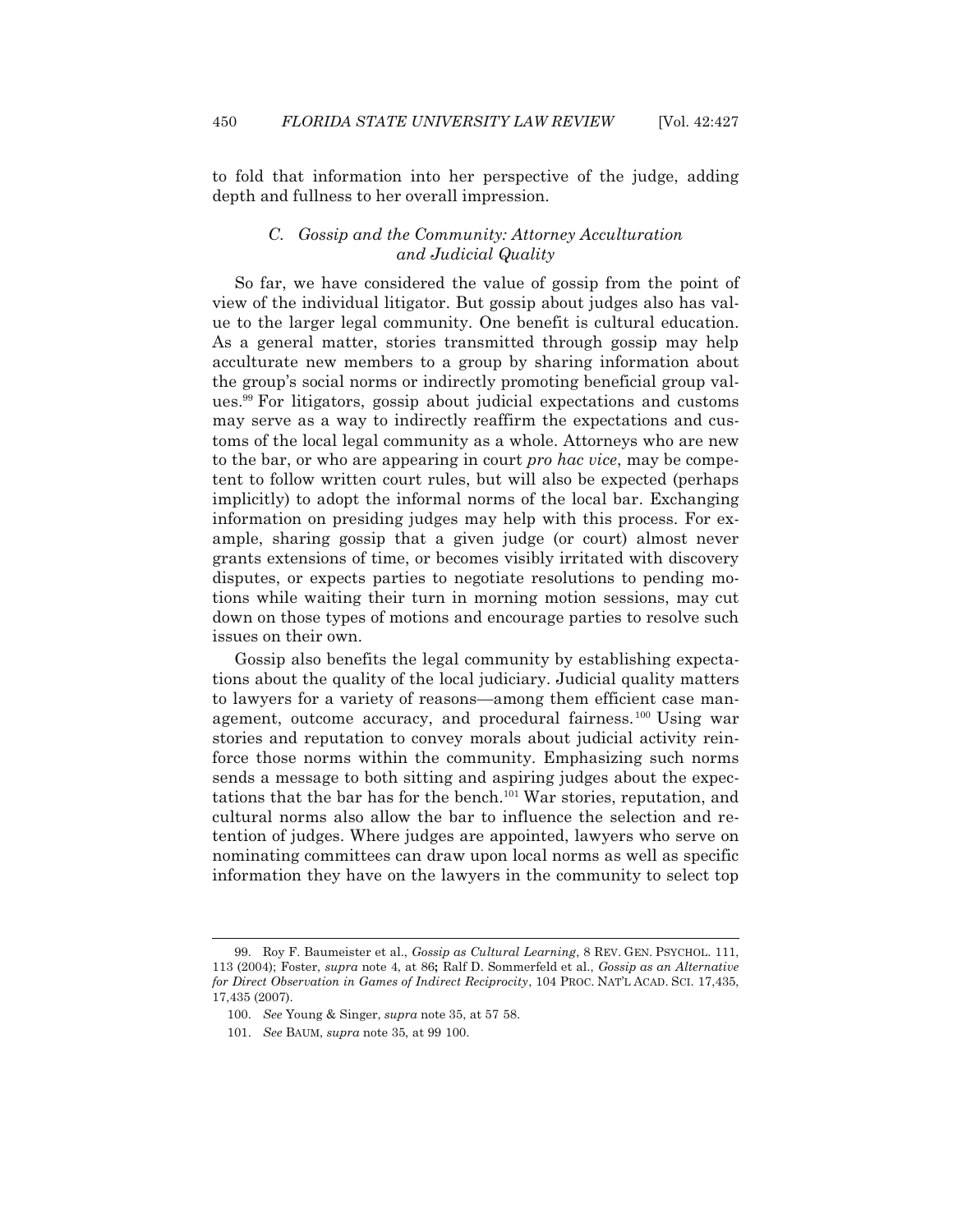to fold that information into her perspective of the judge, adding depth and fullness to her overall impression.

### C. Gossip and the Community: Attorney Acculturation and Judicial Quality

So far, we have considered the value of gossip from the point of view of the individual litigator. But gossip about judges also has value to the larger legal community. One benefit is cultural education. As a general matter, stories transmitted through gossip may help acculturate new members to a group by sharing information about the group's social norms or indirectly promoting beneficial group values.[99] For litigators, gossip about judicial expectations and customs may serve as a way to indirectly reaffirm the expectations and customs of the local legal community as a whole. Attorneys who are new to the bar, or who are appearing in court *pro hac vice*, may be competent to follow written court rules, but will also be expected (perhaps implicitly) to adopt the informal norms of the local bar. Exchanging information on presiding judges may help with this process. For example, sharing gossip that a given judge (or court) almost never grants extensions of time, or becomes visibly irritated with discovery disputes, or expects parties to negotiate resolutions to pending motions while waiting their turn in morning motion sessions, may cut down on those types of motions and encourage parties to resolve such issues on their own.

Gossip also benefits the legal community by establishing expectations about the quality of the local judiciary. Judicial quality matters to lawyers for a variety of reasons—among them efficient case management, outcome accuracy, and procedural fairness.[100] Using war stories and reputation to convey morals about judicial activity reinforce those norms within the community. Emphasizing such norms sends a message to both sitting and aspiring judges about the expectations that the bar has for the bench.[101] War stories, reputation, and cultural norms also allow the bar to influence the selection and retention of judges. Where judges are appointed, lawyers who serve on nominating committees can draw upon local norms as well as specific information they have on the lawyers in the community to select top

---

99. Roy F. Baumeister et al., *Gossip as Cultural Learning*, 8 REV. GEN. PSYCHOL. 111, 113 (2004); Foster, *supra* note 4, at 86**;** Ralf D. Sommerfeld et al., *Gossip as an Alternative for Direct Observation in Games of Indirect Reciprocity*, 104 PROC. NAT'L ACAD. SCI. 17,435, 17,435 (2007).

100. *See* Young & Singer, *supra* note 35, at 57 58.

101. *See* BAUM, *supra* note 35, at 99 100.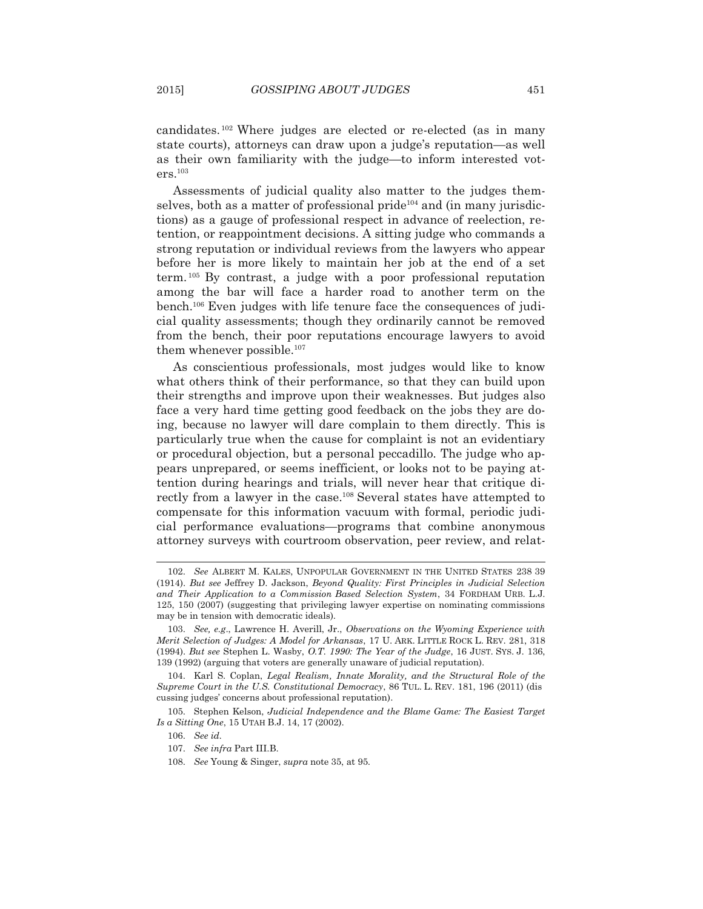candidates.[102] Where judges are elected or re-elected (as in many state courts), attorneys can draw upon a judge's reputation—as well as their own familiarity with the judge—to inform interested voters.[103]

Assessments of judicial quality also matter to the judges themselves, both as a matter of professional pride[104] and (in many jurisdictions) as a gauge of professional respect in advance of reelection, retention, or reappointment decisions. A sitting judge who commands a strong reputation or individual reviews from the lawyers who appear before her is more likely to maintain her job at the end of a set term.[105] By contrast, a judge with a poor professional reputation among the bar will face a harder road to another term on the bench.[106] Even judges with life tenure face the consequences of judicial quality assessments; though they ordinarily cannot be removed from the bench, their poor reputations encourage lawyers to avoid them whenever possible.[107]

As conscientious professionals, most judges would like to know what others think of their performance, so that they can build upon their strengths and improve upon their weaknesses. But judges also face a very hard time getting good feedback on the jobs they are doing, because no lawyer will dare complain to them directly. This is particularly true when the cause for complaint is not an evidentiary or procedural objection, but a personal peccadillo. The judge who appears unprepared, or seems inefficient, or looks not to be paying attention during hearings and trials, will never hear that critique directly from a lawyer in the case.[108] Several states have attempted to compensate for this information vacuum with formal, periodic judicial performance evaluations—programs that combine anonymous attorney surveys with courtroom observation, peer review, and relat-

---

102. *See* ALBERT M. KALES, UNPOPULAR GOVERNMENT IN THE UNITED STATES 238 39 (1914). *But see* Jeffrey D. Jackson, *Beyond Quality: First Principles in Judicial Selection and Their Application to a Commission Based Selection System*, 34 FORDHAM URB. L.J. 125, 150 (2007) (suggesting that privileging lawyer expertise on nominating commissions may be in tension with democratic ideals).

103. *See, e.g*., Lawrence H. Averill, Jr., *Observations on the Wyoming Experience with Merit Selection of Judges: A Model for Arkansas*, 17 U. ARK. LITTLE ROCK L. REV. 281, 318 (1994). *But see* Stephen L. Wasby, *O.T. 1990: The Year of the Judge*, 16 JUST. SYS. J. 136, 139 (1992) (arguing that voters are generally unaware of judicial reputation).

104. Karl S. Coplan, *Legal Realism, Innate Morality, and the Structural Role of the Supreme Court in the U.S. Constitutional Democracy*, 86 TUL. L. REV. 181, 196 (2011) (discussing judges' concerns about professional reputation).

105. Stephen Kelson, *Judicial Independence and the Blame Game: The Easiest Target Is a Sitting One*, 15 UTAH B.J. 14, 17 (2002).

106. *See id.*

107. *See infra* Part III.B.

108. *See* Young & Singer, *supra* note 35, at 95.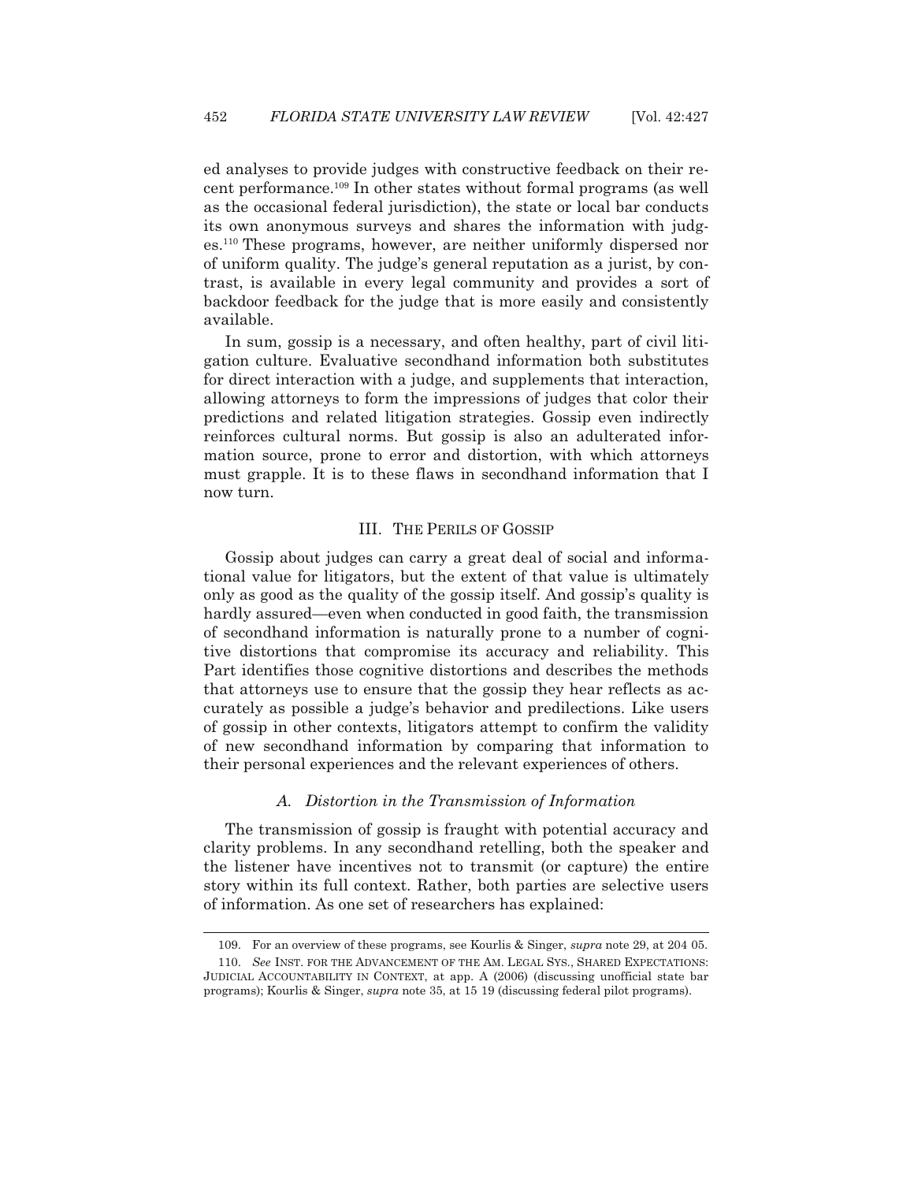ed analyses to provide judges with constructive feedback on their recent performance.[109] In other states without formal programs (as well as the occasional federal jurisdiction), the state or local bar conducts its own anonymous surveys and shares the information with judges.[110] These programs, however, are neither uniformly dispersed nor of uniform quality. The judge's general reputation as a jurist, by contrast, is available in every legal community and provides a sort of backdoor feedback for the judge that is more easily and consistently available.

In sum, gossip is a necessary, and often healthy, part of civil litigation culture. Evaluative secondhand information both substitutes for direct interaction with a judge, and supplements that interaction, allowing attorneys to form the impressions of judges that color their predictions and related litigation strategies. Gossip even indirectly reinforces cultural norms. But gossip is also an adulterated information source, prone to error and distortion, with which attorneys must grapple. It is to these flaws in secondhand information that I now turn.

## III. THE PERILS OF GOSSIP

Gossip about judges can carry a great deal of social and informational value for litigators, but the extent of that value is ultimately only as good as the quality of the gossip itself. And gossip's quality is hardly assured—even when conducted in good faith, the transmission of secondhand information is naturally prone to a number of cognitive distortions that compromise its accuracy and reliability. This Part identifies those cognitive distortions and describes the methods that attorneys use to ensure that the gossip they hear reflects as accurately as possible a judge's behavior and predilections. Like users of gossip in other contexts, litigators attempt to confirm the validity of new secondhand information by comparing that information to their personal experiences and the relevant experiences of others.

### *A. Distortion in the Transmission of Information*

The transmission of gossip is fraught with potential accuracy and clarity problems. In any secondhand retelling, both the speaker and the listener have incentives not to transmit (or capture) the entire story within its full context. Rather, both parties are selective users of information. As one set of researchers has explained:

---

109. For an overview of these programs, see Kourlis & Singer, *supra* note 29, at 204 05.

110. *See* INST. FOR THE ADVANCEMENT OF THE AM. LEGAL SYS., SHARED EXPECTATIONS: JUDICIAL ACCOUNTABILITY IN CONTEXT, at app. A (2006) (discussing unofficial state bar programs); Kourlis & Singer, *supra* note 35, at 15 19 (discussing federal pilot programs).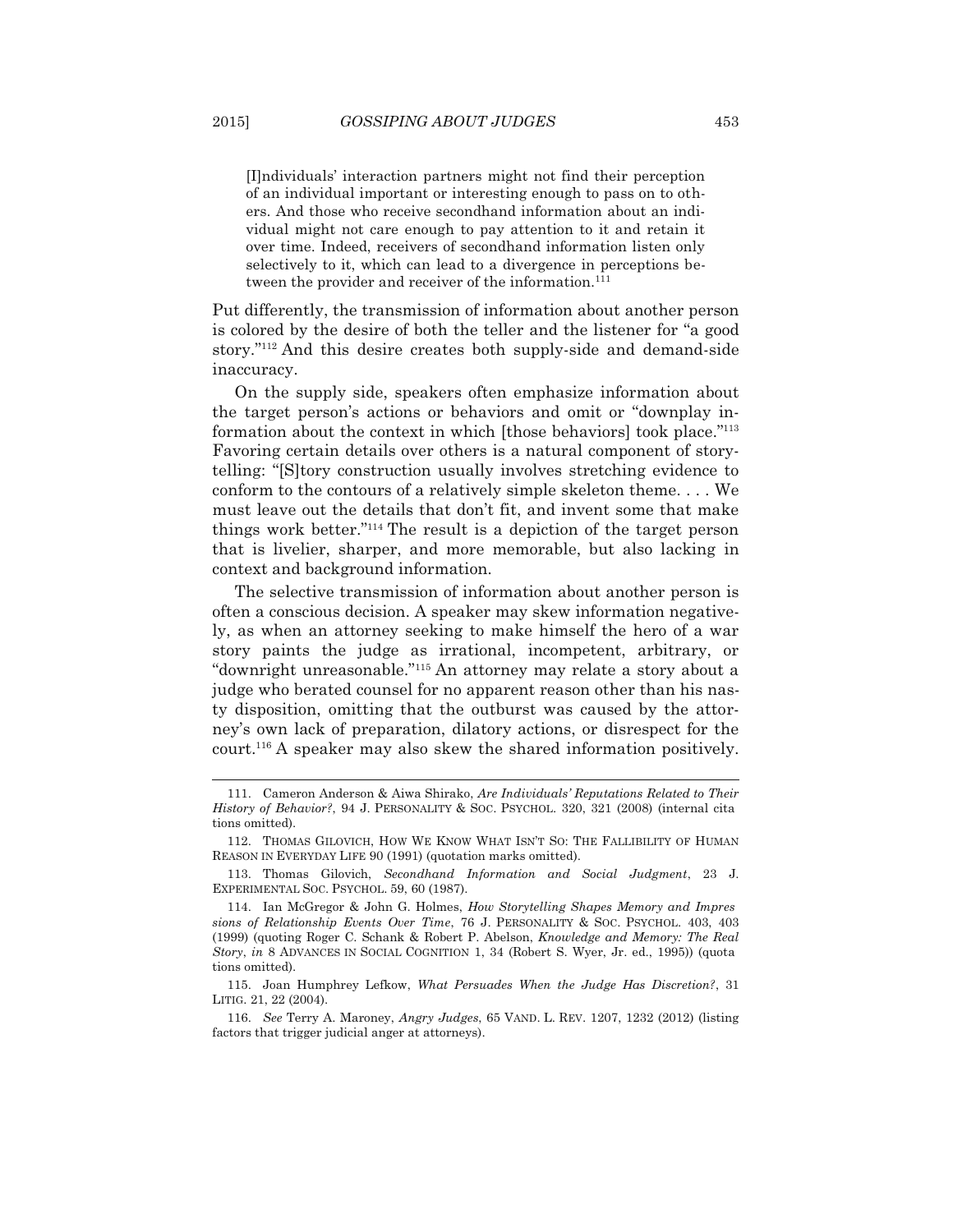> [I]ndividuals' interaction partners might not find their perception of an individual important or interesting enough to pass on to others. And those who receive secondhand information about an individual might not care enough to pay attention to it and retain it over time. Indeed, receivers of secondhand information listen only selectively to it, which can lead to a divergence in perceptions between the provider and receiver of the information.[111]

Put differently, the transmission of information about another person is colored by the desire of both the teller and the listener for "a good story."[112] And this desire creates both supply-side and demand-side inaccuracy.

On the supply side, speakers often emphasize information about the target person's actions or behaviors and omit or "downplay information about the context in which [those behaviors] took place."[113] Favoring certain details over others is a natural component of storytelling: "[S]tory construction usually involves stretching evidence to conform to the contours of a relatively simple skeleton theme. . . . We must leave out the details that don't fit, and invent some that make things work better."[114] The result is a depiction of the target person that is livelier, sharper, and more memorable, but also lacking in context and background information.

The selective transmission of information about another person is often a conscious decision. A speaker may skew information negatively, as when an attorney seeking to make himself the hero of a war story paints the judge as irrational, incompetent, arbitrary, or "downright unreasonable."[115] An attorney may relate a story about a judge who berated counsel for no apparent reason other than his nasty disposition, omitting that the outburst was caused by the attorney's own lack of preparation, dilatory actions, or disrespect for the court.[116] A speaker may also skew the shared information positively.

---

111. Cameron Anderson & Aiwa Shirako, *Are Individuals' Reputations Related to Their History of Behavior?*, 94 J. PERSONALITY & SOC. PSYCHOL. 320, 321 (2008) (internal citations omitted).

112. THOMAS GILOVICH, HOW WE KNOW WHAT ISN'T SO: THE FALLIBILITY OF HUMAN REASON IN EVERYDAY LIFE 90 (1991) (quotation marks omitted).

113. Thomas Gilovich, *Secondhand Information and Social Judgment*, 23 J. EXPERIMENTAL SOC. PSYCHOL. 59, 60 (1987).

114. Ian McGregor & John G. Holmes, *How Storytelling Shapes Memory and Impressions of Relationship Events Over Time*, 76 J. PERSONALITY & SOC. PSYCHOL. 403, 403 (1999) (quoting Roger C. Schank & Robert P. Abelson, *Knowledge and Memory: The Real Story*, *in* 8 ADVANCES IN SOCIAL COGNITION 1, 34 (Robert S. Wyer, Jr. ed., 1995)) (quotations omitted).

115. Joan Humphrey Lefkow, *What Persuades When the Judge Has Discretion?*, 31 LITIG. 21, 22 (2004).

116. *See* Terry A. Maroney, *Angry Judges*, 65 VAND. L. REV. 1207, 1232 (2012) (listing factors that trigger judicial anger at attorneys).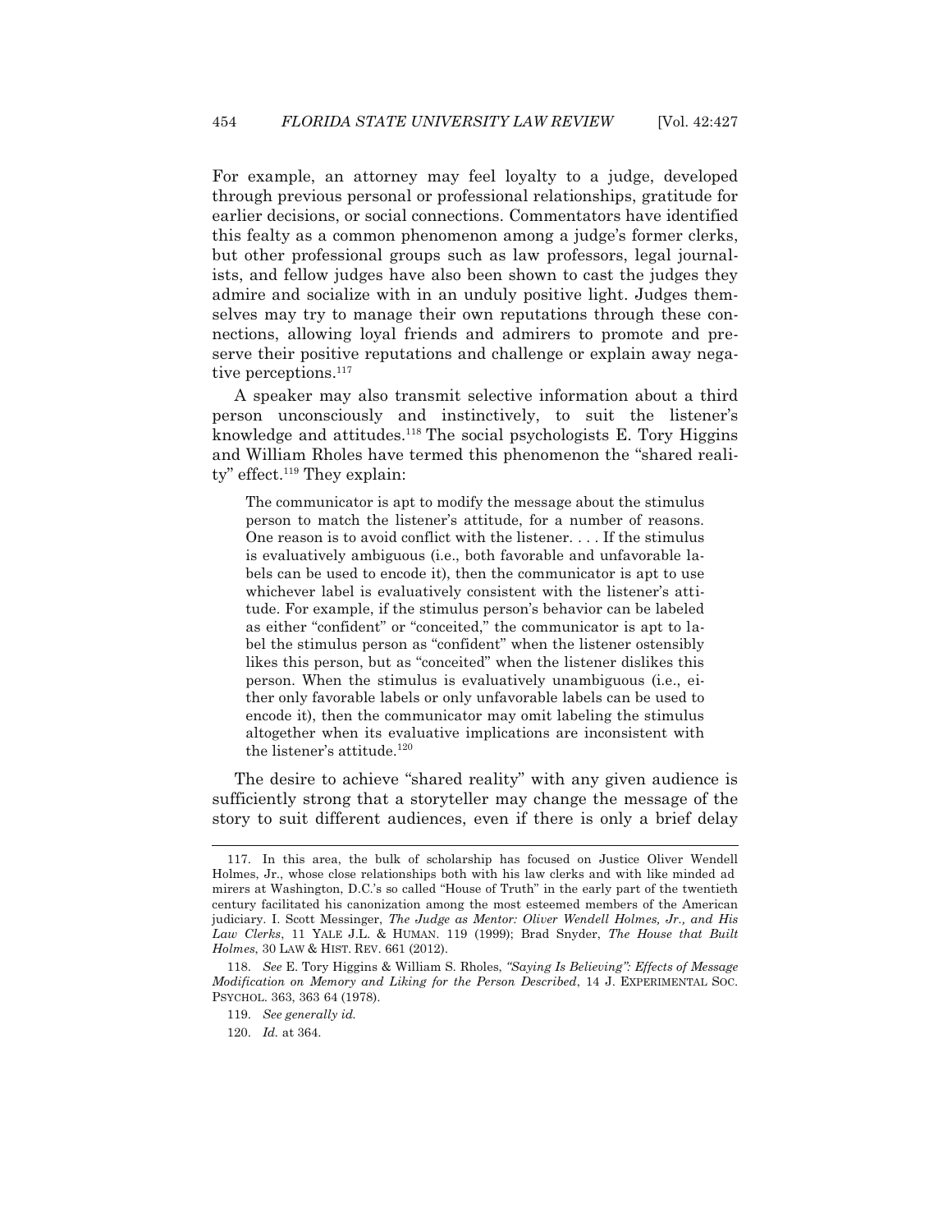For example, an attorney may feel loyalty to a judge, developed through previous personal or professional relationships, gratitude for earlier decisions, or social connections. Commentators have identified this fealty as a common phenomenon among a judge's former clerks, but other professional groups such as law professors, legal journalists, and fellow judges have also been shown to cast the judges they admire and socialize with in an unduly positive light. Judges themselves may try to manage their own reputations through these connections, allowing loyal friends and admirers to promote and preserve their positive reputations and challenge or explain away negative perceptions.[117]

A speaker may also transmit selective information about a third person unconsciously and instinctively, to suit the listener's knowledge and attitudes.[118] The social psychologists E. Tory Higgins and William Rholes have termed this phenomenon the "shared reality" effect.[119] They explain:

> The communicator is apt to modify the message about the stimulus person to match the listener's attitude, for a number of reasons. One reason is to avoid conflict with the listener. . . . If the stimulus is evaluatively ambiguous (i.e., both favorable and unfavorable labels can be used to encode it), then the communicator is apt to use whichever label is evaluatively consistent with the listener's attitude. For example, if the stimulus person's behavior can be labeled as either "confident" or "conceited," the communicator is apt to label the stimulus person as "confident" when the listener ostensibly likes this person, but as "conceited" when the listener dislikes this person. When the stimulus is evaluatively unambiguous (i.e., either only favorable labels or only unfavorable labels can be used to encode it), then the communicator may omit labeling the stimulus altogether when its evaluative implications are inconsistent with the listener's attitude.[120]

The desire to achieve "shared reality" with any given audience is sufficiently strong that a storyteller may change the message of the story to suit different audiences, even if there is only a brief delay

---

117. In this area, the bulk of scholarship has focused on Justice Oliver Wendell Holmes, Jr., whose close relationships both with his law clerks and with like minded ad mirers at Washington, D.C.'s so called "House of Truth" in the early part of the twentieth century facilitated his canonization among the most esteemed members of the American judiciary. I. Scott Messinger, *The Judge as Mentor: Oliver Wendell Holmes, Jr., and His Law Clerks*, 11 YALE J.L. & HUMAN. 119 (1999); Brad Snyder, *The House that Built Holmes*, 30 LAW & HIST. REV. 661 (2012).

118. *See* E. Tory Higgins & William S. Rholes, *"Saying Is Believing": Effects of Message Modification on Memory and Liking for the Person Described*, 14 J. EXPERIMENTAL SOC. PSYCHOL. 363, 363 64 (1978).

119. *See generally id.*

120. *Id.* at 364.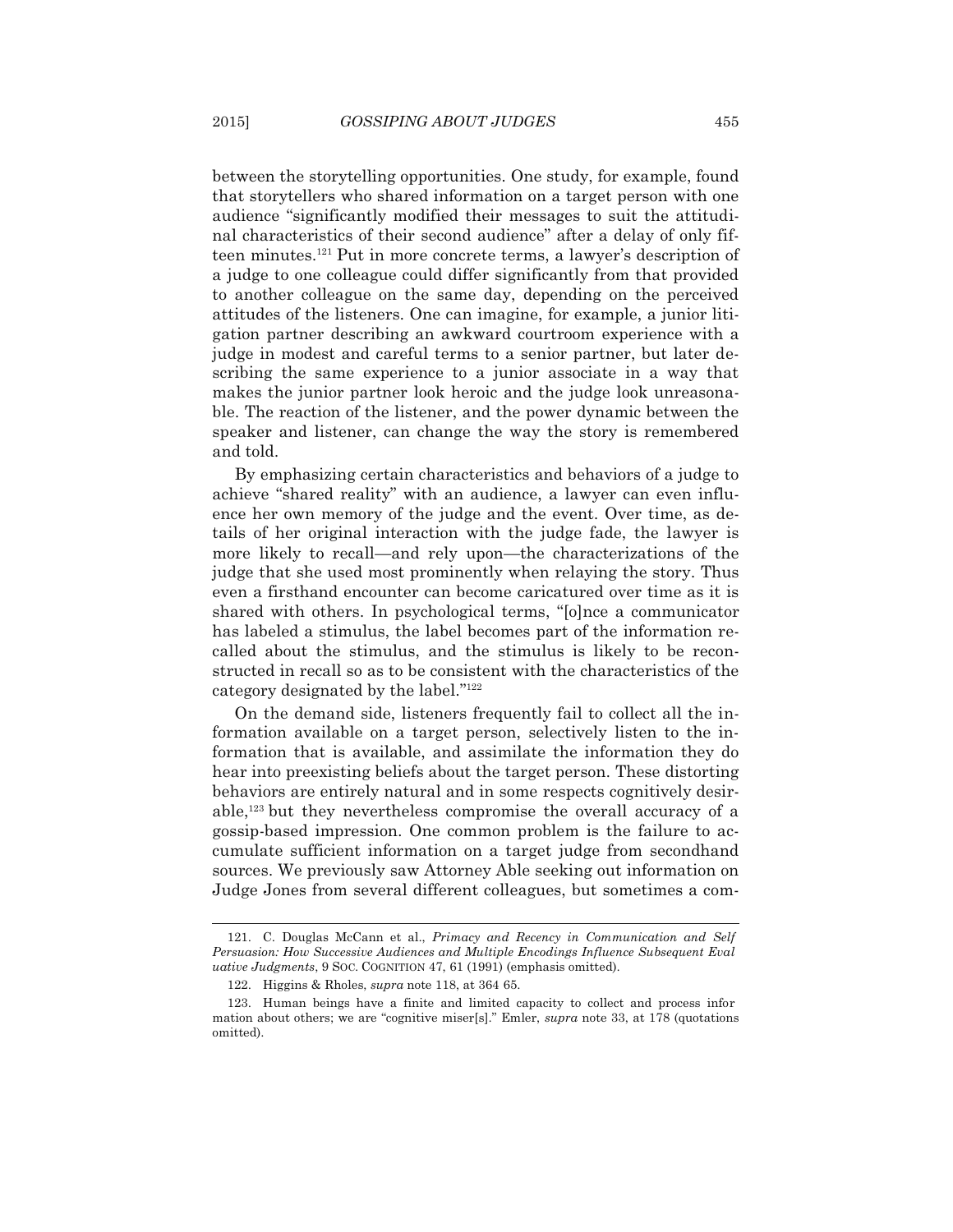between the storytelling opportunities. One study, for example, found that storytellers who shared information on a target person with one audience "significantly modified their messages to suit the attitudinal characteristics of their second audience" after a delay of only fifteen minutes.[121] Put in more concrete terms, a lawyer's description of a judge to one colleague could differ significantly from that provided to another colleague on the same day, depending on the perceived attitudes of the listeners. One can imagine, for example, a junior litigation partner describing an awkward courtroom experience with a judge in modest and careful terms to a senior partner, but later describing the same experience to a junior associate in a way that makes the junior partner look heroic and the judge look unreasonable. The reaction of the listener, and the power dynamic between the speaker and listener, can change the way the story is remembered and told.

By emphasizing certain characteristics and behaviors of a judge to achieve "shared reality" with an audience, a lawyer can even influence her own memory of the judge and the event. Over time, as details of her original interaction with the judge fade, the lawyer is more likely to recall—and rely upon—the characterizations of the judge that she used most prominently when relaying the story. Thus even a firsthand encounter can become caricatured over time as it is shared with others. In psychological terms, "[o]nce a communicator has labeled a stimulus, the label becomes part of the information recalled about the stimulus, and the stimulus is likely to be reconstructed in recall so as to be consistent with the characteristics of the category designated by the label."[122]

On the demand side, listeners frequently fail to collect all the information available on a target person, selectively listen to the information that is available, and assimilate the information they do hear into preexisting beliefs about the target person. These distorting behaviors are entirely natural and in some respects cognitively desirable,[123] but they nevertheless compromise the overall accuracy of a gossip-based impression. One common problem is the failure to accumulate sufficient information on a target judge from secondhand sources. We previously saw Attorney Able seeking out information on Judge Jones from several different colleagues, but sometimes a com-

---

121. C. Douglas McCann et al., *Primacy and Recency in Communication and Self Persuasion: How Successive Audiences and Multiple Encodings Influence Subsequent Evaluative Judgments*, 9 SOC. COGNITION 47, 61 (1991) (emphasis omitted).

122. Higgins & Rholes, *supra* note 118, at 364 65.

123. Human beings have a finite and limited capacity to collect and process information about others; we are "cognitive miser[s]." Emler, *supra* note 33, at 178 (quotations omitted).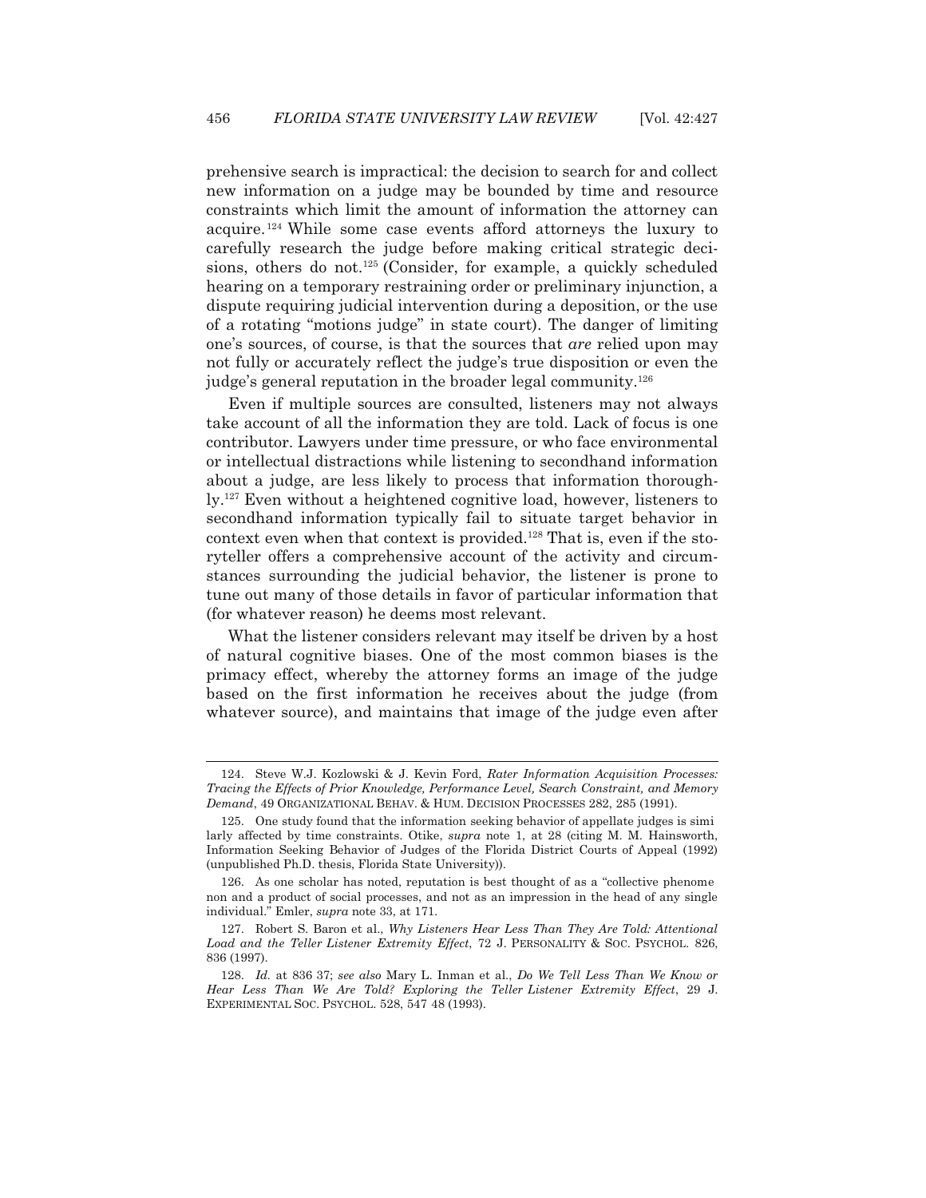prehensive search is impractical: the decision to search for and collect new information on a judge may be bounded by time and resource constraints which limit the amount of information the attorney can acquire.[124] While some case events afford attorneys the luxury to carefully research the judge before making critical strategic decisions, others do not.[125] (Consider, for example, a quickly scheduled hearing on a temporary restraining order or preliminary injunction, a dispute requiring judicial intervention during a deposition, or the use of a rotating "motions judge" in state court). The danger of limiting one's sources, of course, is that the sources that *are* relied upon may not fully or accurately reflect the judge's true disposition or even the judge's general reputation in the broader legal community.[126]

Even if multiple sources are consulted, listeners may not always take account of all the information they are told. Lack of focus is one contributor. Lawyers under time pressure, or who face environmental or intellectual distractions while listening to secondhand information about a judge, are less likely to process that information thoroughly.[127] Even without a heightened cognitive load, however, listeners to secondhand information typically fail to situate target behavior in context even when that context is provided.[128] That is, even if the storyteller offers a comprehensive account of the activity and circumstances surrounding the judicial behavior, the listener is prone to tune out many of those details in favor of particular information that (for whatever reason) he deems most relevant.

What the listener considers relevant may itself be driven by a host of natural cognitive biases. One of the most common biases is the primacy effect, whereby the attorney forms an image of the judge based on the first information he receives about the judge (from whatever source), and maintains that image of the judge even after

---

124. Steve W.J. Kozlowski & J. Kevin Ford, *Rater Information Acquisition Processes: Tracing the Effects of Prior Knowledge, Performance Level, Search Constraint, and Memory Demand*, 49 ORGANIZATIONAL BEHAV. & HUM. DECISION PROCESSES 282, 285 (1991).

125. One study found that the information seeking behavior of appellate judges is similarly affected by time constraints. Otike, *supra* note 1, at 28 (citing M. M. Hainsworth, Information Seeking Behavior of Judges of the Florida District Courts of Appeal (1992) (unpublished Ph.D. thesis, Florida State University)).

126. As one scholar has noted, reputation is best thought of as a "collective phenomenon and a product of social processes, and not as an impression in the head of any single individual." Emler, *supra* note 33, at 171.

127. Robert S. Baron et al., *Why Listeners Hear Less Than They Are Told: Attentional Load and the Teller Listener Extremity Effect*, 72 J. PERSONALITY & SOC. PSYCHOL. 826, 836 (1997).

128. *Id.* at 836 37; *see also* Mary L. Inman et al., *Do We Tell Less Than We Know or Hear Less Than We Are Told? Exploring the Teller Listener Extremity Effect*, 29 J. EXPERIMENTAL SOC. PSYCHOL. 528, 547 48 (1993).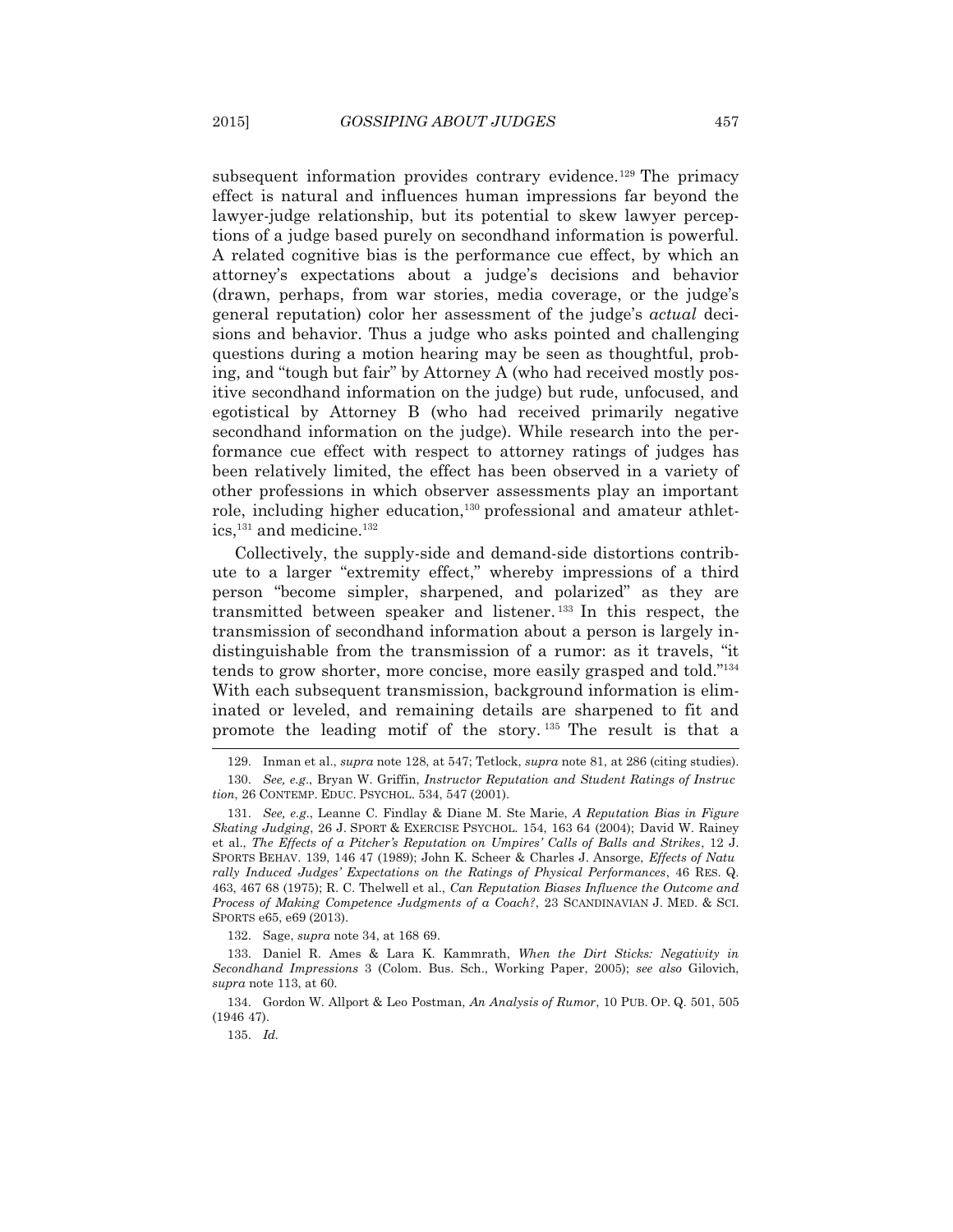subsequent information provides contrary evidence.[129] The primacy effect is natural and influences human impressions far beyond the lawyer-judge relationship, but its potential to skew lawyer perceptions of a judge based purely on secondhand information is powerful. A related cognitive bias is the performance cue effect, by which an attorney's expectations about a judge's decisions and behavior (drawn, perhaps, from war stories, media coverage, or the judge's general reputation) color her assessment of the judge's *actual* decisions and behavior. Thus a judge who asks pointed and challenging questions during a motion hearing may be seen as thoughtful, probing, and "tough but fair" by Attorney A (who had received mostly positive secondhand information on the judge) but rude, unfocused, and egotistical by Attorney B (who had received primarily negative secondhand information on the judge). While research into the performance cue effect with respect to attorney ratings of judges has been relatively limited, the effect has been observed in a variety of other professions in which observer assessments play an important role, including higher education,[130] professional and amateur athletics,[131] and medicine.[132]

Collectively, the supply-side and demand-side distortions contribute to a larger "extremity effect," whereby impressions of a third person "become simpler, sharpened, and polarized" as they are transmitted between speaker and listener.[133] In this respect, the transmission of secondhand information about a person is largely indistinguishable from the transmission of a rumor: as it travels, "it tends to grow shorter, more concise, more easily grasped and told."[134] With each subsequent transmission, background information is eliminated or leveled, and remaining details are sharpened to fit and promote the leading motif of the story.[135] The result is that a

---

129. Inman et al., *supra* note 128, at 547; Tetlock, *supra* note 81, at 286 (citing studies).

130. *See, e.g.*, Bryan W. Griffin, *Instructor Reputation and Student Ratings of Instruction*, 26 CONTEMP. EDUC. PSYCHOL. 534, 547 (2001).

131. *See, e.g.*, Leanne C. Findlay & Diane M. Ste Marie, *A Reputation Bias in Figure Skating Judging*, 26 J. SPORT & EXERCISE PSYCHOL. 154, 163 64 (2004); David W. Rainey et al., *The Effects of a Pitcher's Reputation on Umpires' Calls of Balls and Strikes*, 12 J. SPORTS BEHAV. 139, 146 47 (1989); John K. Scheer & Charles J. Ansorge, *Effects of Naturally Induced Judges' Expectations on the Ratings of Physical Performances*, 46 RES. Q. 463, 467 68 (1975); R. C. Thelwell et al., *Can Reputation Biases Influence the Outcome and Process of Making Competence Judgments of a Coach?*, 23 SCANDINAVIAN J. MED. & SCI. SPORTS e65, e69 (2013).

132. Sage, *supra* note 34, at 168 69.

133. Daniel R. Ames & Lara K. Kammrath, *When the Dirt Sticks: Negativity in Secondhand Impressions* 3 (Colom. Bus. Sch., Working Paper, 2005); *see also* Gilovich, *supra* note 113, at 60.

134. Gordon W. Allport & Leo Postman, *An Analysis of Rumor*, 10 PUB. OP. Q. 501, 505 (1946 47).

135. *Id.*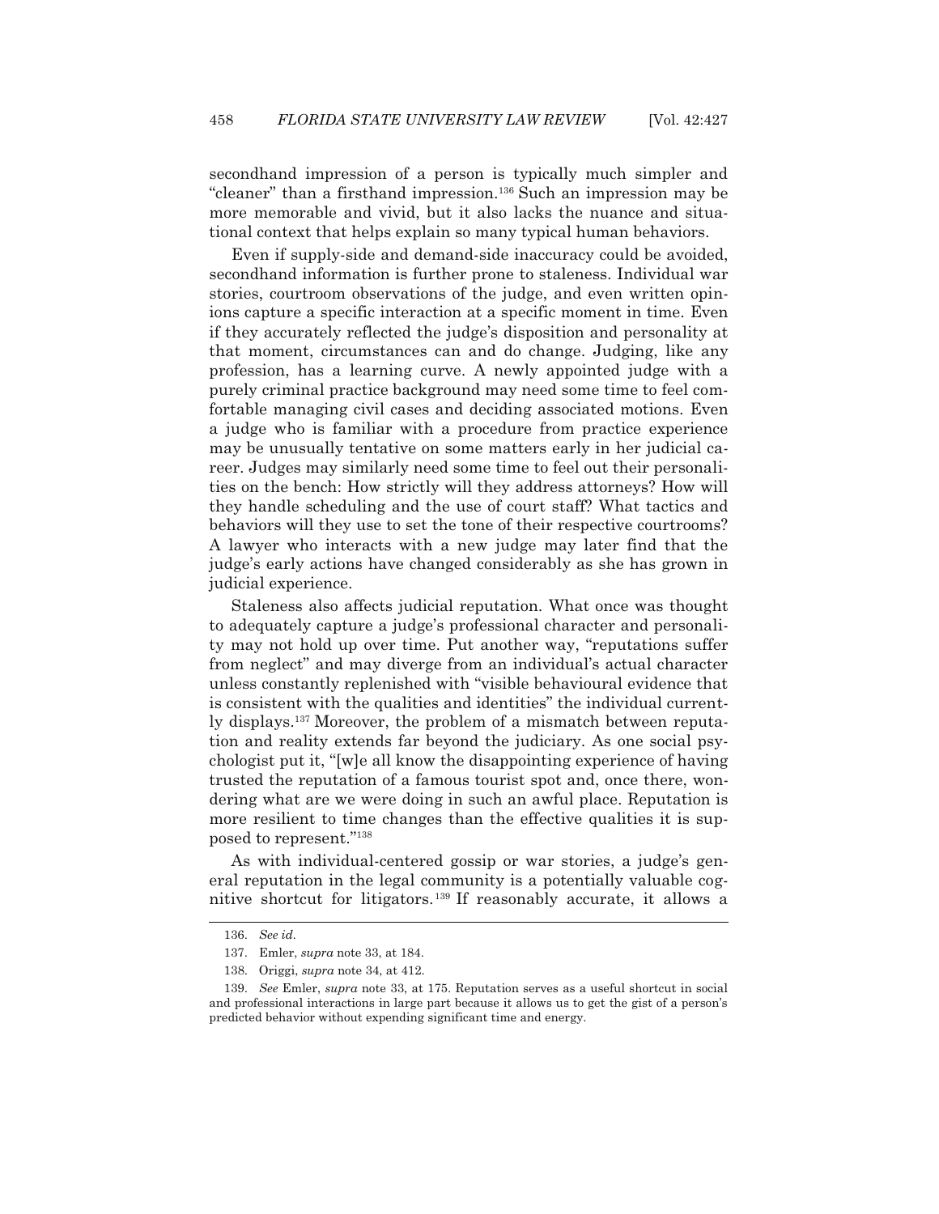secondhand impression of a person is typically much simpler and "cleaner" than a firsthand impression.[136] Such an impression may be more memorable and vivid, but it also lacks the nuance and situational context that helps explain so many typical human behaviors.

Even if supply-side and demand-side inaccuracy could be avoided, secondhand information is further prone to staleness. Individual war stories, courtroom observations of the judge, and even written opinions capture a specific interaction at a specific moment in time. Even if they accurately reflected the judge's disposition and personality at that moment, circumstances can and do change. Judging, like any profession, has a learning curve. A newly appointed judge with a purely criminal practice background may need some time to feel comfortable managing civil cases and deciding associated motions. Even a judge who is familiar with a procedure from practice experience may be unusually tentative on some matters early in her judicial career. Judges may similarly need some time to feel out their personalities on the bench: How strictly will they address attorneys? How will they handle scheduling and the use of court staff? What tactics and behaviors will they use to set the tone of their respective courtrooms? A lawyer who interacts with a new judge may later find that the judge's early actions have changed considerably as she has grown in judicial experience.

Staleness also affects judicial reputation. What once was thought to adequately capture a judge's professional character and personality may not hold up over time. Put another way, "reputations suffer from neglect" and may diverge from an individual's actual character unless constantly replenished with "visible behavioural evidence that is consistent with the qualities and identities" the individual currently displays.[137] Moreover, the problem of a mismatch between reputation and reality extends far beyond the judiciary. As one social psychologist put it, "[w]e all know the disappointing experience of having trusted the reputation of a famous tourist spot and, once there, wondering what are we were doing in such an awful place. Reputation is more resilient to time changes than the effective qualities it is supposed to represent."[138]

As with individual-centered gossip or war stories, a judge's general reputation in the legal community is a potentially valuable cognitive shortcut for litigators.[139] If reasonably accurate, it allows a

---

136. *See id.*

137. Emler, *supra* note 33, at 184.

138. Origgi, *supra* note 34, at 412.

139. *See* Emler, *supra* note 33, at 175. Reputation serves as a useful shortcut in social and professional interactions in large part because it allows us to get the gist of a person's predicted behavior without expending significant time and energy.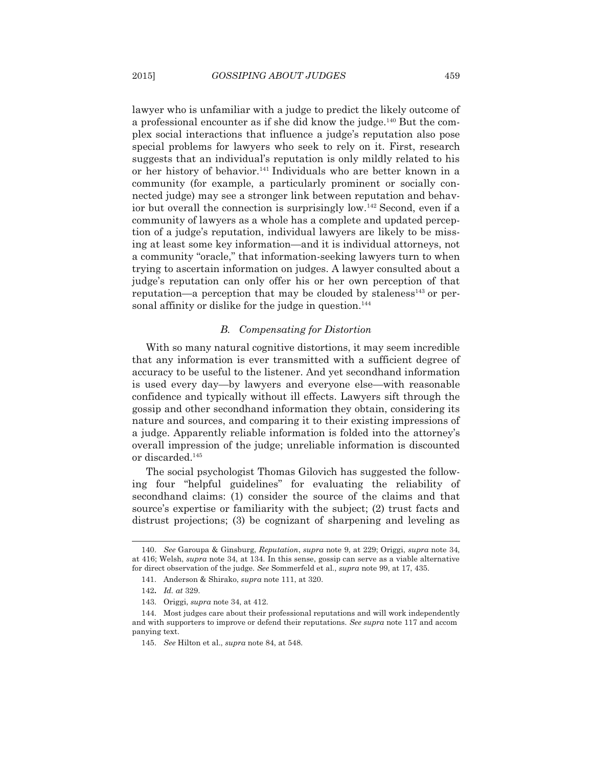lawyer who is unfamiliar with a judge to predict the likely outcome of a professional encounter as if she did know the judge.[140] But the complex social interactions that influence a judge's reputation also pose special problems for lawyers who seek to rely on it. First, research suggests that an individual's reputation is only mildly related to his or her history of behavior.[141] Individuals who are better known in a community (for example, a particularly prominent or socially connected judge) may see a stronger link between reputation and behavior but overall the connection is surprisingly low.[142] Second, even if a community of lawyers as a whole has a complete and updated perception of a judge's reputation, individual lawyers are likely to be missing at least some key information—and it is individual attorneys, not a community "oracle," that information-seeking lawyers turn to when trying to ascertain information on judges. A lawyer consulted about a judge's reputation can only offer his or her own perception of that reputation—a perception that may be clouded by staleness[143] or personal affinity or dislike for the judge in question.[144]

### *B. Compensating for Distortion*

With so many natural cognitive distortions, it may seem incredible that any information is ever transmitted with a sufficient degree of accuracy to be useful to the listener. And yet secondhand information is used every day—by lawyers and everyone else—with reasonable confidence and typically without ill effects. Lawyers sift through the gossip and other secondhand information they obtain, considering its nature and sources, and comparing it to their existing impressions of a judge. Apparently reliable information is folded into the attorney's overall impression of the judge; unreliable information is discounted or discarded.[145]

The social psychologist Thomas Gilovich has suggested the following four "helpful guidelines" for evaluating the reliability of secondhand claims: (1) consider the source of the claims and that source's expertise or familiarity with the subject; (2) trust facts and distrust projections; (3) be cognizant of sharpening and leveling as

---

140. *See* Garoupa & Ginsburg, *Reputation*, *supra* note 9, at 229; Origgi, *supra* note 34, at 416; Welsh, *supra* note 34, at 134. In this sense, gossip can serve as a viable alternative for direct observation of the judge. *See* Sommerfeld et al., *supra* note 99, at 17, 435.

141. Anderson & Shirako, *supra* note 111, at 320.

142. *Id. at* 329.

143. Origgi, *supra* note 34, at 412.

144. Most judges care about their professional reputations and will work independently and with supporters to improve or defend their reputations. *See supra* note 117 and accompanying text.

145. *See* Hilton et al., *supra* note 84, at 548.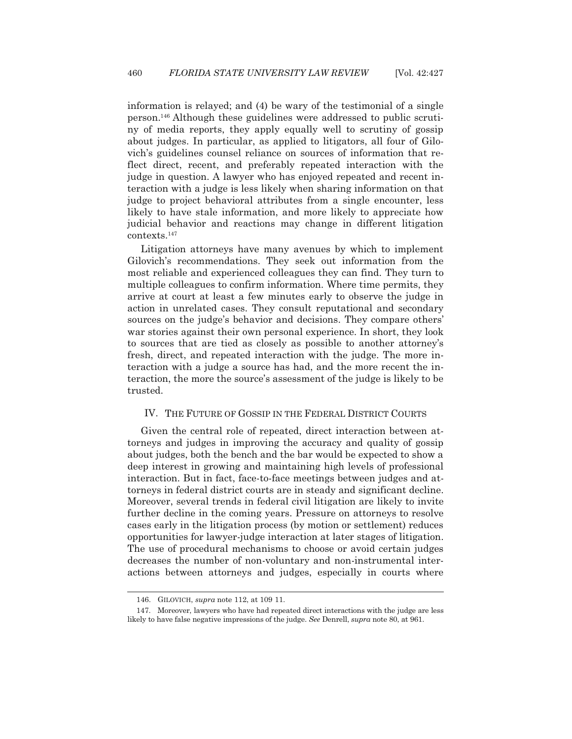information is relayed; and (4) be wary of the testimonial of a single person.[146] Although these guidelines were addressed to public scrutiny of media reports, they apply equally well to scrutiny of gossip about judges. In particular, as applied to litigators, all four of Gilovich's guidelines counsel reliance on sources of information that reflect direct, recent, and preferably repeated interaction with the judge in question. A lawyer who has enjoyed repeated and recent interaction with a judge is less likely when sharing information on that judge to project behavioral attributes from a single encounter, less likely to have stale information, and more likely to appreciate how judicial behavior and reactions may change in different litigation contexts.[147]

Litigation attorneys have many avenues by which to implement Gilovich's recommendations. They seek out information from the most reliable and experienced colleagues they can find. They turn to multiple colleagues to confirm information. Where time permits, they arrive at court at least a few minutes early to observe the judge in action in unrelated cases. They consult reputational and secondary sources on the judge's behavior and decisions. They compare others' war stories against their own personal experience. In short, they look to sources that are tied as closely as possible to another attorney's fresh, direct, and repeated interaction with the judge. The more interaction with a judge a source has had, and the more recent the interaction, the more the source's assessment of the judge is likely to be trusted.

## IV. THE FUTURE OF GOSSIP IN THE FEDERAL DISTRICT COURTS

Given the central role of repeated, direct interaction between attorneys and judges in improving the accuracy and quality of gossip about judges, both the bench and the bar would be expected to show a deep interest in growing and maintaining high levels of professional interaction. But in fact, face-to-face meetings between judges and attorneys in federal district courts are in steady and significant decline. Moreover, several trends in federal civil litigation are likely to invite further decline in the coming years. Pressure on attorneys to resolve cases early in the litigation process (by motion or settlement) reduces opportunities for lawyer-judge interaction at later stages of litigation. The use of procedural mechanisms to choose or avoid certain judges decreases the number of non-voluntary and non-instrumental interactions between attorneys and judges, especially in courts where

146. GILOVICH, *supra* note 112, at 109 11.

147. Moreover, lawyers who have had repeated direct interactions with the judge are less likely to have false negative impressions of the judge. *See* Denrell, *supra* note 80, at 961.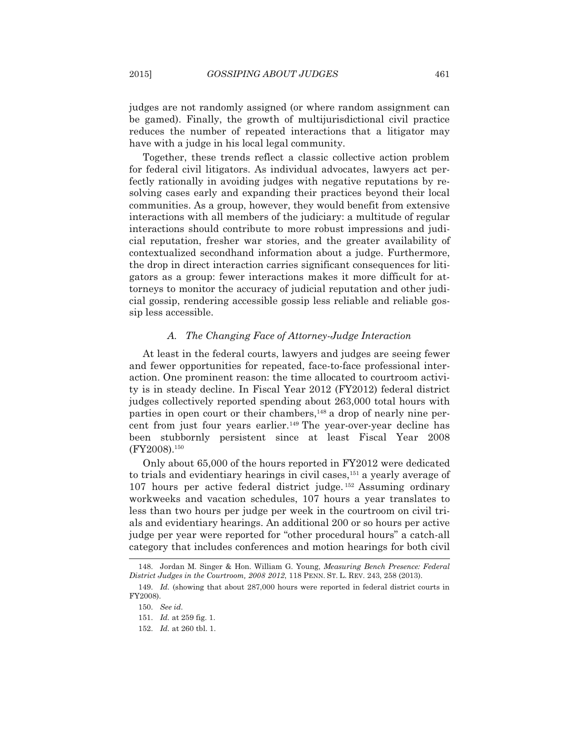judges are not randomly assigned (or where random assignment can be gamed). Finally, the growth of multijurisdictional civil practice reduces the number of repeated interactions that a litigator may have with a judge in his local legal community.

Together, these trends reflect a classic collective action problem for federal civil litigators. As individual advocates, lawyers act perfectly rationally in avoiding judges with negative reputations by resolving cases early and expanding their practices beyond their local communities. As a group, however, they would benefit from extensive interactions with all members of the judiciary: a multitude of regular interactions should contribute to more robust impressions and judicial reputation, fresher war stories, and the greater availability of contextualized secondhand information about a judge. Furthermore, the drop in direct interaction carries significant consequences for litigators as a group: fewer interactions makes it more difficult for attorneys to monitor the accuracy of judicial reputation and other judicial gossip, rendering accessible gossip less reliable and reliable gossip less accessible.

### *A. The Changing Face of Attorney-Judge Interaction*

At least in the federal courts, lawyers and judges are seeing fewer and fewer opportunities for repeated, face-to-face professional interaction. One prominent reason: the time allocated to courtroom activity is in steady decline. In Fiscal Year 2012 (FY2012) federal district judges collectively reported spending about 263,000 total hours with parties in open court or their chambers,[148] a drop of nearly nine percent from just four years earlier.[149] The year-over-year decline has been stubbornly persistent since at least Fiscal Year 2008 (FY2008).[150]

Only about 65,000 of the hours reported in FY2012 were dedicated to trials and evidentiary hearings in civil cases,[151] a yearly average of 107 hours per active federal district judge.[152] Assuming ordinary workweeks and vacation schedules, 107 hours a year translates to less than two hours per judge per week in the courtroom on civil trials and evidentiary hearings. An additional 200 or so hours per active judge per year were reported for "other procedural hours" a catch-all category that includes conferences and motion hearings for both civil

---

148. Jordan M. Singer & Hon. William G. Young, *Measuring Bench Presence: Federal District Judges in the Courtroom, 2008 2012*, 118 PENN. ST. L. REV. 243, 258 (2013).

149. *Id.* (showing that about 287,000 hours were reported in federal district courts in FY2008).

150. *See id.*

151. *Id.* at 259 fig. 1.

152. *Id.* at 260 tbl. 1.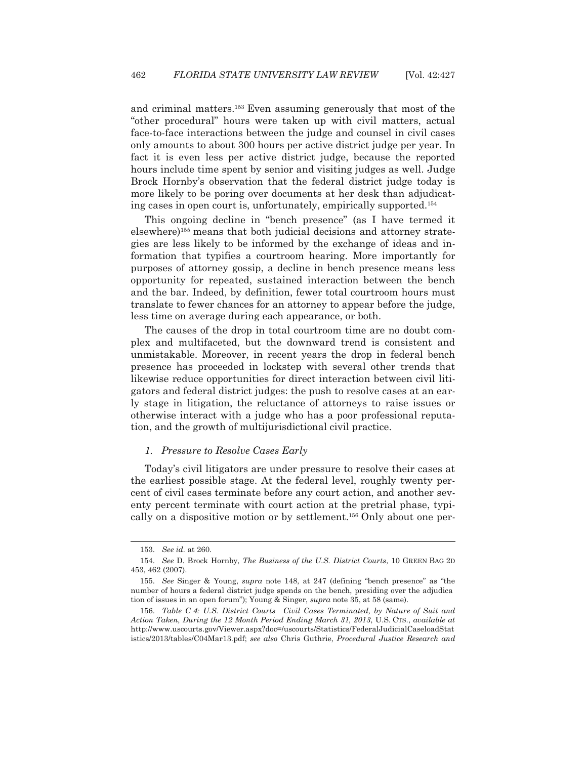and criminal matters.[153] Even assuming generously that most of the "other procedural" hours were taken up with civil matters, actual face-to-face interactions between the judge and counsel in civil cases only amounts to about 300 hours per active district judge per year. In fact it is even less per active district judge, because the reported hours include time spent by senior and visiting judges as well. Judge Brock Hornby's observation that the federal district judge today is more likely to be poring over documents at her desk than adjudicating cases in open court is, unfortunately, empirically supported.[154]

This ongoing decline in "bench presence" (as I have termed it elsewhere)[155] means that both judicial decisions and attorney strategies are less likely to be informed by the exchange of ideas and information that typifies a courtroom hearing. More importantly for purposes of attorney gossip, a decline in bench presence means less opportunity for repeated, sustained interaction between the bench and the bar. Indeed, by definition, fewer total courtroom hours must translate to fewer chances for an attorney to appear before the judge, less time on average during each appearance, or both.

The causes of the drop in total courtroom time are no doubt complex and multifaceted, but the downward trend is consistent and unmistakable. Moreover, in recent years the drop in federal bench presence has proceeded in lockstep with several other trends that likewise reduce opportunities for direct interaction between civil litigators and federal district judges: the push to resolve cases at an early stage in litigation, the reluctance of attorneys to raise issues or otherwise interact with a judge who has a poor professional reputation, and the growth of multijurisdictional civil practice.

### *1. Pressure to Resolve Cases Early*

Today's civil litigators are under pressure to resolve their cases at the earliest possible stage. At the federal level, roughly twenty percent of civil cases terminate before any court action, and another seventy percent terminate with court action at the pretrial phase, typically on a dispositive motion or by settlement.[156] Only about one per-

---

153. *See id.* at 260.

154. *See* D. Brock Hornby, *The Business of the U.S. District Courts*, 10 GREEN BAG 2D 453, 462 (2007).

155. *See* Singer & Young, *supra* note 148, at 247 (defining "bench presence" as "the number of hours a federal district judge spends on the bench, presiding over the adjudica tion of issues in an open forum"); Young & Singer, *supra* note 35, at 58 (same).

156. *Table C 4: U.S. District Courts Civil Cases Terminated, by Nature of Suit and Action Taken, During the 12 Month Period Ending March 31, 2013*, U.S. CTS., *available at* http://www.uscourts.gov/Viewer.aspx?doc=/uscourts/Statistics/FederalJudicialCaseloadStatistics/2013/tables/C04Mar13.pdf; *see also* Chris Guthrie, *Procedural Justice Research and*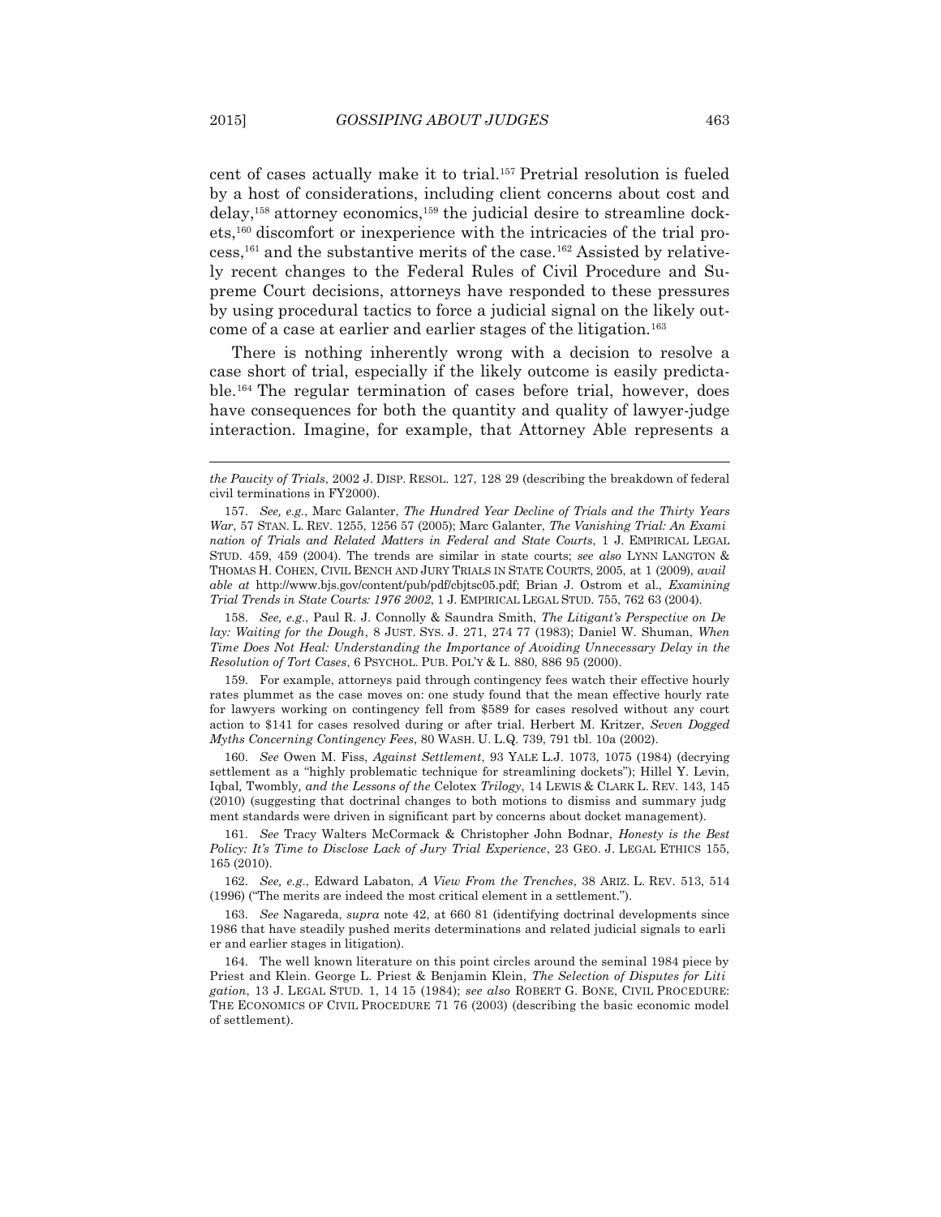cent of cases actually make it to trial.[157] Pretrial resolution is fueled by a host of considerations, including client concerns about cost and delay,[158] attorney economics,[159] the judicial desire to streamline dockets,[160] discomfort or inexperience with the intricacies of the trial process,[161] and the substantive merits of the case.[162] Assisted by relatively recent changes to the Federal Rules of Civil Procedure and Supreme Court decisions, attorneys have responded to these pressures by using procedural tactics to force a judicial signal on the likely outcome of a case at earlier and earlier stages of the litigation.[163]

There is nothing inherently wrong with a decision to resolve a case short of trial, especially if the likely outcome is easily predictable.[164] The regular termination of cases before trial, however, does have consequences for both the quantity and quality of lawyer-judge interaction. Imagine, for example, that Attorney Able represents a

---

*the Paucity of Trials*, 2002 J. DISP. RESOL. 127, 128 29 (describing the breakdown of federal civil terminations in FY2000).

157. *See, e.g.*, Marc Galanter, *The Hundred Year Decline of Trials and the Thirty Years War*, 57 STAN. L. REV. 1255, 1256 57 (2005); Marc Galanter, *The Vanishing Trial: An Examination of Trials and Related Matters in Federal and State Courts*, 1 J. EMPIRICAL LEGAL STUD. 459, 459 (2004). The trends are similar in state courts; *see also* LYNN LANGTON & THOMAS H. COHEN, CIVIL BENCH AND JURY TRIALS IN STATE COURTS, 2005, at 1 (2009), *available at* http://www.bjs.gov/content/pub/pdf/cbjtsc05.pdf; Brian J. Ostrom et al., *Examining Trial Trends in State Courts: 1976 2002*, 1 J. EMPIRICAL LEGAL STUD. 755, 762 63 (2004).

158. *See, e.g.*, Paul R. J. Connolly & Saundra Smith, *The Litigant's Perspective on Delay: Waiting for the Dough*, 8 JUST. SYS. J. 271, 274 77 (1983); Daniel W. Shuman, *When Time Does Not Heal: Understanding the Importance of Avoiding Unnecessary Delay in the Resolution of Tort Cases*, 6 PSYCHOL. PUB. POL'Y & L. 880, 886 95 (2000).

159. For example, attorneys paid through contingency fees watch their effective hourly rates plummet as the case moves on: one study found that the mean effective hourly rate for lawyers working on contingency fell from $589 for cases resolved without any court action to $141 for cases resolved during or after trial. Herbert M. Kritzer, *Seven Dogged Myths Concerning Contingency Fees*, 80 WASH. U. L.Q. 739, 791 tbl. 10a (2002).

160. *See* Owen M. Fiss, *Against Settlement*, 93 YALE L.J. 1073, 1075 (1984) (decrying settlement as a "highly problematic technique for streamlining dockets"); Hillel Y. Levin, *Iqbal, Twombly, and the Lessons of the Celotex Trilogy*, 14 LEWIS & CLARK L. REV. 143, 145 (2010) (suggesting that doctrinal changes to both motions to dismiss and summary judgment standards were driven in significant part by concerns about docket management).

161. *See* Tracy Walters McCormack & Christopher John Bodnar, *Honesty is the Best Policy: It's Time to Disclose Lack of Jury Trial Experience*, 23 GEO. J. LEGAL ETHICS 155, 165 (2010).

162. *See, e.g.*, Edward Labaton, *A View From the Trenches*, 38 ARIZ. L. REV. 513, 514 (1996) ("The merits are indeed the most critical element in a settlement.").

163. *See* Nagareda, *supra* note 42, at 660 81 (identifying doctrinal developments since 1986 that have steadily pushed merits determinations and related judicial signals to earlier and earlier stages in litigation).

164. The well known literature on this point circles around the seminal 1984 piece by Priest and Klein. George L. Priest & Benjamin Klein, *The Selection of Disputes for Litigation*, 13 J. LEGAL STUD. 1, 14 15 (1984); *see also* ROBERT G. BONE, CIVIL PROCEDURE: THE ECONOMICS OF CIVIL PROCEDURE 71 76 (2003) (describing the basic economic model of settlement).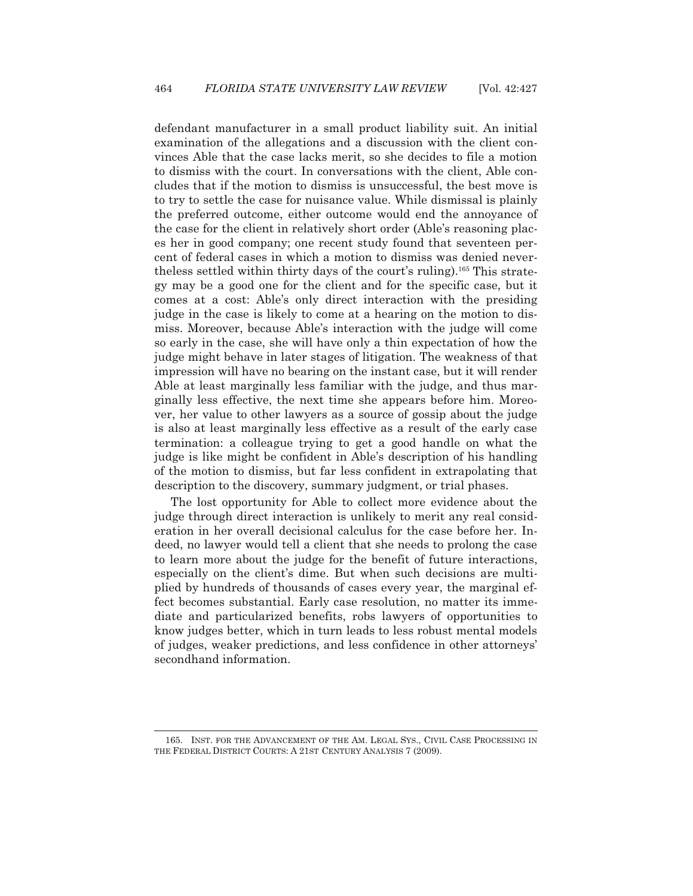defendant manufacturer in a small product liability suit. An initial examination of the allegations and a discussion with the client convinces Able that the case lacks merit, so she decides to file a motion to dismiss with the court. In conversations with the client, Able concludes that if the motion to dismiss is unsuccessful, the best move is to try to settle the case for nuisance value. While dismissal is plainly the preferred outcome, either outcome would end the annoyance of the case for the client in relatively short order (Able's reasoning places her in good company; one recent study found that seventeen percent of federal cases in which a motion to dismiss was denied nevertheless settled within thirty days of the court's ruling).[165] This strategy may be a good one for the client and for the specific case, but it comes at a cost: Able's only direct interaction with the presiding judge in the case is likely to come at a hearing on the motion to dismiss. Moreover, because Able's interaction with the judge will come so early in the case, she will have only a thin expectation of how the judge might behave in later stages of litigation. The weakness of that impression will have no bearing on the instant case, but it will render Able at least marginally less familiar with the judge, and thus marginally less effective, the next time she appears before him. Moreover, her value to other lawyers as a source of gossip about the judge is also at least marginally less effective as a result of the early case termination: a colleague trying to get a good handle on what the judge is like might be confident in Able's description of his handling of the motion to dismiss, but far less confident in extrapolating that description to the discovery, summary judgment, or trial phases.

The lost opportunity for Able to collect more evidence about the judge through direct interaction is unlikely to merit any real consideration in her overall decisional calculus for the case before her. Indeed, no lawyer would tell a client that she needs to prolong the case to learn more about the judge for the benefit of future interactions, especially on the client's dime. But when such decisions are multiplied by hundreds of thousands of cases every year, the marginal effect becomes substantial. Early case resolution, no matter its immediate and particularized benefits, robs lawyers of opportunities to know judges better, which in turn leads to less robust mental models of judges, weaker predictions, and less confidence in other attorneys' secondhand information.

---

165. INST. FOR THE ADVANCEMENT OF THE AM. LEGAL SYS., CIVIL CASE PROCESSING IN THE FEDERAL DISTRICT COURTS: A 21ST CENTURY ANALYSIS 7 (2009).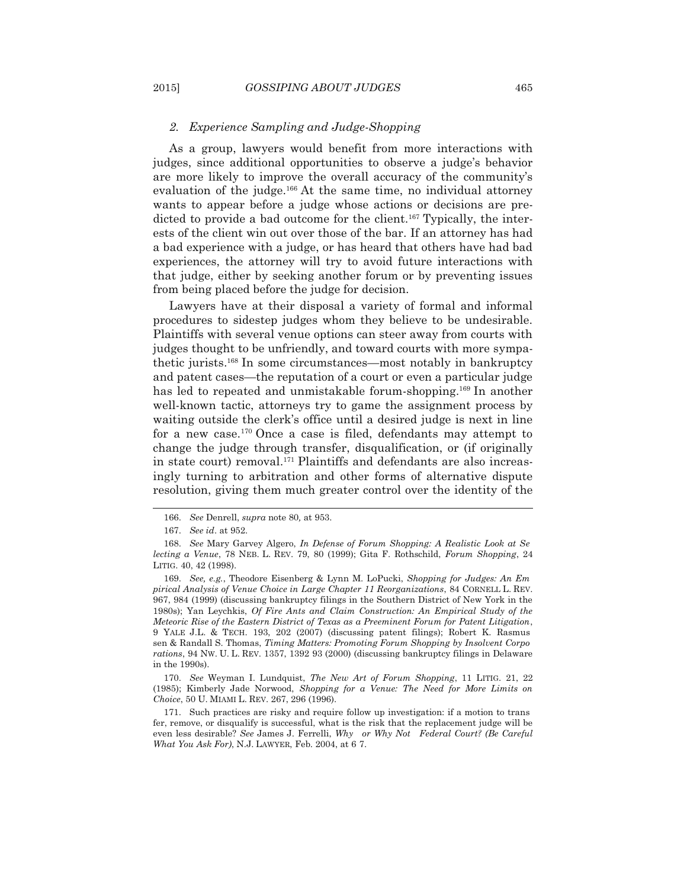### 2. *Experience Sampling and Judge-Shopping*

As a group, lawyers would benefit from more interactions with judges, since additional opportunities to observe a judge's behavior are more likely to improve the overall accuracy of the community's evaluation of the judge.[166] At the same time, no individual attorney wants to appear before a judge whose actions or decisions are predicted to provide a bad outcome for the client.[167] Typically, the interests of the client win out over those of the bar. If an attorney has had a bad experience with a judge, or has heard that others have had bad experiences, the attorney will try to avoid future interactions with that judge, either by seeking another forum or by preventing issues from being placed before the judge for decision.

Lawyers have at their disposal a variety of formal and informal procedures to sidestep judges whom they believe to be undesirable. Plaintiffs with several venue options can steer away from courts with judges thought to be unfriendly, and toward courts with more sympathetic jurists.[168] In some circumstances—most notably in bankruptcy and patent cases—the reputation of a court or even a particular judge has led to repeated and unmistakable forum-shopping.[169] In another well-known tactic, attorneys try to game the assignment process by waiting outside the clerk's office until a desired judge is next in line for a new case.[170] Once a case is filed, defendants may attempt to change the judge through transfer, disqualification, or (if originally in state court) removal.[171] Plaintiffs and defendants are also increasingly turning to arbitration and other forms of alternative dispute resolution, giving them much greater control over the identity of the

---

166. *See* Denrell, *supra* note 80, at 953.

167. *See id*. at 952.

168. *See* Mary Garvey Algero, *In Defense of Forum Shopping: A Realistic Look at Selecting a Venue*, 78 NEB. L. REV. 79, 80 (1999); Gita F. Rothschild, *Forum Shopping*, 24 LITIG. 40, 42 (1998).

169. *See, e.g.*, Theodore Eisenberg & Lynn M. LoPucki, *Shopping for Judges: An Empirical Analysis of Venue Choice in Large Chapter 11 Reorganizations*, 84 CORNELL L. REV. 967, 984 (1999) (discussing bankruptcy filings in the Southern District of New York in the 1980s); Yan Leychkis, *Of Fire Ants and Claim Construction: An Empirical Study of the Meteoric Rise of the Eastern District of Texas as a Preeminent Forum for Patent Litigation*, 9 YALE J.L. & TECH. 193, 202 (2007) (discussing patent filings); Robert K. Rasmussen & Randall S. Thomas, *Timing Matters: Promoting Forum Shopping by Insolvent Corporations*, 94 NW. U. L. REV. 1357, 1392 93 (2000) (discussing bankruptcy filings in Delaware in the 1990s).

170. *See* Weyman I. Lundquist, *The New Art of Forum Shopping*, 11 LITIG. 21, 22 (1985); Kimberly Jade Norwood, *Shopping for a Venue: The Need for More Limits on Choice*, 50 U. MIAMI L. REV. 267, 296 (1996).

171. Such practices are risky and require follow up investigation: if a motion to transfer, remove, or disqualify is successful, what is the risk that the replacement judge will be even less desirable? *See* James J. Ferrelli, *Why or Why Not Federal Court? (Be Careful What You Ask For)*, N.J. LAWYER, Feb. 2004, at 6 7.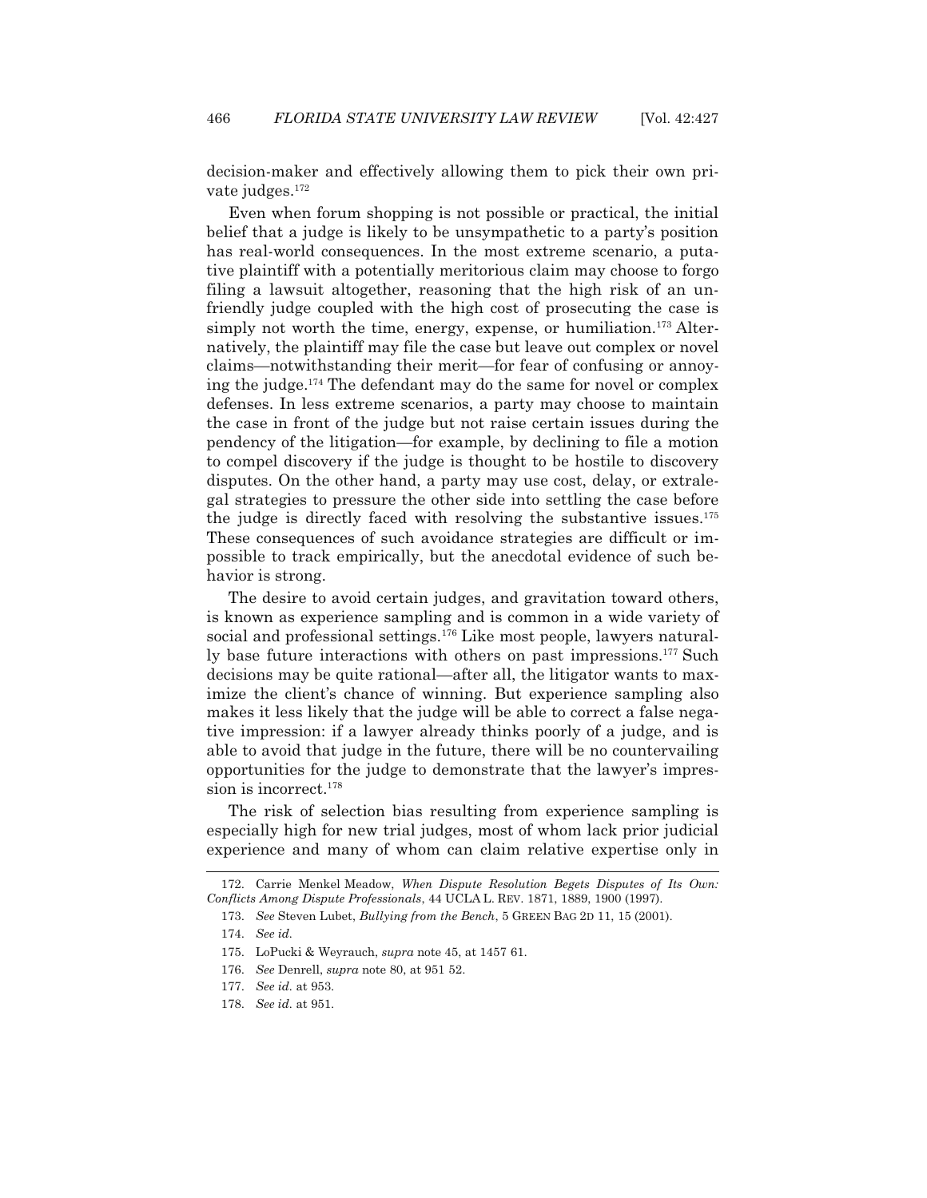decision-maker and effectively allowing them to pick their own private judges.[172]

Even when forum shopping is not possible or practical, the initial belief that a judge is likely to be unsympathetic to a party's position has real-world consequences. In the most extreme scenario, a putative plaintiff with a potentially meritorious claim may choose to forgo filing a lawsuit altogether, reasoning that the high risk of an unfriendly judge coupled with the high cost of prosecuting the case is simply not worth the time, energy, expense, or humiliation.[173] Alternatively, the plaintiff may file the case but leave out complex or novel claims—notwithstanding their merit—for fear of confusing or annoying the judge.[174] The defendant may do the same for novel or complex defenses. In less extreme scenarios, a party may choose to maintain the case in front of the judge but not raise certain issues during the pendency of the litigation—for example, by declining to file a motion to compel discovery if the judge is thought to be hostile to discovery disputes. On the other hand, a party may use cost, delay, or extralegal strategies to pressure the other side into settling the case before the judge is directly faced with resolving the substantive issues.[175] These consequences of such avoidance strategies are difficult or impossible to track empirically, but the anecdotal evidence of such behavior is strong.

The desire to avoid certain judges, and gravitation toward others, is known as experience sampling and is common in a wide variety of social and professional settings.[176] Like most people, lawyers naturally base future interactions with others on past impressions.[177] Such decisions may be quite rational—after all, the litigator wants to maximize the client's chance of winning. But experience sampling also makes it less likely that the judge will be able to correct a false negative impression: if a lawyer already thinks poorly of a judge, and is able to avoid that judge in the future, there will be no countervailing opportunities for the judge to demonstrate that the lawyer's impression is incorrect.[178]

The risk of selection bias resulting from experience sampling is especially high for new trial judges, most of whom lack prior judicial experience and many of whom can claim relative expertise only in

---

172. Carrie Menkel Meadow, *When Dispute Resolution Begets Disputes of Its Own: Conflicts Among Dispute Professionals*, 44 UCLA L. REV. 1871, 1889, 1900 (1997).

173. *See* Steven Lubet, *Bullying from the Bench*, 5 GREEN BAG 2D 11, 15 (2001).

174. *See id.*

175. LoPucki & Weyrauch, *supra* note 45, at 1457 61.

176. *See* Denrell, *supra* note 80, at 951 52.

177. *See id.* at 953.

178. *See id.* at 951.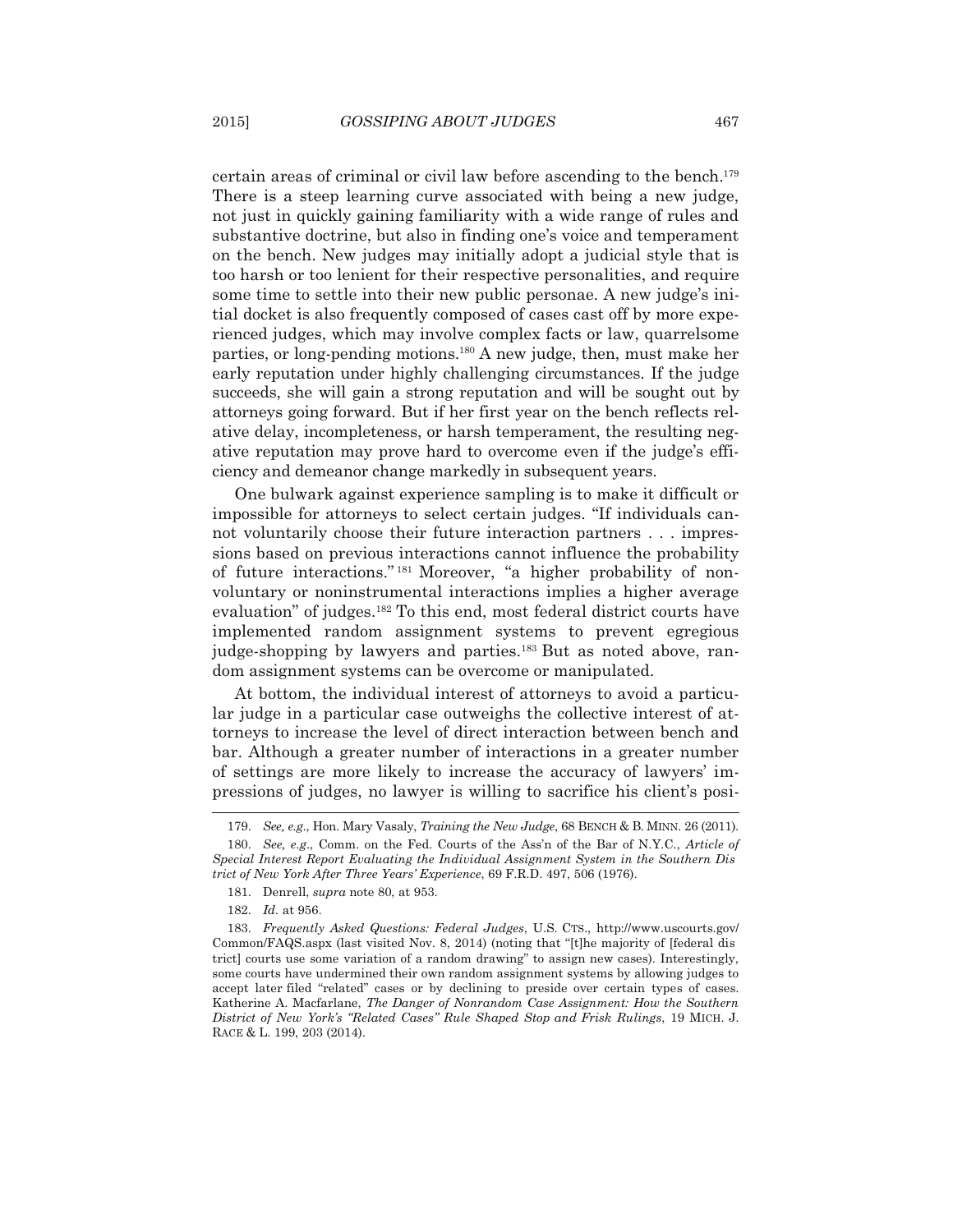certain areas of criminal or civil law before ascending to the bench.[179] There is a steep learning curve associated with being a new judge, not just in quickly gaining familiarity with a wide range of rules and substantive doctrine, but also in finding one's voice and temperament on the bench. New judges may initially adopt a judicial style that is too harsh or too lenient for their respective personalities, and require some time to settle into their new public personae. A new judge's initial docket is also frequently composed of cases cast off by more experienced judges, which may involve complex facts or law, quarrelsome parties, or long-pending motions.[180] A new judge, then, must make her early reputation under highly challenging circumstances. If the judge succeeds, she will gain a strong reputation and will be sought out by attorneys going forward. But if her first year on the bench reflects relative delay, incompleteness, or harsh temperament, the resulting negative reputation may prove hard to overcome even if the judge's efficiency and demeanor change markedly in subsequent years.

One bulwark against experience sampling is to make it difficult or impossible for attorneys to select certain judges. "If individuals cannot voluntarily choose their future interaction partners . . . impressions based on previous interactions cannot influence the probability of future interactions."[181] Moreover, "a higher probability of nonvoluntary or noninstrumental interactions implies a higher average evaluation" of judges.[182] To this end, most federal district courts have implemented random assignment systems to prevent egregious judge-shopping by lawyers and parties.[183] But as noted above, random assignment systems can be overcome or manipulated.

At bottom, the individual interest of attorneys to avoid a particular judge in a particular case outweighs the collective interest of attorneys to increase the level of direct interaction between bench and bar. Although a greater number of interactions in a greater number of settings are more likely to increase the accuracy of lawyers' impressions of judges, no lawyer is willing to sacrifice his client's posi-

---

179. *See, e.g.*, Hon. Mary Vasaly, *Training the New Judge*, 68 BENCH & B. MINN. 26 (2011).

180. *See, e.g.*, Comm. on the Fed. Courts of the Ass'n of the Bar of N.Y.C., *Article of Special Interest Report Evaluating the Individual Assignment System in the Southern District of New York After Three Years' Experience*, 69 F.R.D. 497, 506 (1976).

181. Denrell, *supra* note 80, at 953.

182. *Id.* at 956.

183. *Frequently Asked Questions: Federal Judges*, U.S. CTS., http://www.uscourts.gov/Common/FAQS.aspx (last visited Nov. 8, 2014) (noting that "[t]he majority of [federal district] courts use some variation of a random drawing" to assign new cases). Interestingly, some courts have undermined their own random assignment systems by allowing judges to accept later filed "related" cases or by declining to preside over certain types of cases. Katherine A. Macfarlane, *The Danger of Nonrandom Case Assignment: How the Southern District of New York's "Related Cases" Rule Shaped Stop and Frisk Rulings*, 19 MICH. J. RACE & L. 199, 203 (2014).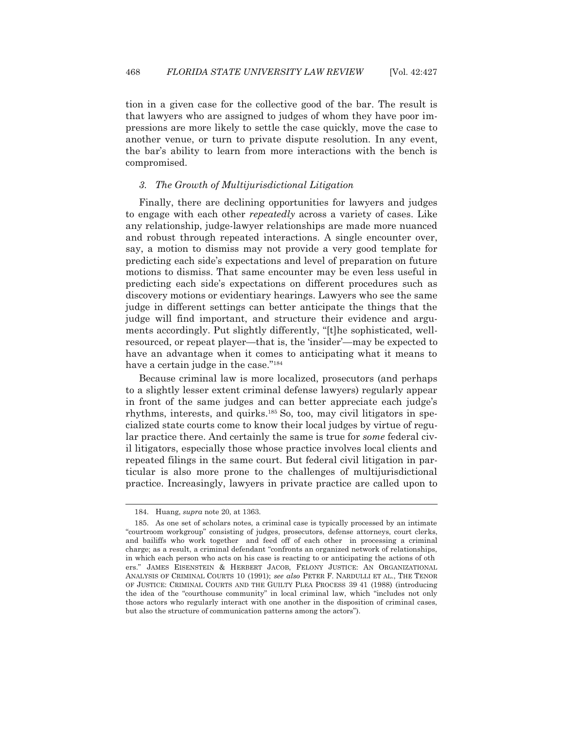tion in a given case for the collective good of the bar. The result is that lawyers who are assigned to judges of whom they have poor impressions are more likely to settle the case quickly, move the case to another venue, or turn to private dispute resolution. In any event, the bar's ability to learn from more interactions with the bench is compromised.

### *3. The Growth of Multijurisdictional Litigation*

Finally, there are declining opportunities for lawyers and judges to engage with each other *repeatedly* across a variety of cases. Like any relationship, judge-lawyer relationships are made more nuanced and robust through repeated interactions. A single encounter over, say, a motion to dismiss may not provide a very good template for predicting each side's expectations and level of preparation on future motions to dismiss. That same encounter may be even less useful in predicting each side's expectations on different procedures such as discovery motions or evidentiary hearings. Lawyers who see the same judge in different settings can better anticipate the things that the judge will find important, and structure their evidence and arguments accordingly. Put slightly differently, "[t]he sophisticated, well-resourced, or repeat player—that is, the 'insider'—may be expected to have an advantage when it comes to anticipating what it means to have a certain judge in the case."[184]

Because criminal law is more localized, prosecutors (and perhaps to a slightly lesser extent criminal defense lawyers) regularly appear in front of the same judges and can better appreciate each judge's rhythms, interests, and quirks.[185] So, too, may civil litigators in specialized state courts come to know their local judges by virtue of regular practice there. And certainly the same is true for *some* federal civil litigators, especially those whose practice involves local clients and repeated filings in the same court. But federal civil litigation in particular is also more prone to the challenges of multijurisdictional practice. Increasingly, lawyers in private practice are called upon to

---

184. Huang, *supra* note 20, at 1363.

185. As one set of scholars notes, a criminal case is typically processed by an intimate "courtroom workgroup" consisting of judges, prosecutors, defense attorneys, court clerks, and bailiffs who work together and feed off of each other in processing a criminal charge; as a result, a criminal defendant "confronts an organized network of relationships, in which each person who acts on his case is reacting to or anticipating the actions of others." JAMES EISENSTEIN & HERBERT JACOB, FELONY JUSTICE: AN ORGANIZATIONAL ANALYSIS OF CRIMINAL COURTS 10 (1991); *see also* PETER F. NARDULLI ET AL., THE TENOR OF JUSTICE: CRIMINAL COURTS AND THE GUILTY PLEA PROCESS 39 41 (1988) (introducing the idea of the "courthouse community" in local criminal law, which "includes not only those actors who regularly interact with one another in the disposition of criminal cases, but also the structure of communication patterns among the actors").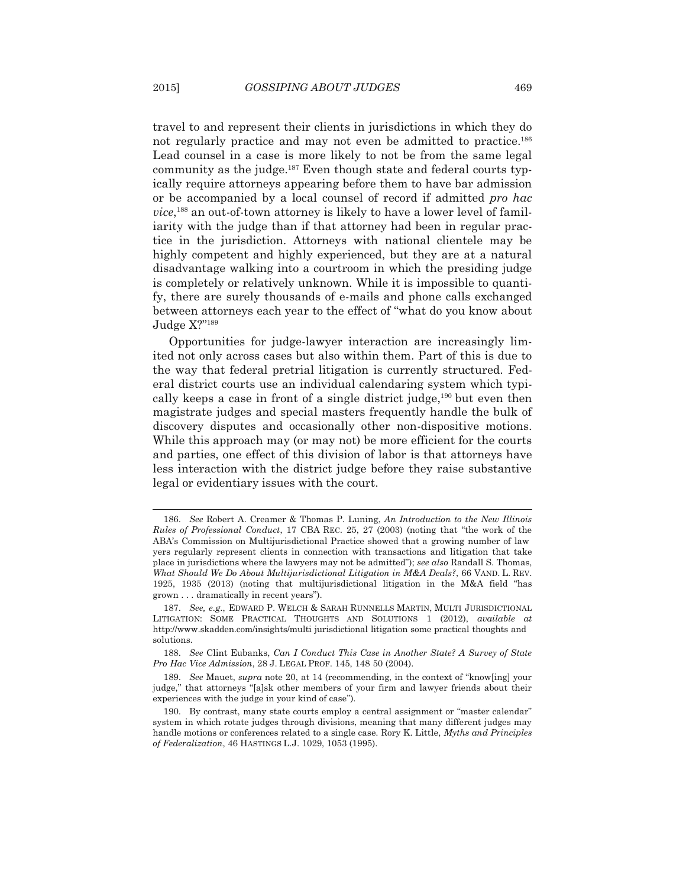travel to and represent their clients in jurisdictions in which they do not regularly practice and may not even be admitted to practice.[186] Lead counsel in a case is more likely to not be from the same legal community as the judge.[187] Even though state and federal courts typically require attorneys appearing before them to have bar admission or be accompanied by a local counsel of record if admitted *pro hac vice*,[188] an out-of-town attorney is likely to have a lower level of familiarity with the judge than if that attorney had been in regular practice in the jurisdiction. Attorneys with national clientele may be highly competent and highly experienced, but they are at a natural disadvantage walking into a courtroom in which the presiding judge is completely or relatively unknown. While it is impossible to quantify, there are surely thousands of e-mails and phone calls exchanged between attorneys each year to the effect of "what do you know about Judge X?"[189]

Opportunities for judge-lawyer interaction are increasingly limited not only across cases but also within them. Part of this is due to the way that federal pretrial litigation is currently structured. Federal district courts use an individual calendaring system which typically keeps a case in front of a single district judge,[190] but even then magistrate judges and special masters frequently handle the bulk of discovery disputes and occasionally other non-dispositive motions. While this approach may (or may not) be more efficient for the courts and parties, one effect of this division of labor is that attorneys have less interaction with the district judge before they raise substantive legal or evidentiary issues with the court.

---

186. *See* Robert A. Creamer & Thomas P. Luning, *An Introduction to the New Illinois Rules of Professional Conduct*, 17 CBA REC. 25, 27 (2003) (noting that "the work of the ABA's Commission on Multijurisdictional Practice showed that a growing number of law yers regularly represent clients in connection with transactions and litigation that take place in jurisdictions where the lawyers may not be admitted"); *see also* Randall S. Thomas, *What Should We Do About Multijurisdictional Litigation in M&A Deals?*, 66 VAND. L. REV. 1925, 1935 (2013) (noting that multijurisdictional litigation in the M&A field "has grown . . . dramatically in recent years").

187. *See, e.g.*, EDWARD P. WELCH & SARAH RUNNELLS MARTIN, MULTI JURISDICTIONAL LITIGATION: SOME PRACTICAL THOUGHTS AND SOLUTIONS 1 (2012), *available at* http://www.skadden.com/insights/multi jurisdictional litigation some practical thoughts and solutions.

188. *See* Clint Eubanks, *Can I Conduct This Case in Another State? A Survey of State Pro Hac Vice Admission*, 28 J. LEGAL PROF. 145, 148 50 (2004).

189. *See* Mauet, *supra* note 20, at 14 (recommending, in the context of "know[ing] your judge," that attorneys "[a]sk other members of your firm and lawyer friends about their experiences with the judge in your kind of case").

190. By contrast, many state courts employ a central assignment or "master calendar" system in which rotate judges through divisions, meaning that many different judges may handle motions or conferences related to a single case. Rory K. Little, *Myths and Principles of Federalization*, 46 HASTINGS L.J. 1029, 1053 (1995).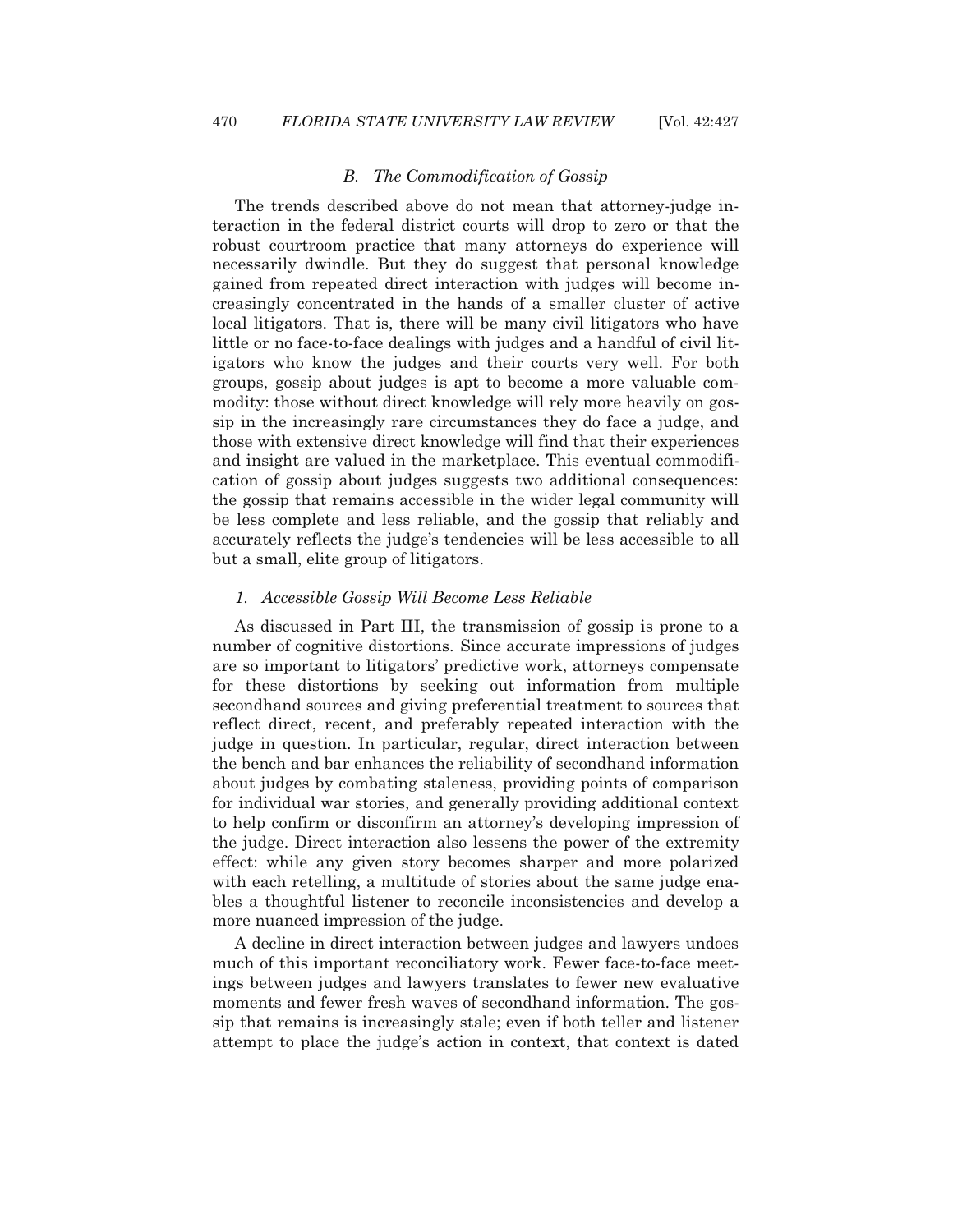### *B. The Commodification of Gossip*

The trends described above do not mean that attorney-judge interaction in the federal district courts will drop to zero or that the robust courtroom practice that many attorneys do experience will necessarily dwindle. But they do suggest that personal knowledge gained from repeated direct interaction with judges will become increasingly concentrated in the hands of a smaller cluster of active local litigators. That is, there will be many civil litigators who have little or no face-to-face dealings with judges and a handful of civil litigators who know the judges and their courts very well. For both groups, gossip about judges is apt to become a more valuable commodity: those without direct knowledge will rely more heavily on gossip in the increasingly rare circumstances they do face a judge, and those with extensive direct knowledge will find that their experiences and insight are valued in the marketplace. This eventual commodification of gossip about judges suggests two additional consequences: the gossip that remains accessible in the wider legal community will be less complete and less reliable, and the gossip that reliably and accurately reflects the judge's tendencies will be less accessible to all but a small, elite group of litigators.

#### *1. Accessible Gossip Will Become Less Reliable*

As discussed in Part III, the transmission of gossip is prone to a number of cognitive distortions. Since accurate impressions of judges are so important to litigators' predictive work, attorneys compensate for these distortions by seeking out information from multiple secondhand sources and giving preferential treatment to sources that reflect direct, recent, and preferably repeated interaction with the judge in question. In particular, regular, direct interaction between the bench and bar enhances the reliability of secondhand information about judges by combating staleness, providing points of comparison for individual war stories, and generally providing additional context to help confirm or disconfirm an attorney's developing impression of the judge. Direct interaction also lessens the power of the extremity effect: while any given story becomes sharper and more polarized with each retelling, a multitude of stories about the same judge enables a thoughtful listener to reconcile inconsistencies and develop a more nuanced impression of the judge.

A decline in direct interaction between judges and lawyers undoes much of this important reconciliatory work. Fewer face-to-face meetings between judges and lawyers translates to fewer new evaluative moments and fewer fresh waves of secondhand information. The gossip that remains is increasingly stale; even if both teller and listener attempt to place the judge's action in context, that context is dated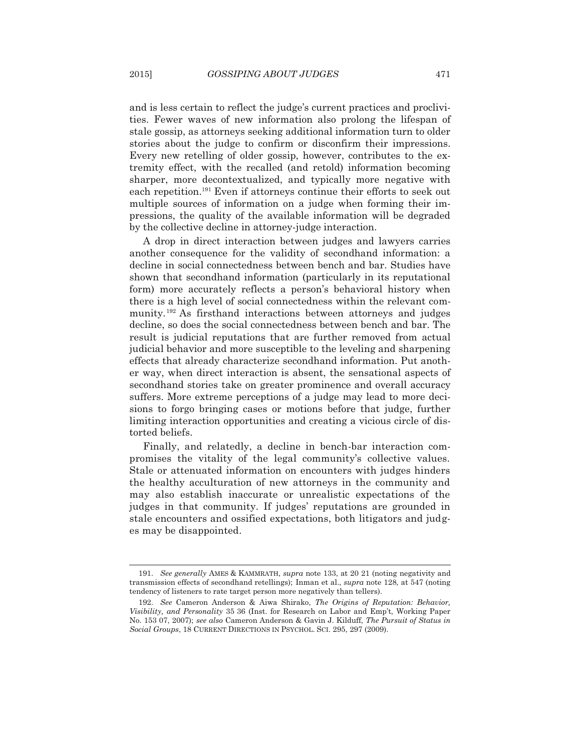and is less certain to reflect the judge's current practices and proclivities. Fewer waves of new information also prolong the lifespan of stale gossip, as attorneys seeking additional information turn to older stories about the judge to confirm or disconfirm their impressions. Every new retelling of older gossip, however, contributes to the extremity effect, with the recalled (and retold) information becoming sharper, more decontextualized, and typically more negative with each repetition.[191] Even if attorneys continue their efforts to seek out multiple sources of information on a judge when forming their impressions, the quality of the available information will be degraded by the collective decline in attorney-judge interaction.

A drop in direct interaction between judges and lawyers carries another consequence for the validity of secondhand information: a decline in social connectedness between bench and bar. Studies have shown that secondhand information (particularly in its reputational form) more accurately reflects a person's behavioral history when there is a high level of social connectedness within the relevant community.[192] As firsthand interactions between attorneys and judges decline, so does the social connectedness between bench and bar. The result is judicial reputations that are further removed from actual judicial behavior and more susceptible to the leveling and sharpening effects that already characterize secondhand information. Put another way, when direct interaction is absent, the sensational aspects of secondhand stories take on greater prominence and overall accuracy suffers. More extreme perceptions of a judge may lead to more decisions to forgo bringing cases or motions before that judge, further limiting interaction opportunities and creating a vicious circle of distorted beliefs.

Finally, and relatedly, a decline in bench-bar interaction compromises the vitality of the legal community's collective values. Stale or attenuated information on encounters with judges hinders the healthy acculturation of new attorneys in the community and may also establish inaccurate or unrealistic expectations of the judges in that community. If judges' reputations are grounded in stale encounters and ossified expectations, both litigators and judges may be disappointed.

---

191. *See generally* AMES & KAMMRATH, *supra* note 133, at 20 21 (noting negativity and transmission effects of secondhand retellings); Inman et al., *supra* note 128, at 547 (noting tendency of listeners to rate target person more negatively than tellers).

192. *See* Cameron Anderson & Aiwa Shirako, *The Origins of Reputation: Behavior, Visibility, and Personality* 35 36 (Inst. for Research on Labor and Emp't, Working Paper No. 153 07, 2007); *see also* Cameron Anderson & Gavin J. Kilduff, *The Pursuit of Status in Social Groups*, 18 CURRENT DIRECTIONS IN PSYCHOL. SCI. 295, 297 (2009).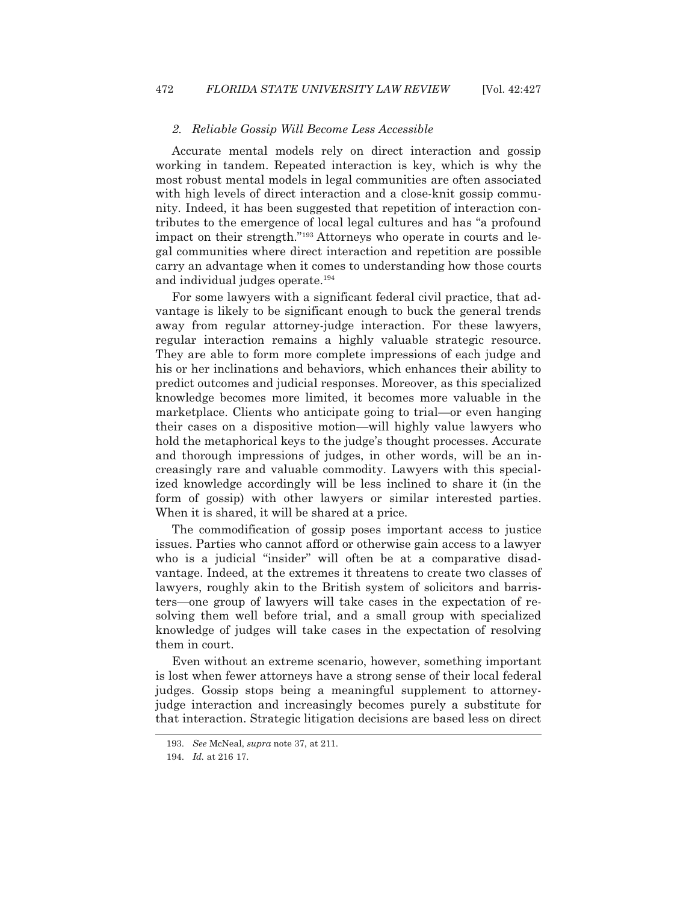### *2. Reliable Gossip Will Become Less Accessible*

Accurate mental models rely on direct interaction and gossip working in tandem. Repeated interaction is key, which is why the most robust mental models in legal communities are often associated with high levels of direct interaction and a close-knit gossip community. Indeed, it has been suggested that repetition of interaction contributes to the emergence of local legal cultures and has "a profound impact on their strength."[193] Attorneys who operate in courts and legal communities where direct interaction and repetition are possible carry an advantage when it comes to understanding how those courts and individual judges operate.[194]

For some lawyers with a significant federal civil practice, that advantage is likely to be significant enough to buck the general trends away from regular attorney-judge interaction. For these lawyers, regular interaction remains a highly valuable strategic resource. They are able to form more complete impressions of each judge and his or her inclinations and behaviors, which enhances their ability to predict outcomes and judicial responses. Moreover, as this specialized knowledge becomes more limited, it becomes more valuable in the marketplace. Clients who anticipate going to trial—or even hanging their cases on a dispositive motion—will highly value lawyers who hold the metaphorical keys to the judge's thought processes. Accurate and thorough impressions of judges, in other words, will be an increasingly rare and valuable commodity. Lawyers with this specialized knowledge accordingly will be less inclined to share it (in the form of gossip) with other lawyers or similar interested parties. When it is shared, it will be shared at a price.

The commodification of gossip poses important access to justice issues. Parties who cannot afford or otherwise gain access to a lawyer who is a judicial "insider" will often be at a comparative disadvantage. Indeed, at the extremes it threatens to create two classes of lawyers, roughly akin to the British system of solicitors and barristers—one group of lawyers will take cases in the expectation of resolving them well before trial, and a small group with specialized knowledge of judges will take cases in the expectation of resolving them in court.

Even without an extreme scenario, however, something important is lost when fewer attorneys have a strong sense of their local federal judges. Gossip stops being a meaningful supplement to attorney-judge interaction and increasingly becomes purely a substitute for that interaction. Strategic litigation decisions are based less on direct

---

193. *See* McNeal, *supra* note 37, at 211.

194. *Id.* at 216 17.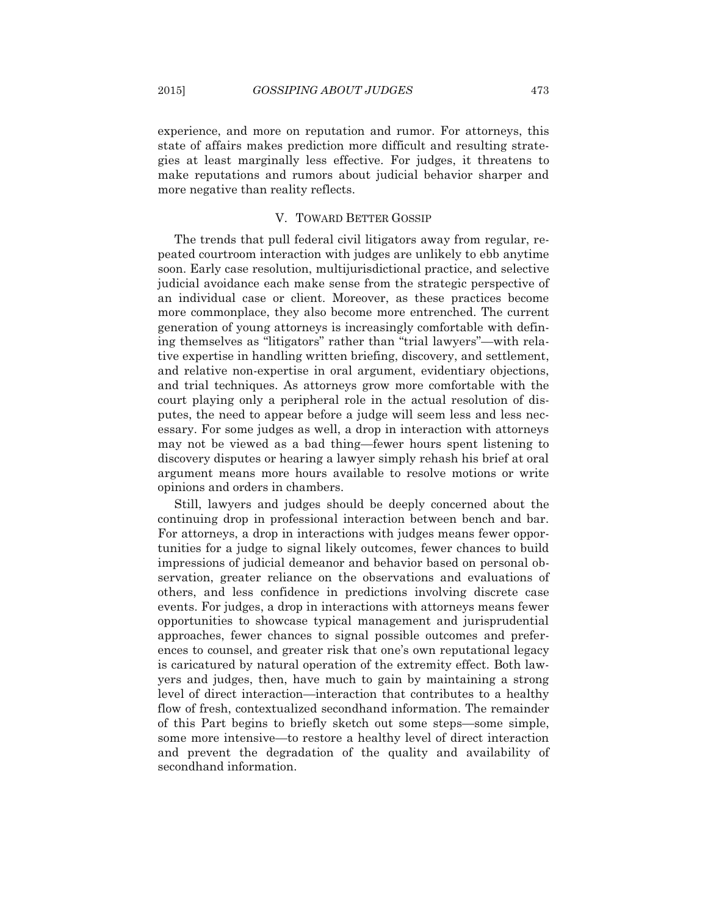experience, and more on reputation and rumor. For attorneys, this state of affairs makes prediction more difficult and resulting strategies at least marginally less effective. For judges, it threatens to make reputations and rumors about judicial behavior sharper and more negative than reality reflects.

## V. TOWARD BETTER GOSSIP

The trends that pull federal civil litigators away from regular, repeated courtroom interaction with judges are unlikely to ebb anytime soon. Early case resolution, multijurisdictional practice, and selective judicial avoidance each make sense from the strategic perspective of an individual case or client. Moreover, as these practices become more commonplace, they also become more entrenched. The current generation of young attorneys is increasingly comfortable with defining themselves as "litigators" rather than "trial lawyers"—with relative expertise in handling written briefing, discovery, and settlement, and relative non-expertise in oral argument, evidentiary objections, and trial techniques. As attorneys grow more comfortable with the court playing only a peripheral role in the actual resolution of disputes, the need to appear before a judge will seem less and less necessary. For some judges as well, a drop in interaction with attorneys may not be viewed as a bad thing—fewer hours spent listening to discovery disputes or hearing a lawyer simply rehash his brief at oral argument means more hours available to resolve motions or write opinions and orders in chambers.

Still, lawyers and judges should be deeply concerned about the continuing drop in professional interaction between bench and bar. For attorneys, a drop in interactions with judges means fewer opportunities for a judge to signal likely outcomes, fewer chances to build impressions of judicial demeanor and behavior based on personal observation, greater reliance on the observations and evaluations of others, and less confidence in predictions involving discrete case events. For judges, a drop in interactions with attorneys means fewer opportunities to showcase typical management and jurisprudential approaches, fewer chances to signal possible outcomes and preferences to counsel, and greater risk that one's own reputational legacy is caricatured by natural operation of the extremity effect. Both lawyers and judges, then, have much to gain by maintaining a strong level of direct interaction—interaction that contributes to a healthy flow of fresh, contextualized secondhand information. The remainder of this Part begins to briefly sketch out some steps—some simple, some more intensive—to restore a healthy level of direct interaction and prevent the degradation of the quality and availability of secondhand information.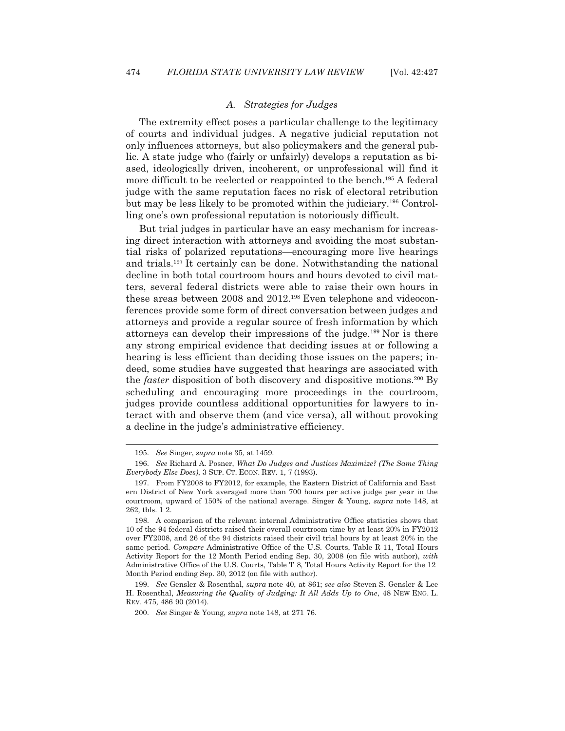### *A. Strategies for Judges*

The extremity effect poses a particular challenge to the legitimacy of courts and individual judges. A negative judicial reputation not only influences attorneys, but also policymakers and the general public. A state judge who (fairly or unfairly) develops a reputation as biased, ideologically driven, incoherent, or unprofessional will find it more difficult to be reelected or reappointed to the bench.[195] A federal judge with the same reputation faces no risk of electoral retribution but may be less likely to be promoted within the judiciary.[196] Controlling one's own professional reputation is notoriously difficult.

But trial judges in particular have an easy mechanism for increasing direct interaction with attorneys and avoiding the most substantial risks of polarized reputations—encouraging more live hearings and trials.[197] It certainly can be done. Notwithstanding the national decline in both total courtroom hours and hours devoted to civil matters, several federal districts were able to raise their own hours in these areas between 2008 and 2012.[198] Even telephone and videoconferences provide some form of direct conversation between judges and attorneys and provide a regular source of fresh information by which attorneys can develop their impressions of the judge.[199] Nor is there any strong empirical evidence that deciding issues at or following a hearing is less efficient than deciding those issues on the papers; indeed, some studies have suggested that hearings are associated with the *faster* disposition of both discovery and dispositive motions.[200] By scheduling and encouraging more proceedings in the courtroom, judges provide countless additional opportunities for lawyers to interact with and observe them (and vice versa), all without provoking a decline in the judge's administrative efficiency.

---

195. *See* Singer, *supra* note 35, at 1459.

196. *See* Richard A. Posner, *What Do Judges and Justices Maximize? (The Same Thing Everybody Else Does)*, 3 SUP. CT. ECON. REV. 1, 7 (1993).

197. From FY2008 to FY2012, for example, the Eastern District of California and Eastern District of New York averaged more than 700 hours per active judge per year in the courtroom, upward of 150% of the national average. Singer & Young, *supra* note 148, at 262, tbls. 1 2.

198. A comparison of the relevant internal Administrative Office statistics shows that 10 of the 94 federal districts raised their overall courtroom time by at least 20% in FY2012 over FY2008, and 26 of the 94 districts raised their civil trial hours by at least 20% in the same period. *Compare* Administrative Office of the U.S. Courts, Table R 11, Total Hours Activity Report for the 12 Month Period ending Sep. 30, 2008 (on file with author), *with* Administrative Office of the U.S. Courts, Table T 8, Total Hours Activity Report for the 12 Month Period ending Sep. 30, 2012 (on file with author).

199. *See* Gensler & Rosenthal, *supra* note 40, at 861; *see also* Steven S. Gensler & Lee H. Rosenthal, *Measuring the Quality of Judging: It All Adds Up to One*, 48 NEW ENG. L. REV. 475, 486 90 (2014).

200. *See* Singer & Young, *supra* note 148, at 271 76.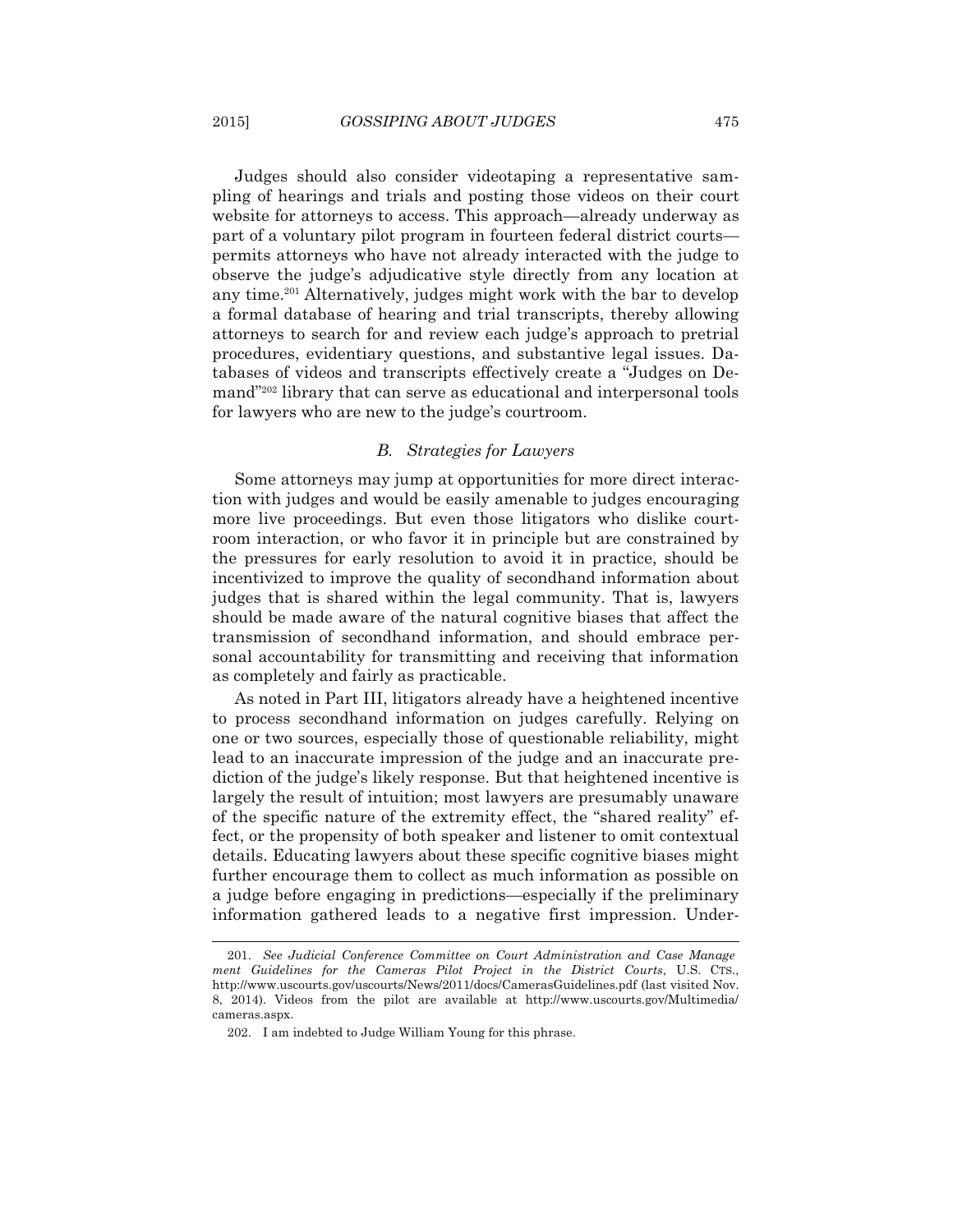Judges should also consider videotaping a representative sampling of hearings and trials and posting those videos on their court website for attorneys to access. This approach—already underway as part of a voluntary pilot program in fourteen federal district courts—permits attorneys who have not already interacted with the judge to observe the judge's adjudicative style directly from any location at any time.[201] Alternatively, judges might work with the bar to develop a formal database of hearing and trial transcripts, thereby allowing attorneys to search for and review each judge's approach to pretrial procedures, evidentiary questions, and substantive legal issues. Databases of videos and transcripts effectively create a "Judges on Demand"[202] library that can serve as educational and interpersonal tools for lawyers who are new to the judge's courtroom.

### *B. Strategies for Lawyers*

Some attorneys may jump at opportunities for more direct interaction with judges and would be easily amenable to judges encouraging more live proceedings. But even those litigators who dislike courtroom interaction, or who favor it in principle but are constrained by the pressures for early resolution to avoid it in practice, should be incentivized to improve the quality of secondhand information about judges that is shared within the legal community. That is, lawyers should be made aware of the natural cognitive biases that affect the transmission of secondhand information, and should embrace personal accountability for transmitting and receiving that information as completely and fairly as practicable.

As noted in Part III, litigators already have a heightened incentive to process secondhand information on judges carefully. Relying on one or two sources, especially those of questionable reliability, might lead to an inaccurate impression of the judge and an inaccurate prediction of the judge's likely response. But that heightened incentive is largely the result of intuition; most lawyers are presumably unaware of the specific nature of the extremity effect, the "shared reality" effect, or the propensity of both speaker and listener to omit contextual details. Educating lawyers about these specific cognitive biases might further encourage them to collect as much information as possible on a judge before engaging in predictions—especially if the preliminary information gathered leads to a negative first impression. Under-

---

201. *See Judicial Conference Committee on Court Administration and Case Management Guidelines for the Cameras Pilot Project in the District Courts*, U.S. CTS., http://www.uscourts.gov/uscourts/News/2011/docs/CamerasGuidelines.pdf (last visited Nov. 8, 2014). Videos from the pilot are available at http://www.uscourts.gov/Multimedia/cameras.aspx.

202. I am indebted to Judge William Young for this phrase.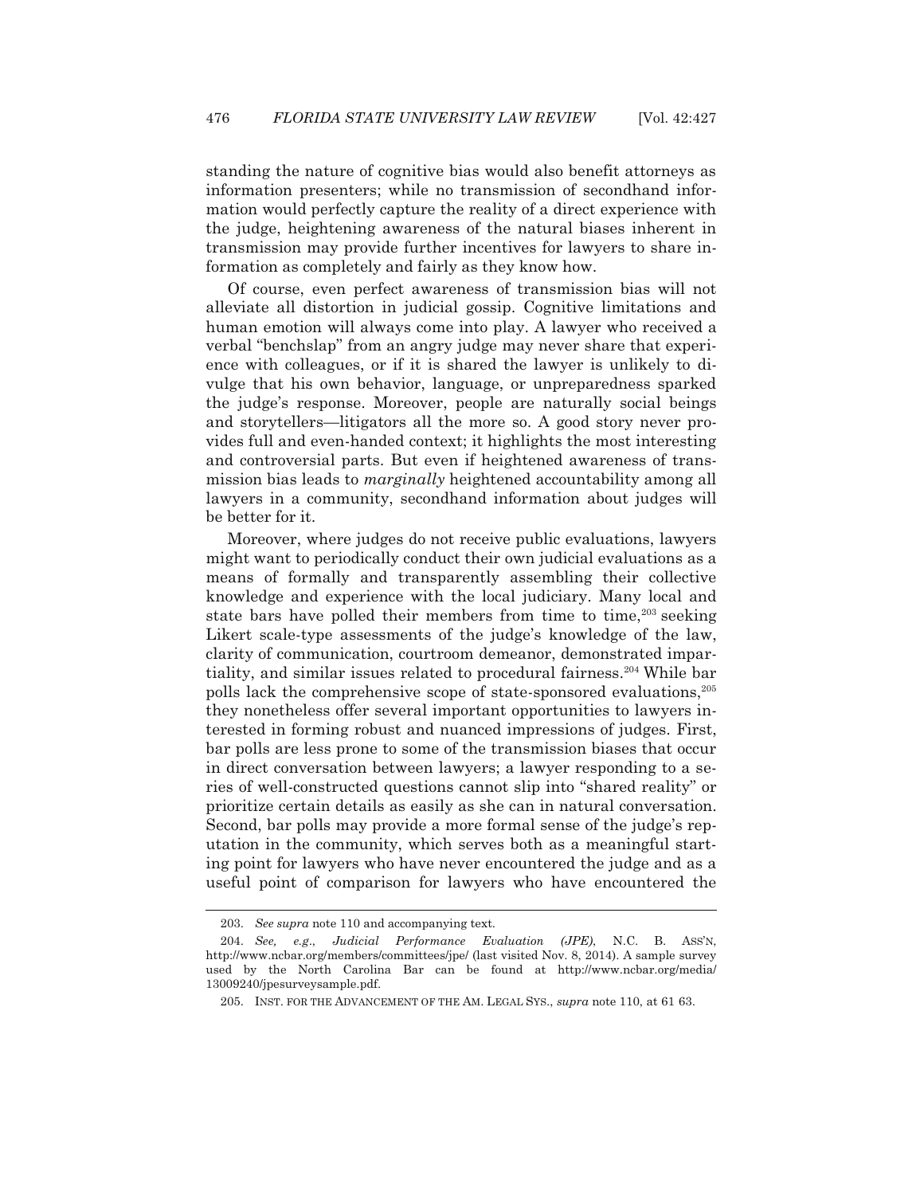standing the nature of cognitive bias would also benefit attorneys as information presenters; while no transmission of secondhand information would perfectly capture the reality of a direct experience with the judge, heightening awareness of the natural biases inherent in transmission may provide further incentives for lawyers to share information as completely and fairly as they know how.

Of course, even perfect awareness of transmission bias will not alleviate all distortion in judicial gossip. Cognitive limitations and human emotion will always come into play. A lawyer who received a verbal "benchslap" from an angry judge may never share that experience with colleagues, or if it is shared the lawyer is unlikely to divulge that his own behavior, language, or unpreparedness sparked the judge's response. Moreover, people are naturally social beings and storytellers—litigators all the more so. A good story never provides full and even-handed context; it highlights the most interesting and controversial parts. But even if heightened awareness of transmission bias leads to *marginally* heightened accountability among all lawyers in a community, secondhand information about judges will be better for it.

Moreover, where judges do not receive public evaluations, lawyers might want to periodically conduct their own judicial evaluations as a means of formally and transparently assembling their collective knowledge and experience with the local judiciary. Many local and state bars have polled their members from time to time,[203] seeking Likert scale-type assessments of the judge's knowledge of the law, clarity of communication, courtroom demeanor, demonstrated impartiality, and similar issues related to procedural fairness.[204] While bar polls lack the comprehensive scope of state-sponsored evaluations,[205] they nonetheless offer several important opportunities to lawyers interested in forming robust and nuanced impressions of judges. First, bar polls are less prone to some of the transmission biases that occur in direct conversation between lawyers; a lawyer responding to a series of well-constructed questions cannot slip into "shared reality" or prioritize certain details as easily as she can in natural conversation. Second, bar polls may provide a more formal sense of the judge's reputation in the community, which serves both as a meaningful starting point for lawyers who have never encountered the judge and as a useful point of comparison for lawyers who have encountered the

---

203. *See supra* note 110 and accompanying text.

204. *See, e.g.*, *Judicial Performance Evaluation (JPE)*, N.C. B. ASS'N, http://www.ncbar.org/members/committees/jpe/ (last visited Nov. 8, 2014). A sample survey used by the North Carolina Bar can be found at http://www.ncbar.org/media/13009240/jpesurveysample.pdf.

205. INST. FOR THE ADVANCEMENT OF THE AM. LEGAL SYS., *supra* note 110, at 61 63.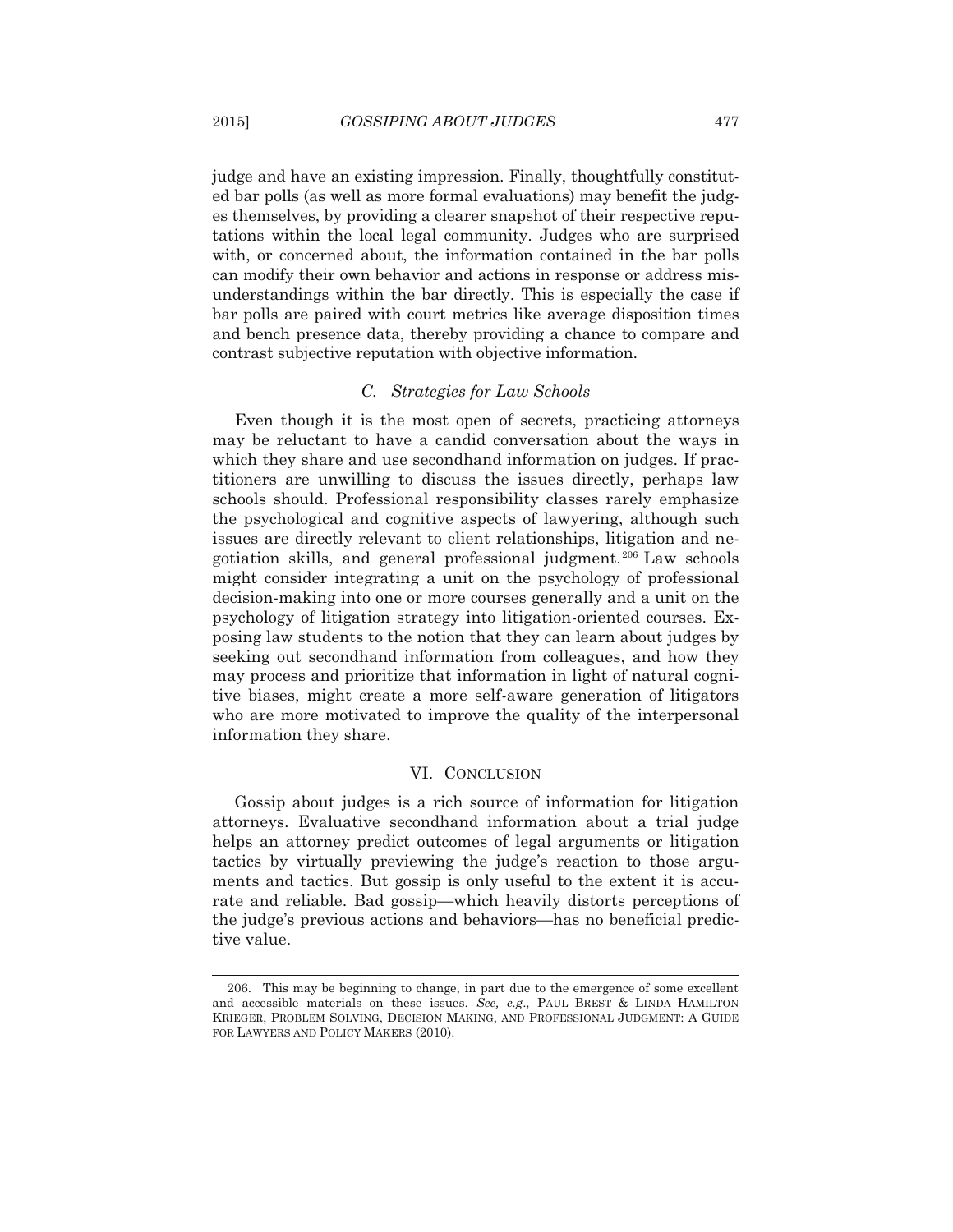judge and have an existing impression. Finally, thoughtfully constituted bar polls (as well as more formal evaluations) may benefit the judges themselves, by providing a clearer snapshot of their respective reputations within the local legal community. Judges who are surprised with, or concerned about, the information contained in the bar polls can modify their own behavior and actions in response or address misunderstandings within the bar directly. This is especially the case if bar polls are paired with court metrics like average disposition times and bench presence data, thereby providing a chance to compare and contrast subjective reputation with objective information.

### *C. Strategies for Law Schools*

Even though it is the most open of secrets, practicing attorneys may be reluctant to have a candid conversation about the ways in which they share and use secondhand information on judges. If practitioners are unwilling to discuss the issues directly, perhaps law schools should. Professional responsibility classes rarely emphasize the psychological and cognitive aspects of lawyering, although such issues are directly relevant to client relationships, litigation and negotiation skills, and general professional judgment.[206] Law schools might consider integrating a unit on the psychology of professional decision-making into one or more courses generally and a unit on the psychology of litigation strategy into litigation-oriented courses. Exposing law students to the notion that they can learn about judges by seeking out secondhand information from colleagues, and how they may process and prioritize that information in light of natural cognitive biases, might create a more self-aware generation of litigators who are more motivated to improve the quality of the interpersonal information they share.

## VI. CONCLUSION

Gossip about judges is a rich source of information for litigation attorneys. Evaluative secondhand information about a trial judge helps an attorney predict outcomes of legal arguments or litigation tactics by virtually previewing the judge's reaction to those arguments and tactics. But gossip is only useful to the extent it is accurate and reliable. Bad gossip—which heavily distorts perceptions of the judge's previous actions and behaviors—has no beneficial predictive value.

---

206. This may be beginning to change, in part due to the emergence of some excellent and accessible materials on these issues. *See, e.g.*, PAUL BREST & LINDA HAMILTON KRIEGER, PROBLEM SOLVING, DECISION MAKING, AND PROFESSIONAL JUDGMENT: A GUIDE FOR LAWYERS AND POLICY MAKERS (2010).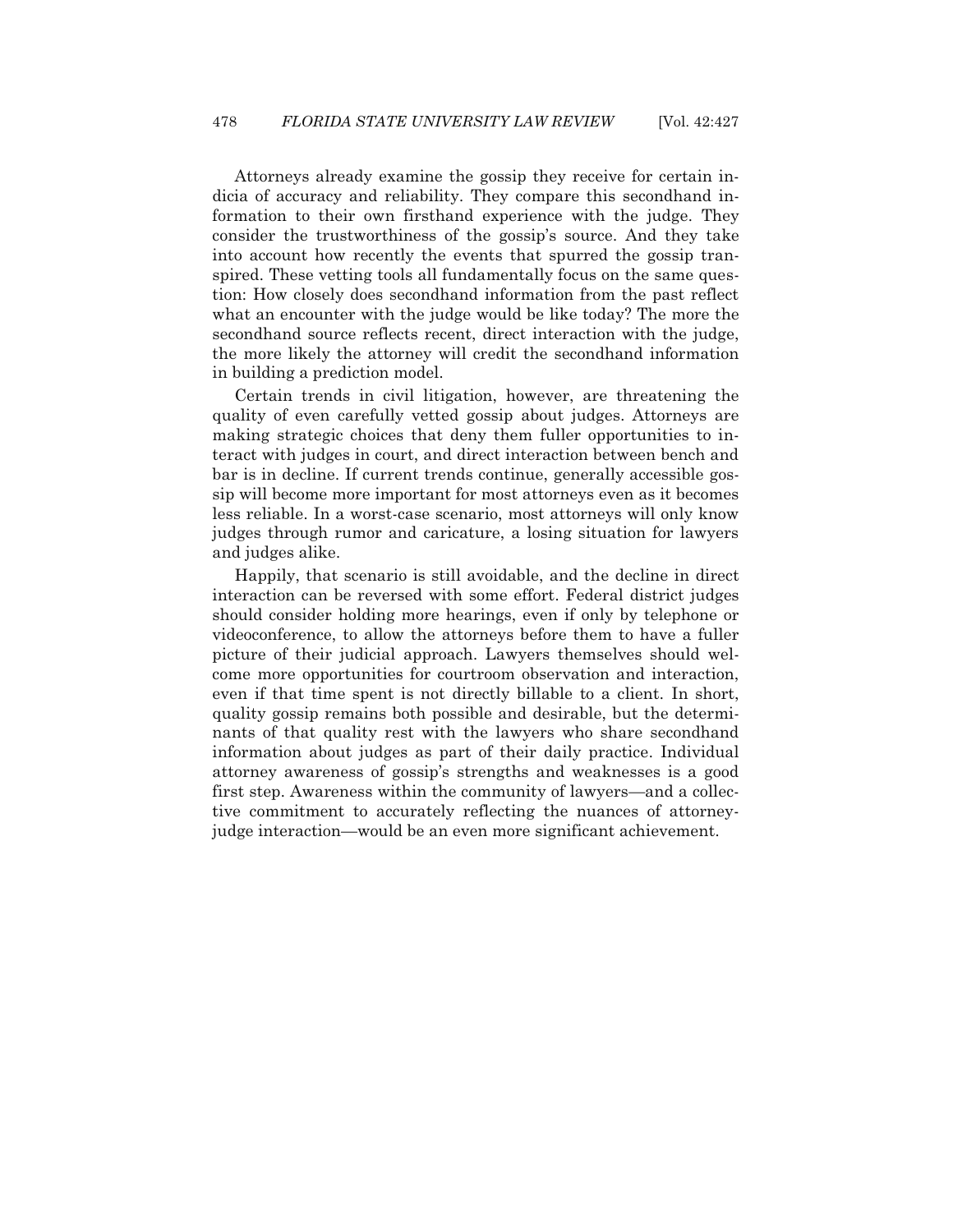Attorneys already examine the gossip they receive for certain indicia of accuracy and reliability. They compare this secondhand information to their own firsthand experience with the judge. They consider the trustworthiness of the gossip's source. And they take into account how recently the events that spurred the gossip transpired. These vetting tools all fundamentally focus on the same question: How closely does secondhand information from the past reflect what an encounter with the judge would be like today? The more the secondhand source reflects recent, direct interaction with the judge, the more likely the attorney will credit the secondhand information in building a prediction model.

Certain trends in civil litigation, however, are threatening the quality of even carefully vetted gossip about judges. Attorneys are making strategic choices that deny them fuller opportunities to interact with judges in court, and direct interaction between bench and bar is in decline. If current trends continue, generally accessible gossip will become more important for most attorneys even as it becomes less reliable. In a worst-case scenario, most attorneys will only know judges through rumor and caricature, a losing situation for lawyers and judges alike.

Happily, that scenario is still avoidable, and the decline in direct interaction can be reversed with some effort. Federal district judges should consider holding more hearings, even if only by telephone or videoconference, to allow the attorneys before them to have a fuller picture of their judicial approach. Lawyers themselves should welcome more opportunities for courtroom observation and interaction, even if that time spent is not directly billable to a client. In short, quality gossip remains both possible and desirable, but the determinants of that quality rest with the lawyers who share secondhand information about judges as part of their daily practice. Individual attorney awareness of gossip's strengths and weaknesses is a good first step. Awareness within the community of lawyers—and a collective commitment to accurately reflecting the nuances of attorney-judge interaction—would be an even more significant achievement.